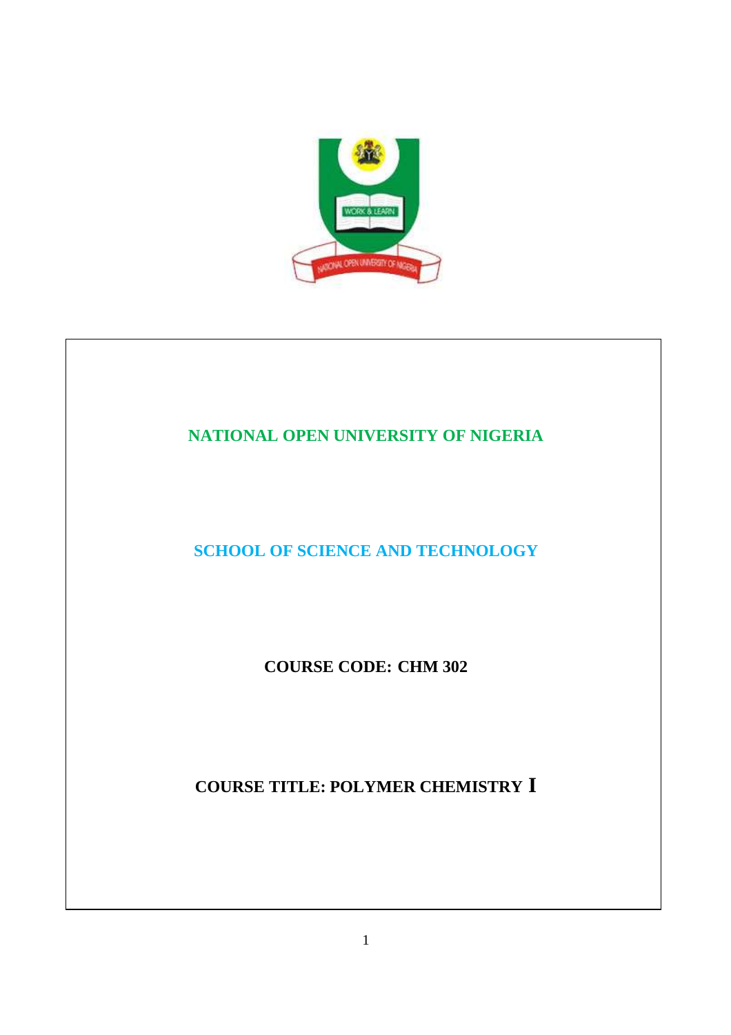# NATIONAL OPEN UNIVERSITY OF NIGERIA

## SCHOOL OF SCIENCE AND TECHNOLOGY

**COURSE CODE: CHM 302**

**COURSE TITLE: POLYMER CHEMISTRY I**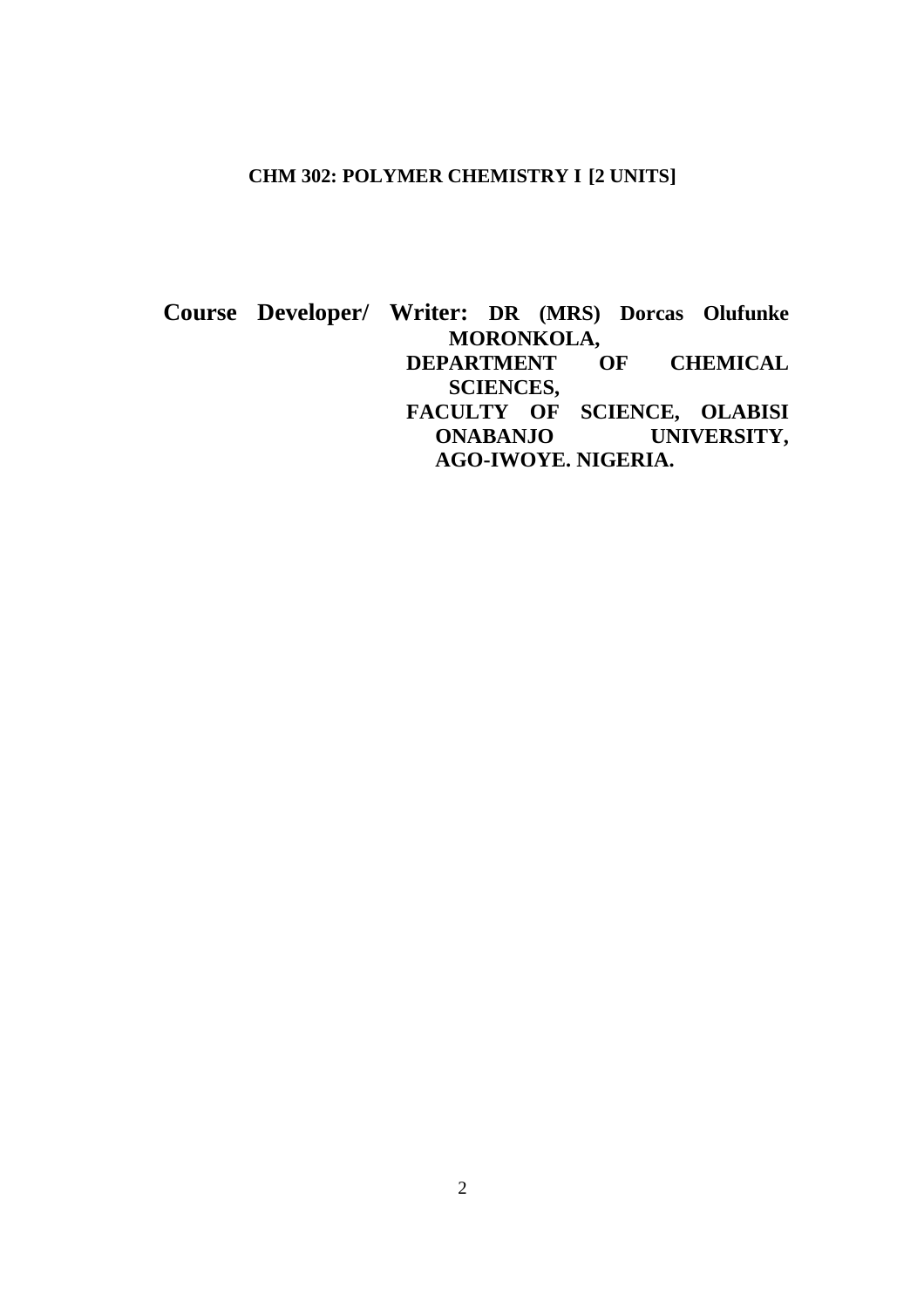**CHM 302: POLYMER CHEMISTRY I [2 UNITS]**

**Course Developer/ Writer: DR (MRS) Dorcas Olufunke MORONKOLA,**
**DEPARTMENT OF CHEMICAL SCIENCES,**
**FACULTY OF SCIENCE, OLABISI ONABANJO UNIVERSITY, AGO-IWOYE. NIGERIA.**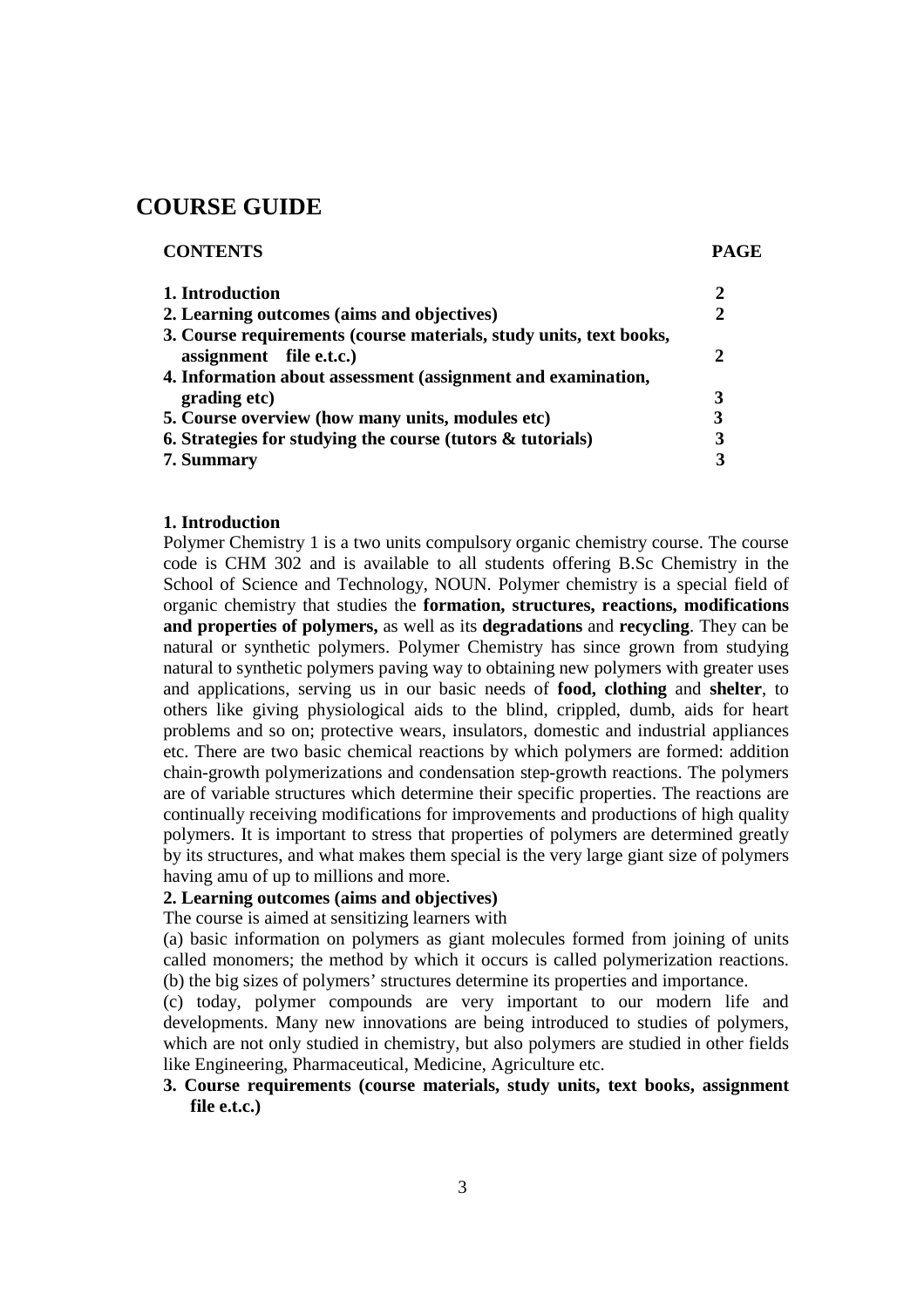# COURSE GUIDE

| CONTENTS | PAGE |
|---|---|
| **1. Introduction** | **2** |
| **2. Learning outcomes (aims and objectives)** | **2** |
| **3. Course requirements (course materials, study units, text books, assignment file e.t.c.)** | **2** |
| **4. Information about assessment (assignment and examination, grading etc)** | **3** |
| **5. Course overview (how many units, modules etc)** | **3** |
| **6. Strategies for studying the course (tutors & tutorials)** | **3** |
| **7. Summary** | **3** |

**1. Introduction**

Polymer Chemistry 1 is a two units compulsory organic chemistry course. The course code is CHM 302 and is available to all students offering B.Sc Chemistry in the School of Science and Technology, NOUN. Polymer chemistry is a special field of organic chemistry that studies the **formation, structures, reactions, modifications and properties of polymers,** as well as its **degradations** and **recycling**. They can be natural or synthetic polymers. Polymer Chemistry has since grown from studying natural to synthetic polymers paving way to obtaining new polymers with greater uses and applications, serving us in our basic needs of **food, clothing** and **shelter**, to others like giving physiological aids to the blind, crippled, dumb, aids for heart problems and so on; protective wears, insulators, domestic and industrial appliances etc. There are two basic chemical reactions by which polymers are formed: addition chain-growth polymerizations and condensation step-growth reactions. The polymers are of variable structures which determine their specific properties. The reactions are continually receiving modifications for improvements and productions of high quality polymers. It is important to stress that properties of polymers are determined greatly by its structures, and what makes them special is the very large giant size of polymers having amu of up to millions and more.

**2. Learning outcomes (aims and objectives)**

The course is aimed at sensitizing learners with

(a) basic information on polymers as giant molecules formed from joining of units called monomers; the method by which it occurs is called polymerization reactions.

(b) the big sizes of polymers' structures determine its properties and importance.

(c) today, polymer compounds are very important to our modern life and developments. Many new innovations are being introduced to studies of polymers, which are not only studied in chemistry, but also polymers are studied in other fields like Engineering, Pharmaceutical, Medicine, Agriculture etc.

**3. Course requirements (course materials, study units, text books, assignment file e.t.c.)**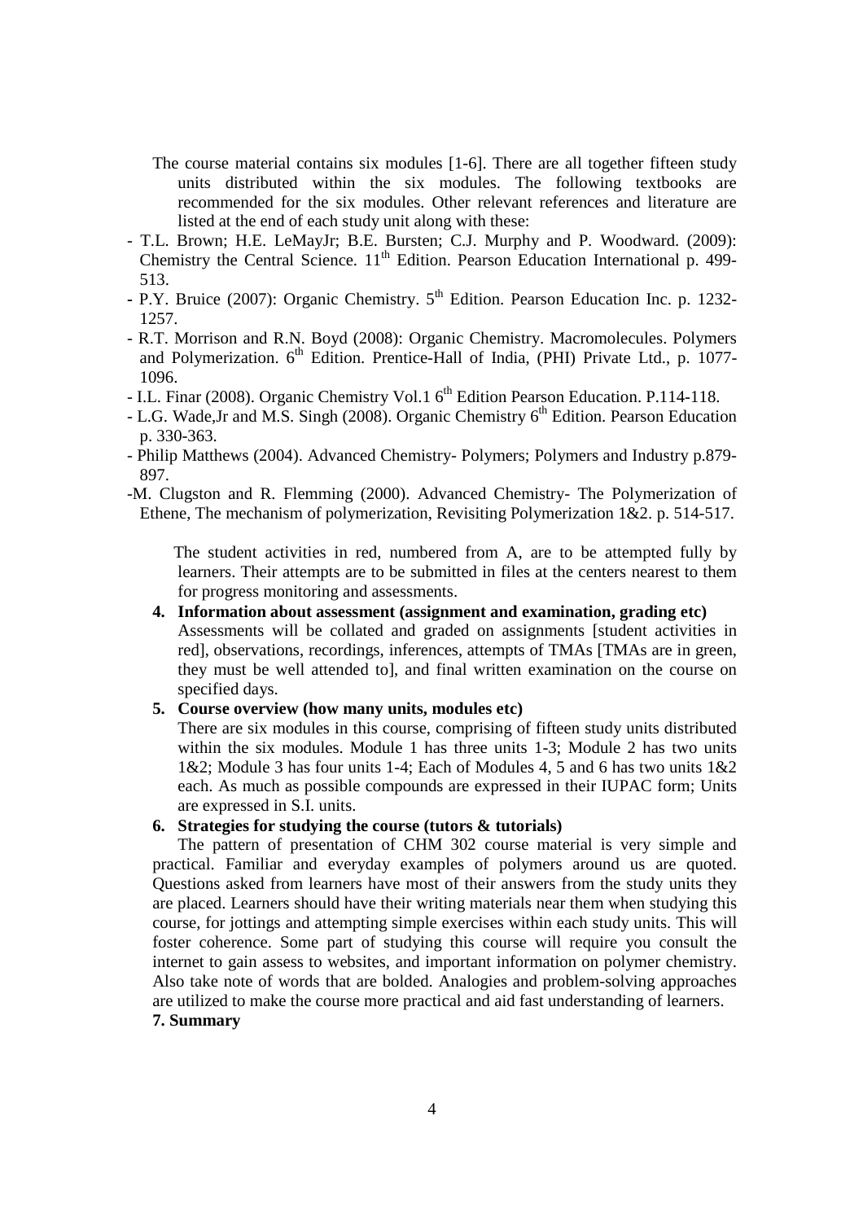The course material contains six modules [1-6]. There are all together fifteen study units distributed within the six modules. The following textbooks are recommended for the six modules. Other relevant references and literature are listed at the end of each study unit along with these:

- T.L. Brown; H.E. LeMayJr; B.E. Bursten; C.J. Murphy and P. Woodward. (2009): Chemistry the Central Science. $11^{th}$ Edition. Pearson Education International p. 499-513.
- P.Y. Bruice (2007): Organic Chemistry. $5^{th}$ Edition. Pearson Education Inc. p. 1232-1257.
- R.T. Morrison and R.N. Boyd (2008): Organic Chemistry. Macromolecules. Polymers and Polymerization. $6^{th}$ Edition. Prentice-Hall of India, (PHI) Private Ltd., p. 1077-1096.
- I.L. Finar (2008). Organic Chemistry Vol.1 $6^{th}$ Edition Pearson Education. P.114-118.
- L.G. Wade,Jr and M.S. Singh (2008). Organic Chemistry $6^{th}$ Edition. Pearson Education p. 330-363.
- Philip Matthews (2004). Advanced Chemistry- Polymers; Polymers and Industry p.879-897.
- M. Clugston and R. Flemming (2000). Advanced Chemistry- The Polymerization of Ethene, The mechanism of polymerization, Revisiting Polymerization 1&2. p. 514-517.

The student activities in red, numbered from A, are to be attempted fully by learners. Their attempts are to be submitted in files at the centers nearest to them for progress monitoring and assessments.

**4. Information about assessment (assignment and examination, grading etc)**

Assessments will be collated and graded on assignments [student activities in red], observations, recordings, inferences, attempts of TMAs [TMAs are in green, they must be well attended to], and final written examination on the course on specified days.

**5. Course overview (how many units, modules etc)**

There are six modules in this course, comprising of fifteen study units distributed within the six modules. Module 1 has three units 1-3; Module 2 has two units 1&2; Module 3 has four units 1-4; Each of Modules 4, 5 and 6 has two units 1&2 each. As much as possible compounds are expressed in their IUPAC form; Units are expressed in S.I. units.

**6. Strategies for studying the course (tutors & tutorials)**

The pattern of presentation of CHM 302 course material is very simple and practical. Familiar and everyday examples of polymers around us are quoted. Questions asked from learners have most of their answers from the study units they are placed. Learners should have their writing materials near them when studying this course, for jottings and attempting simple exercises within each study units. This will foster coherence. Some part of studying this course will require you consult the internet to gain assess to websites, and important information on polymer chemistry. Also take note of words that are bolded. Analogies and problem-solving approaches are utilized to make the course more practical and aid fast understanding of learners.

**7. Summary**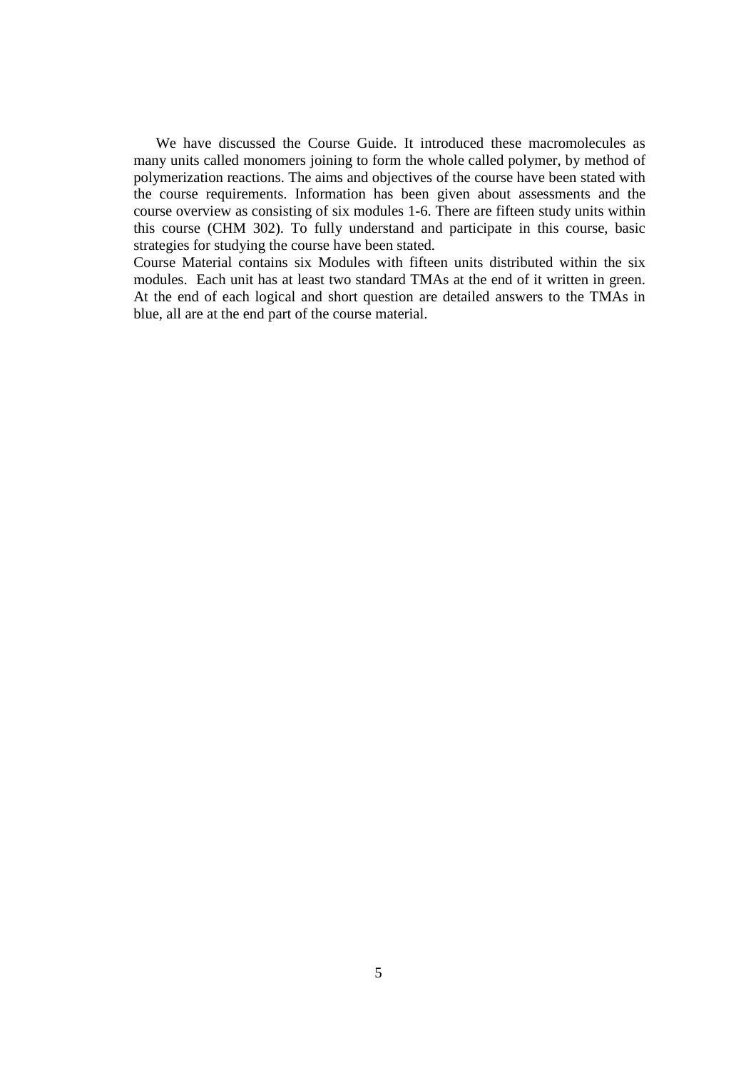We have discussed the Course Guide. It introduced these macromolecules as many units called monomers joining to form the whole called polymer, by method of polymerization reactions. The aims and objectives of the course have been stated with the course requirements. Information has been given about assessments and the course overview as consisting of six modules 1-6. There are fifteen study units within this course (CHM 302). To fully understand and participate in this course, basic strategies for studying the course have been stated.

Course Material contains six Modules with fifteen units distributed within the six modules. Each unit has at least two standard TMAs at the end of it written in green. At the end of each logical and short question are detailed answers to the TMAs in blue, all are at the end part of the course material.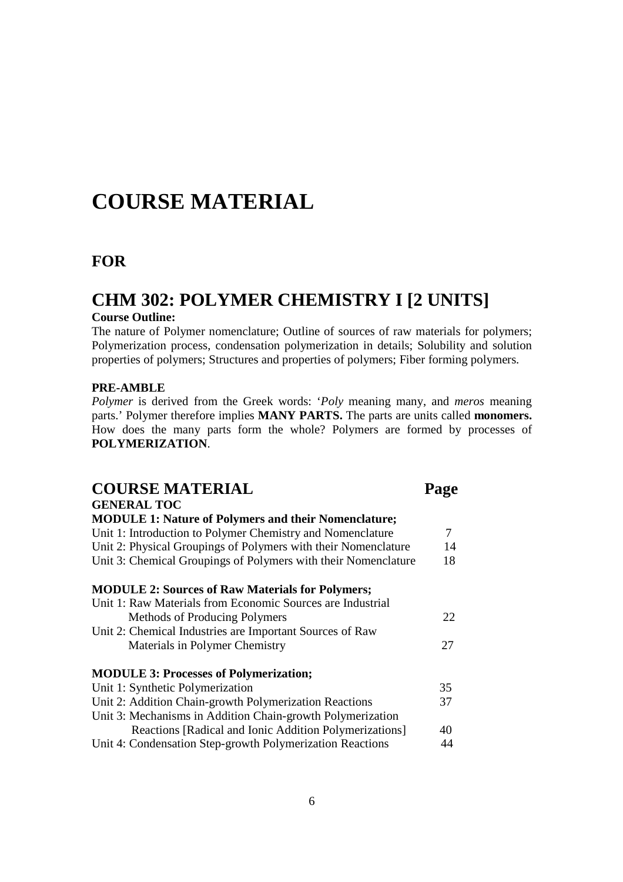# COURSE MATERIAL

## FOR

# CHM 302: POLYMER CHEMISTRY I [2 UNITS]

**Course Outline:**

The nature of Polymer nomenclature; Outline of sources of raw materials for polymers; Polymerization process, condensation polymerization in details; Solubility and solution properties of polymers; Structures and properties of polymers; Fiber forming polymers.

**PRE-AMBLE**

*Polymer* is derived from the Greek words: '*Poly* meaning many, and *meros* meaning parts.' Polymer therefore implies **MANY PARTS.** The parts are units called **monomers.** How does the many parts form the whole? Polymers are formed by processes of **POLYMERIZATION**.

## COURSE MATERIAL — Page

**GENERAL TOC**

| | Page |
|---|---|
| **MODULE 1: Nature of Polymers and their Nomenclature;** | |
| Unit 1: Introduction to Polymer Chemistry and Nomenclature | 7 |
| Unit 2: Physical Groupings of Polymers with their Nomenclature | 14 |
| Unit 3: Chemical Groupings of Polymers with their Nomenclature | 18 |
| **MODULE 2: Sources of Raw Materials for Polymers;** | |
| Unit 1: Raw Materials from Economic Sources are Industrial Methods of Producing Polymers | 22 |
| Unit 2: Chemical Industries are Important Sources of Raw Materials in Polymer Chemistry | 27 |
| **MODULE 3: Processes of Polymerization;** | |
| Unit 1: Synthetic Polymerization | 35 |
| Unit 2: Addition Chain-growth Polymerization Reactions | 37 |
| Unit 3: Mechanisms in Addition Chain-growth Polymerization Reactions [Radical and Ionic Addition Polymerizations] | 40 |
| Unit 4: Condensation Step-growth Polymerization Reactions | 44 |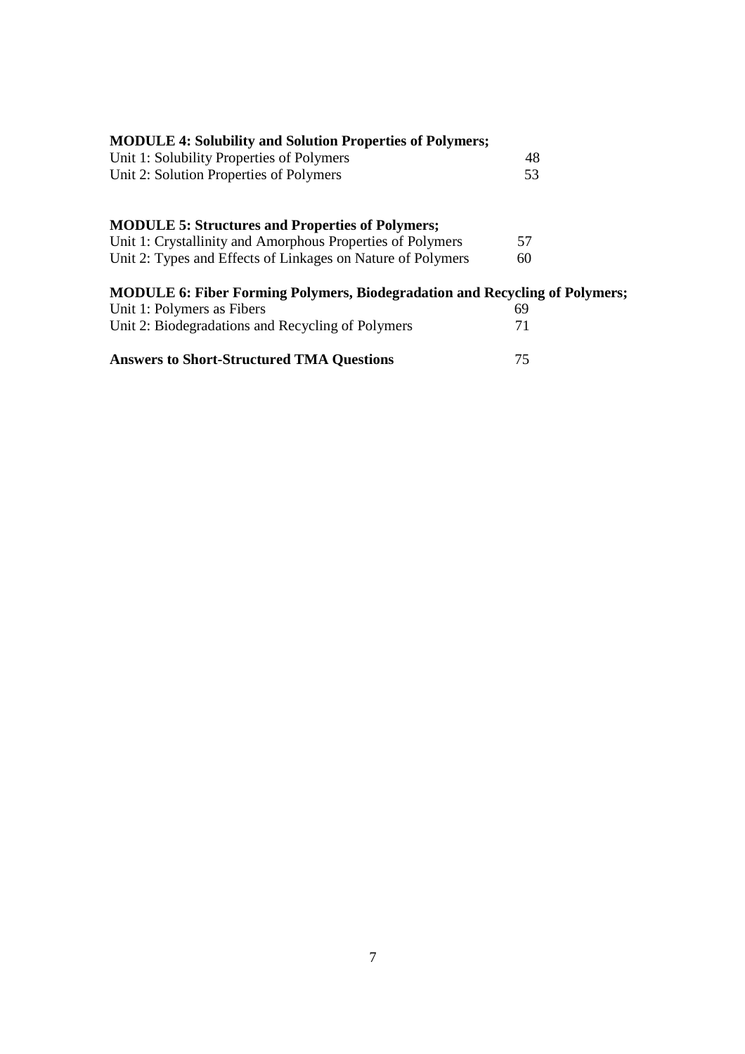**MODULE 4: Solubility and Solution Properties of Polymers;**

| | |
|---|---|
| Unit 1: Solubility Properties of Polymers | 48 |
| Unit 2: Solution Properties of Polymers | 53 |

**MODULE 5: Structures and Properties of Polymers;**

| | |
|---|---|
| Unit 1: Crystallinity and Amorphous Properties of Polymers | 57 |
| Unit 2: Types and Effects of Linkages on Nature of Polymers | 60 |

**MODULE 6: Fiber Forming Polymers, Biodegradation and Recycling of Polymers;**

| | |
|---|---|
| Unit 1: Polymers as Fibers | 69 |
| Unit 2: Biodegradations and Recycling of Polymers | 71 |

**Answers to Short-Structured TMA Questions** 75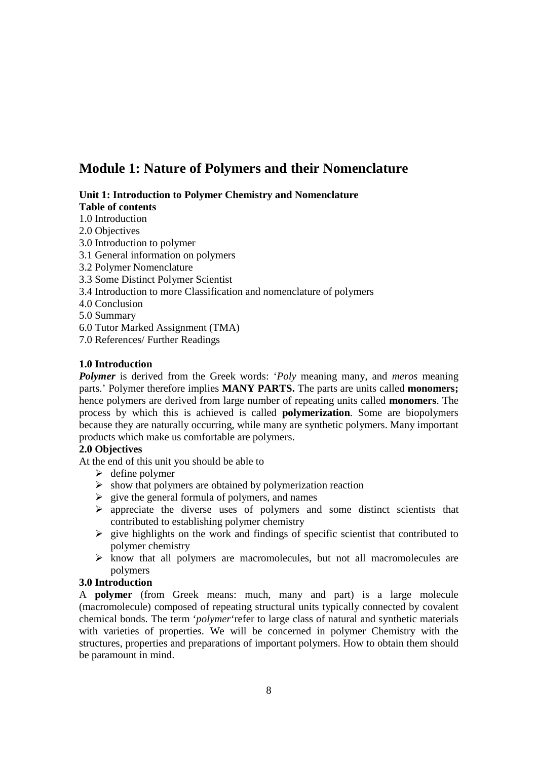# Module 1: Nature of Polymers and their Nomenclature

**Unit 1: Introduction to Polymer Chemistry and Nomenclature**

**Table of contents**

1.0 Introduction
2.0 Objectives
3.0 Introduction to polymer
3.1 General information on polymers
3.2 Polymer Nomenclature
3.3 Some Distinct Polymer Scientist
3.4 Introduction to more Classification and nomenclature of polymers
4.0 Conclusion
5.0 Summary
6.0 Tutor Marked Assignment (TMA)
7.0 References/ Further Readings

**1.0 Introduction**

***Polymer*** is derived from the Greek words: '*Poly* meaning many, and *meros* meaning parts.' Polymer therefore implies **MANY PARTS.** The parts are units called **monomers;** hence polymers are derived from large number of repeating units called **monomers**. The process by which this is achieved is called **polymerization**. Some are biopolymers because they are naturally occurring, while many are synthetic polymers. Many important products which make us comfortable are polymers.

**2.0 Objectives**

At the end of this unit you should be able to

- define polymer
- show that polymers are obtained by polymerization reaction
- give the general formula of polymers, and names
- appreciate the diverse uses of polymers and some distinct scientists that contributed to establishing polymer chemistry
- give highlights on the work and findings of specific scientist that contributed to polymer chemistry
- know that all polymers are macromolecules, but not all macromolecules are polymers

**3.0 Introduction**

A **polymer** (from Greek means: much, many and part) is a large molecule (macromolecule) composed of repeating structural units typically connected by covalent chemical bonds. The term '*polymer*'refer to large class of natural and synthetic materials with varieties of properties. We will be concerned in polymer Chemistry with the structures, properties and preparations of important polymers. How to obtain them should be paramount in mind.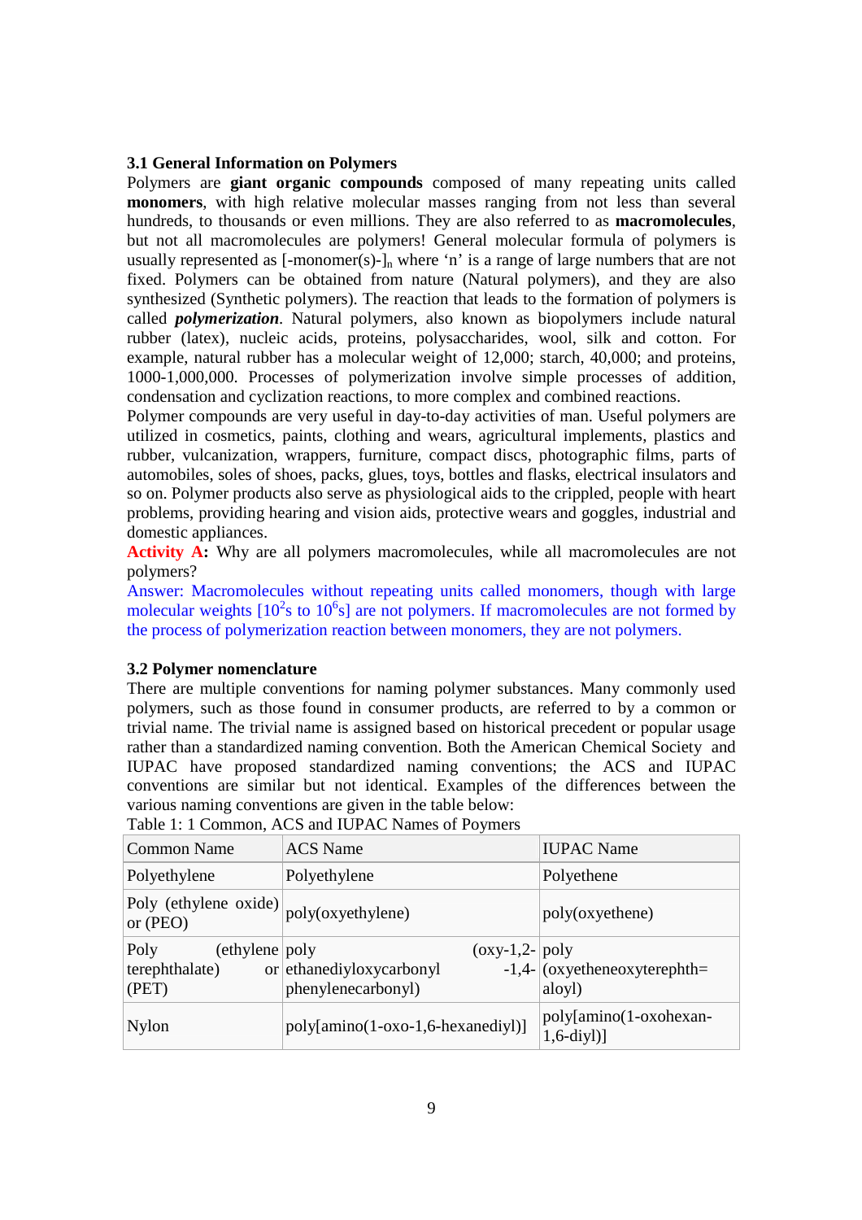### 3.1 General Information on Polymers

Polymers are **giant organic compounds** composed of many repeating units called **monomers**, with high relative molecular masses ranging from not less than several hundreds, to thousands or even millions. They are also referred to as **macromolecules**, but not all macromolecules are polymers! General molecular formula of polymers is usually represented as $[\text{-monomer(s)-}]_n$ where 'n' is a range of large numbers that are not fixed. Polymers can be obtained from nature (Natural polymers), and they are also synthesized (Synthetic polymers). The reaction that leads to the formation of polymers is called ***polymerization***. Natural polymers, also known as biopolymers include natural rubber (latex), nucleic acids, proteins, polysaccharides, wool, silk and cotton. For example, natural rubber has a molecular weight of 12,000; starch, 40,000; and proteins, 1000-1,000,000. Processes of polymerization involve simple processes of addition, condensation and cyclization reactions, to more complex and combined reactions.

Polymer compounds are very useful in day-to-day activities of man. Useful polymers are utilized in cosmetics, paints, clothing and wears, agricultural implements, plastics and rubber, vulcanization, wrappers, furniture, compact discs, photographic films, parts of automobiles, soles of shoes, packs, glues, toys, bottles and flasks, electrical insulators and so on. Polymer products also serve as physiological aids to the crippled, people with heart problems, providing hearing and vision aids, protective wears and goggles, industrial and domestic appliances.

**Activity A:** Why are all polymers macromolecules, while all macromolecules are not polymers?

Answer: Macromolecules without repeating units called monomers, though with large molecular weights [$10^2$s to $10^6$s] are not polymers. If macromolecules are not formed by the process of polymerization reaction between monomers, they are not polymers.

### 3.2 Polymer nomenclature

There are multiple conventions for naming polymer substances. Many commonly used polymers, such as those found in consumer products, are referred to by a common or trivial name. The trivial name is assigned based on historical precedent or popular usage rather than a standardized naming convention. Both the American Chemical Society and IUPAC have proposed standardized naming conventions; the ACS and IUPAC conventions are similar but not identical. Examples of the differences between the various naming conventions are given in the table below:

Table 1: 1 Common, ACS and IUPAC Names of Poymers

| Common Name | ACS Name | IUPAC Name |
|---|---|---|
| Polyethylene | Polyethylene | Polyethene |
| Poly (ethylene oxide) or (PEO) | poly(oxyethylene) | poly(oxyethene) |
| Poly (ethylene terephthalate) or (PET) | poly (oxy-1,2-ethanediyloxycarbonyl -1,4-phenylenecarbonyl) | poly (oxyetheneoxyterephth=aloyl) |
| Nylon | poly[amino(1-oxo-1,6-hexanediyl)] | poly[amino(1-oxohexan-1,6-diyl)] |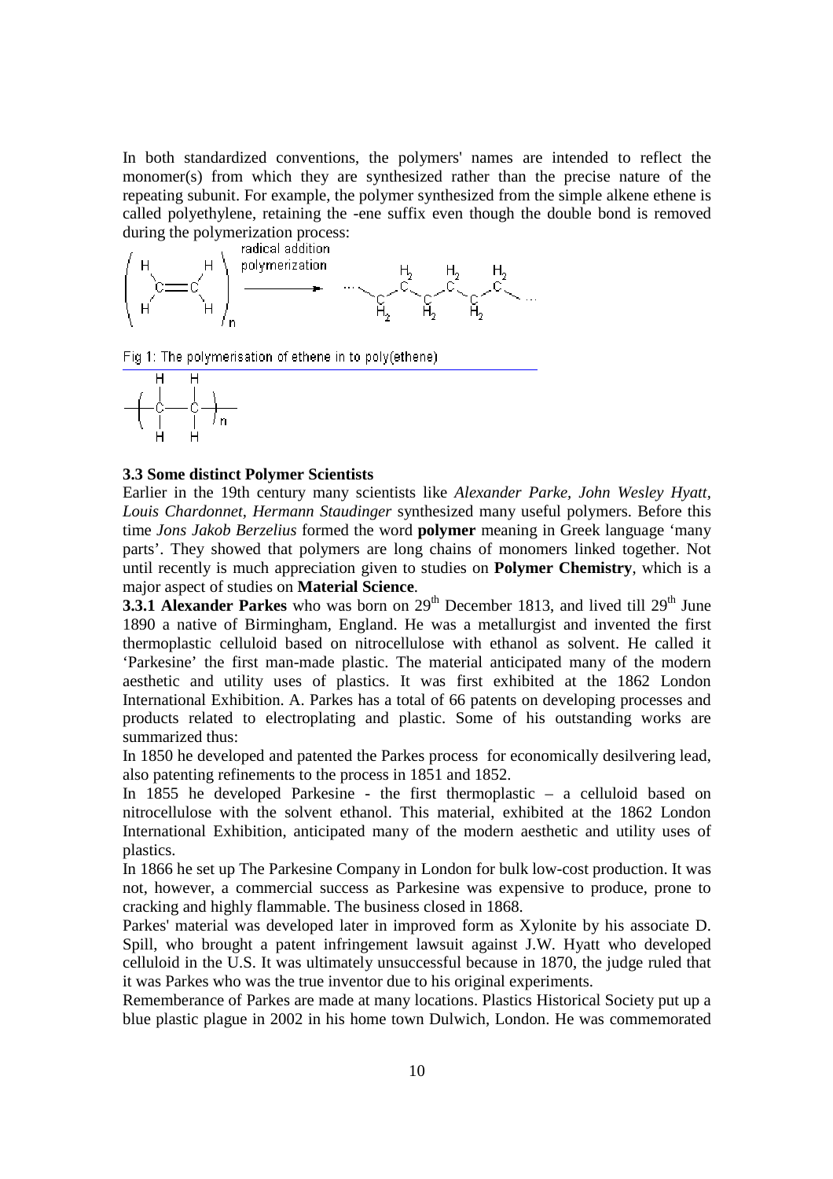In both standardized conventions, the polymers' names are intended to reflect the monomer(s) from which they are synthesized rather than the precise nature of the repeating subunit. For example, the polymer synthesized from the simple alkene ethene is called polyethylene, retaining the -ene suffix even though the double bond is removed during the polymerization process:

Fig 1: The polymerisation of ethene in to poly(ethene)

### 3.3 Some distinct Polymer Scientists

Earlier in the 19th century many scientists like *Alexander Parke, John Wesley Hyatt, Louis Chardonnet, Hermann Staudinger* synthesized many useful polymers. Before this time *Jons Jakob Berzelius* formed the word **polymer** meaning in Greek language 'many parts'. They showed that polymers are long chains of monomers linked together. Not until recently is much appreciation given to studies on **Polymer Chemistry**, which is a major aspect of studies on **Material Science**.

**3.3.1 Alexander Parkes** who was born on 29th December 1813, and lived till 29th June 1890 a native of Birmingham, England. He was a metallurgist and invented the first thermoplastic celluloid based on nitrocellulose with ethanol as solvent. He called it 'Parkesine' the first man-made plastic. The material anticipated many of the modern aesthetic and utility uses of plastics. It was first exhibited at the 1862 London International Exhibition. A. Parkes has a total of 66 patents on developing processes and products related to electroplating and plastic. Some of his outstanding works are summarized thus:

In 1850 he developed and patented the Parkes process for economically desilvering lead, also patenting refinements to the process in 1851 and 1852.

In 1855 he developed Parkesine - the first thermoplastic – a celluloid based on nitrocellulose with the solvent ethanol. This material, exhibited at the 1862 London International Exhibition, anticipated many of the modern aesthetic and utility uses of plastics.

In 1866 he set up The Parkesine Company in London for bulk low-cost production. It was not, however, a commercial success as Parkesine was expensive to produce, prone to cracking and highly flammable. The business closed in 1868.

Parkes' material was developed later in improved form as Xylonite by his associate D. Spill, who brought a patent infringement lawsuit against J.W. Hyatt who developed celluloid in the U.S. It was ultimately unsuccessful because in 1870, the judge ruled that it was Parkes who was the true inventor due to his original experiments.

Rememberance of Parkes are made at many locations. Plastics Historical Society put up a blue plastic plague in 2002 in his home town Dulwich, London. He was commemorated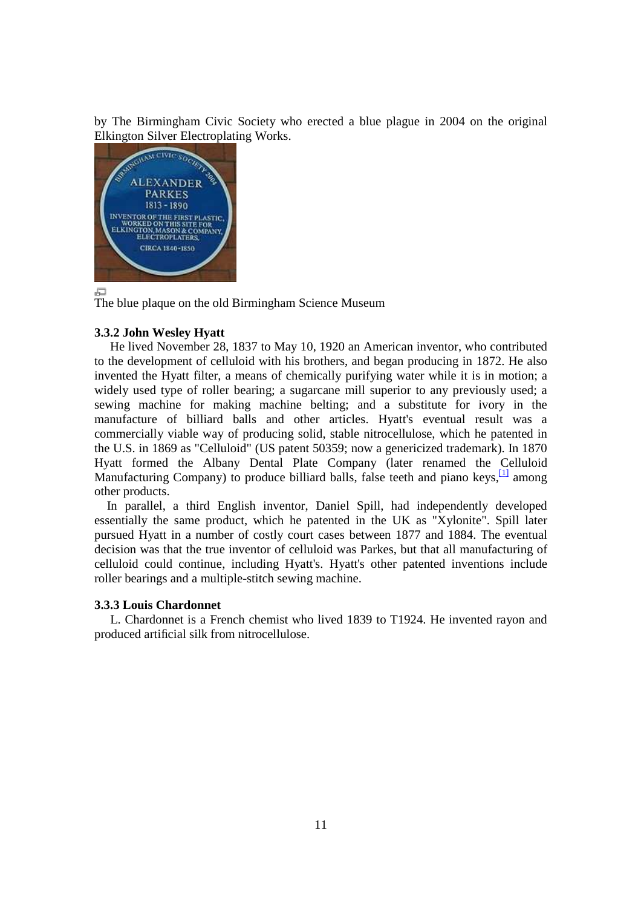by The Birmingham Civic Society who erected a blue plague in 2004 on the original Elkington Silver Electroplating Works.

The blue plaque on the old Birmingham Science Museum

### 3.3.2 John Wesley Hyatt

He lived November 28, 1837 to May 10, 1920 an American inventor, who contributed to the development of celluloid with his brothers, and began producing in 1872. He also invented the Hyatt filter, a means of chemically purifying water while it is in motion; a widely used type of roller bearing; a sugarcane mill superior to any previously used; a sewing machine for making machine belting; and a substitute for ivory in the manufacture of billiard balls and other articles. Hyatt's eventual result was a commercially viable way of producing solid, stable nitrocellulose, which he patented in the U.S. in 1869 as "Celluloid" (US patent 50359; now a genericized trademark). In 1870 Hyatt formed the Albany Dental Plate Company (later renamed the Celluloid Manufacturing Company) to produce billiard balls, false teeth and piano keys,[1] among other products.

In parallel, a third English inventor, Daniel Spill, had independently developed essentially the same product, which he patented in the UK as "Xylonite". Spill later pursued Hyatt in a number of costly court cases between 1877 and 1884. The eventual decision was that the true inventor of celluloid was Parkes, but that all manufacturing of celluloid could continue, including Hyatt's. Hyatt's other patented inventions include roller bearings and a multiple-stitch sewing machine.

### 3.3.3 Louis Chardonnet

L. Chardonnet is a French chemist who lived 1839 to T1924. He invented rayon and produced artificial silk from nitrocellulose.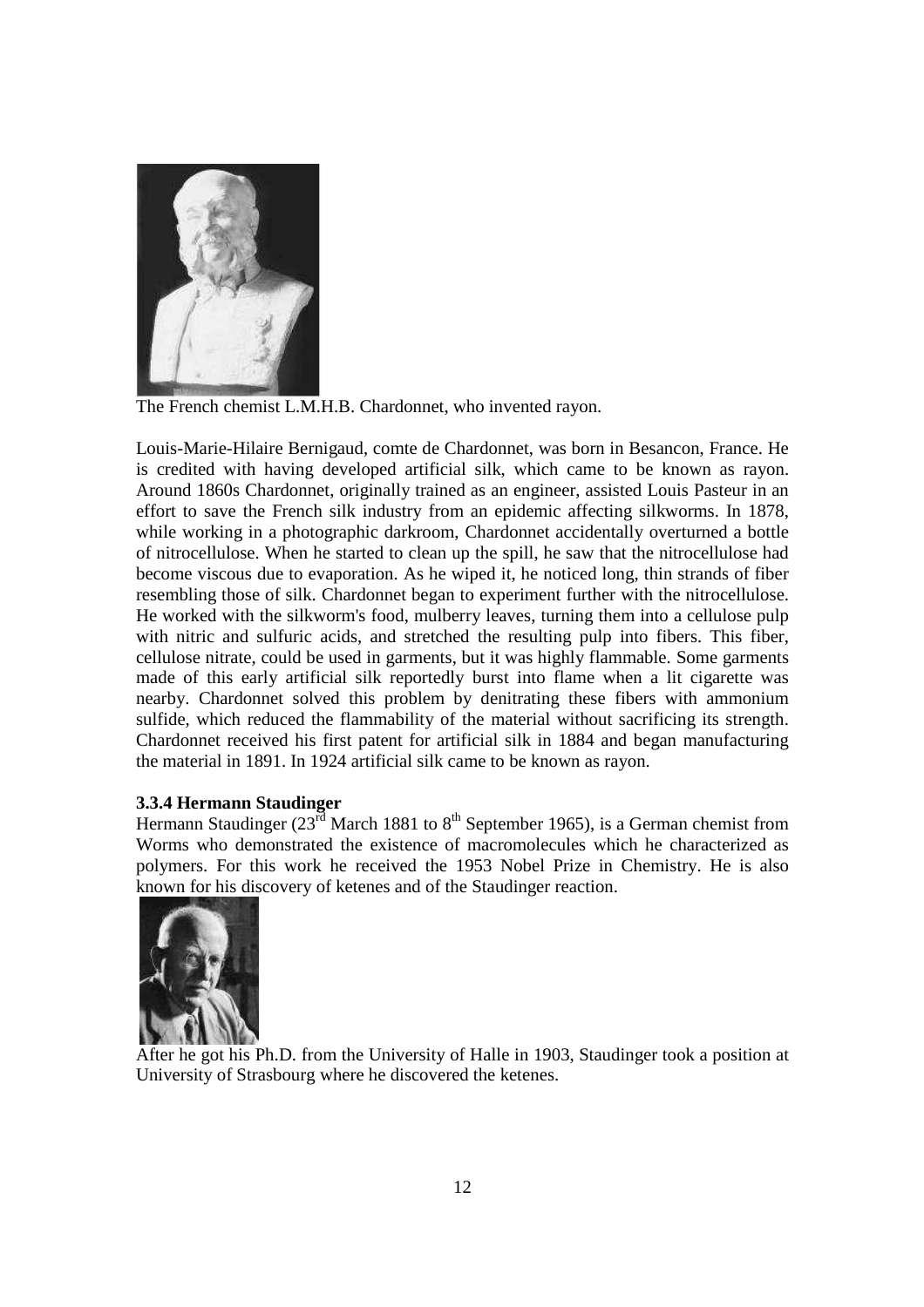The French chemist L.M.H.B. Chardonnet, who invented rayon.

Louis-Marie-Hilaire Bernigaud, comte de Chardonnet, was born in Besancon, France. He is credited with having developed artificial silk, which came to be known as rayon. Around 1860s Chardonnet, originally trained as an engineer, assisted Louis Pasteur in an effort to save the French silk industry from an epidemic affecting silkworms. In 1878, while working in a photographic darkroom, Chardonnet accidentally overturned a bottle of nitrocellulose. When he started to clean up the spill, he saw that the nitrocellulose had become viscous due to evaporation. As he wiped it, he noticed long, thin strands of fiber resembling those of silk. Chardonnet began to experiment further with the nitrocellulose. He worked with the silkworm's food, mulberry leaves, turning them into a cellulose pulp with nitric and sulfuric acids, and stretched the resulting pulp into fibers. This fiber, cellulose nitrate, could be used in garments, but it was highly flammable. Some garments made of this early artificial silk reportedly burst into flame when a lit cigarette was nearby. Chardonnet solved this problem by denitrating these fibers with ammonium sulfide, which reduced the flammability of the material without sacrificing its strength. Chardonnet received his first patent for artificial silk in 1884 and began manufacturing the material in 1891. In 1924 artificial silk came to be known as rayon.

### 3.3.4 Hermann Staudinger

Hermann Staudinger (23rd March 1881 to 8th September 1965), is a German chemist from Worms who demonstrated the existence of macromolecules which he characterized as polymers. For this work he received the 1953 Nobel Prize in Chemistry. He is also known for his discovery of ketenes and of the Staudinger reaction.

After he got his Ph.D. from the University of Halle in 1903, Staudinger took a position at University of Strasbourg where he discovered the ketenes.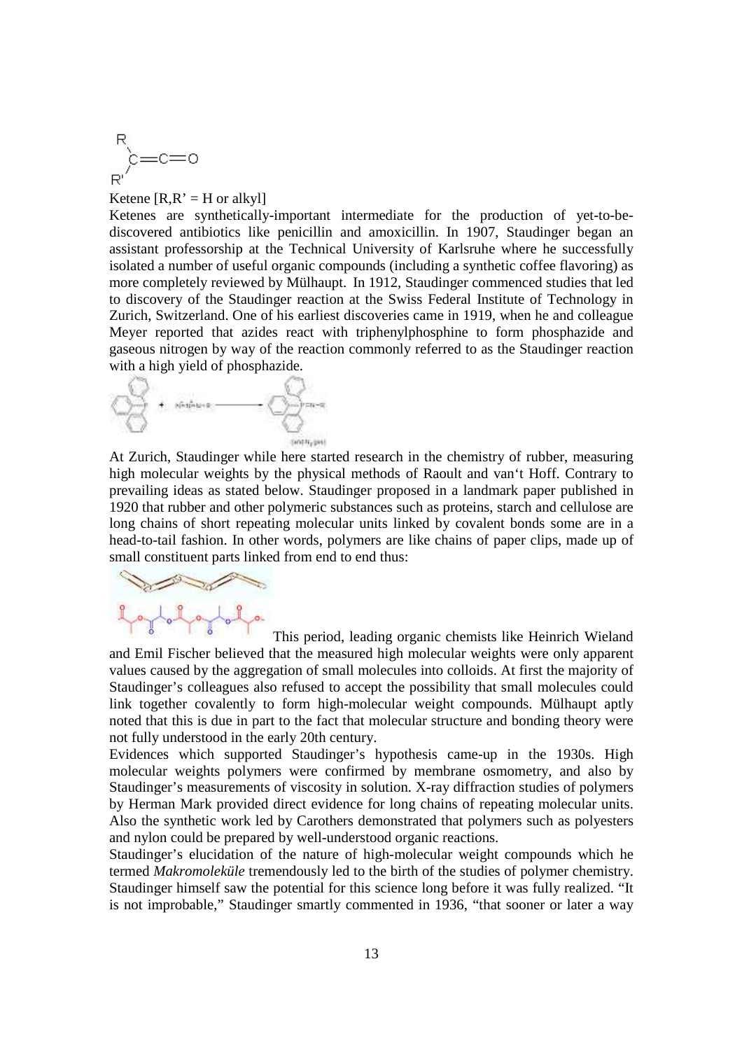Ketene [R,R' = H or alkyl]

Ketenes are synthetically-important intermediate for the production of yet-to-be-discovered antibiotics like penicillin and amoxicillin. In 1907, Staudinger began an assistant professorship at the Technical University of Karlsruhe where he successfully isolated a number of useful organic compounds (including a synthetic coffee flavoring) as more completely reviewed by Mülhaupt. In 1912, Staudinger commenced studies that led to discovery of the Staudinger reaction at the Swiss Federal Institute of Technology in Zurich, Switzerland. One of his earliest discoveries came in 1919, when he and colleague Meyer reported that azides react with triphenylphosphine to form phosphazide and gaseous nitrogen by way of the reaction commonly referred to as the Staudinger reaction with a high yield of phosphazide.

At Zurich, Staudinger while here started research in the chemistry of rubber, measuring high molecular weights by the physical methods of Raoult and van't Hoff. Contrary to prevailing ideas as stated below. Staudinger proposed in a landmark paper published in 1920 that rubber and other polymeric substances such as proteins, starch and cellulose are long chains of short repeating molecular units linked by covalent bonds some are in a head-to-tail fashion. In other words, polymers are like chains of paper clips, made up of small constituent parts linked from end to end thus:

This period, leading organic chemists like Heinrich Wieland and Emil Fischer believed that the measured high molecular weights were only apparent values caused by the aggregation of small molecules into colloids. At first the majority of Staudinger's colleagues also refused to accept the possibility that small molecules could link together covalently to form high-molecular weight compounds. Mülhaupt aptly noted that this is due in part to the fact that molecular structure and bonding theory were not fully understood in the early 20th century.

Evidences which supported Staudinger's hypothesis came-up in the 1930s. High molecular weights polymers were confirmed by membrane osmometry, and also by Staudinger's measurements of viscosity in solution. X-ray diffraction studies of polymers by Herman Mark provided direct evidence for long chains of repeating molecular units. Also the synthetic work led by Carothers demonstrated that polymers such as polyesters and nylon could be prepared by well-understood organic reactions.

Staudinger's elucidation of the nature of high-molecular weight compounds which he termed *Makromoleküle* tremendously led to the birth of the studies of polymer chemistry. Staudinger himself saw the potential for this science long before it was fully realized. "It is not improbable," Staudinger smartly commented in 1936, "that sooner or later a way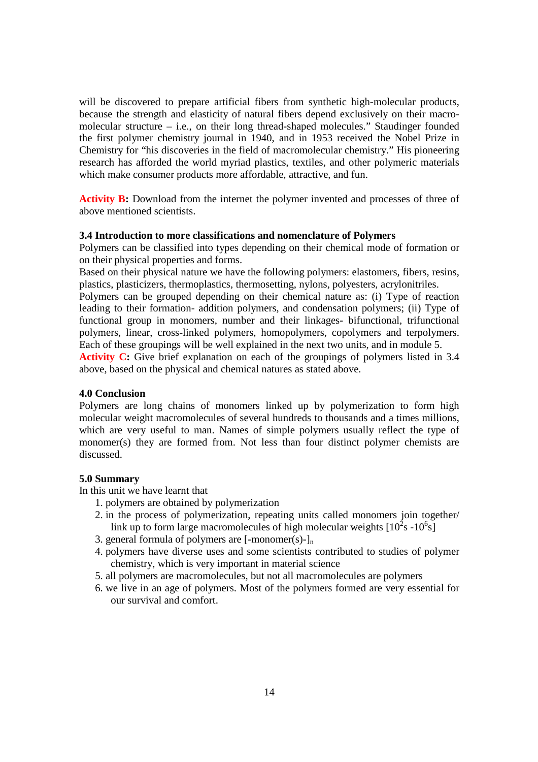will be discovered to prepare artificial fibers from synthetic high-molecular products, because the strength and elasticity of natural fibers depend exclusively on their macro-molecular structure – i.e., on their long thread-shaped molecules." Staudinger founded the first polymer chemistry journal in 1940, and in 1953 received the Nobel Prize in Chemistry for "his discoveries in the field of macromolecular chemistry." His pioneering research has afforded the world myriad plastics, textiles, and other polymeric materials which make consumer products more affordable, attractive, and fun.

**Activity B:** Download from the internet the polymer invented and processes of three of above mentioned scientists.

### 3.4 Introduction to more classifications and nomenclature of Polymers

Polymers can be classified into types depending on their chemical mode of formation or on their physical properties and forms.

Based on their physical nature we have the following polymers: elastomers, fibers, resins, plastics, plasticizers, thermoplastics, thermosetting, nylons, polyesters, acrylonitriles.

Polymers can be grouped depending on their chemical nature as: (i) Type of reaction leading to their formation- addition polymers, and condensation polymers; (ii) Type of functional group in monomers, number and their linkages- bifunctional, trifunctional polymers, linear, cross-linked polymers, homopolymers, copolymers and terpolymers. Each of these groupings will be well explained in the next two units, and in module 5.

**Activity C:** Give brief explanation on each of the groupings of polymers listed in 3.4 above, based on the physical and chemical natures as stated above.

### 4.0 Conclusion

Polymers are long chains of monomers linked up by polymerization to form high molecular weight macromolecules of several hundreds to thousands and a times millions, which are very useful to man. Names of simple polymers usually reflect the type of monomer(s) they are formed from. Not less than four distinct polymer chemists are discussed.

### 5.0 Summary

In this unit we have learnt that

1. polymers are obtained by polymerization
2. in the process of polymerization, repeating units called monomers join together/ link up to form large macromolecules of high molecular weights [$10^2$s -$10^6$s]
3. general formula of polymers are $[\text{-monomer(s)-}]_n$
4. polymers have diverse uses and some scientists contributed to studies of polymer chemistry, which is very important in material science
5. all polymers are macromolecules, but not all macromolecules are polymers
6. we live in an age of polymers. Most of the polymers formed are very essential for our survival and comfort.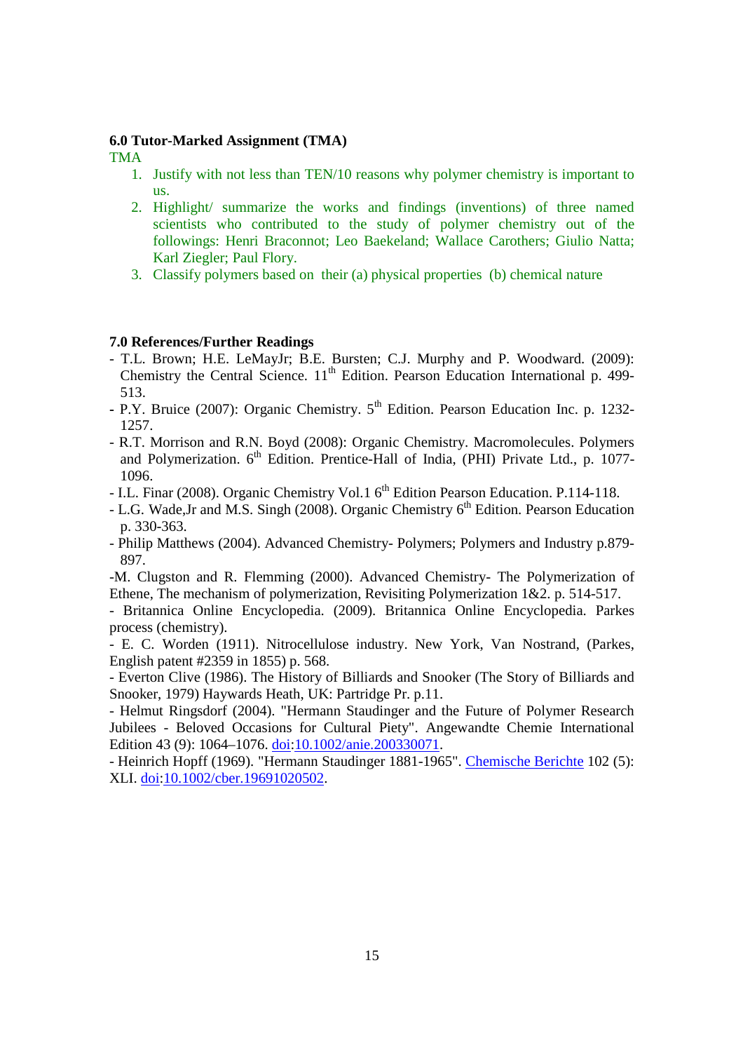### 6.0 Tutor-Marked Assignment (TMA)

TMA

1. Justify with not less than TEN/10 reasons why polymer chemistry is important to us.
2. Highlight/ summarize the works and findings (inventions) of three named scientists who contributed to the study of polymer chemistry out of the followings: Henri Braconnot; Leo Baekeland; Wallace Carothers; Giulio Natta; Karl Ziegler; Paul Flory.
3. Classify polymers based on their (a) physical properties (b) chemical nature

### 7.0 References/Further Readings

- T.L. Brown; H.E. LeMayJr; B.E. Bursten; C.J. Murphy and P. Woodward. (2009): Chemistry the Central Science. 11th Edition. Pearson Education International p. 499-513.
- P.Y. Bruice (2007): Organic Chemistry. 5th Edition. Pearson Education Inc. p. 1232-1257.
- R.T. Morrison and R.N. Boyd (2008): Organic Chemistry. Macromolecules. Polymers and Polymerization. 6th Edition. Prentice-Hall of India, (PHI) Private Ltd., p. 1077-1096.
- I.L. Finar (2008). Organic Chemistry Vol.1 6th Edition Pearson Education. P.114-118.
- L.G. Wade,Jr and M.S. Singh (2008). Organic Chemistry 6th Edition. Pearson Education p. 330-363.
- Philip Matthews (2004). Advanced Chemistry- Polymers; Polymers and Industry p.879-897.

-M. Clugston and R. Flemming (2000). Advanced Chemistry- The Polymerization of Ethene, The mechanism of polymerization, Revisiting Polymerization 1&2. p. 514-517.

- Britannica Online Encyclopedia. (2009). Britannica Online Encyclopedia. Parkes process (chemistry).

- E. C. Worden (1911). Nitrocellulose industry. New York, Van Nostrand, (Parkes, English patent #2359 in 1855) p. 568.

- Everton Clive (1986). The History of Billiards and Snooker (The Story of Billiards and Snooker, 1979) Haywards Heath, UK: Partridge Pr. p.11.

- Helmut Ringsdorf (2004). "Hermann Staudinger and the Future of Polymer Research Jubilees - Beloved Occasions for Cultural Piety". Angewandte Chemie International Edition 43 (9): 1064–1076. doi:10.1002/anie.200330071.

- Heinrich Hopff (1969). "Hermann Staudinger 1881-1965". Chemische Berichte 102 (5): XLI. doi:10.1002/cber.19691020502.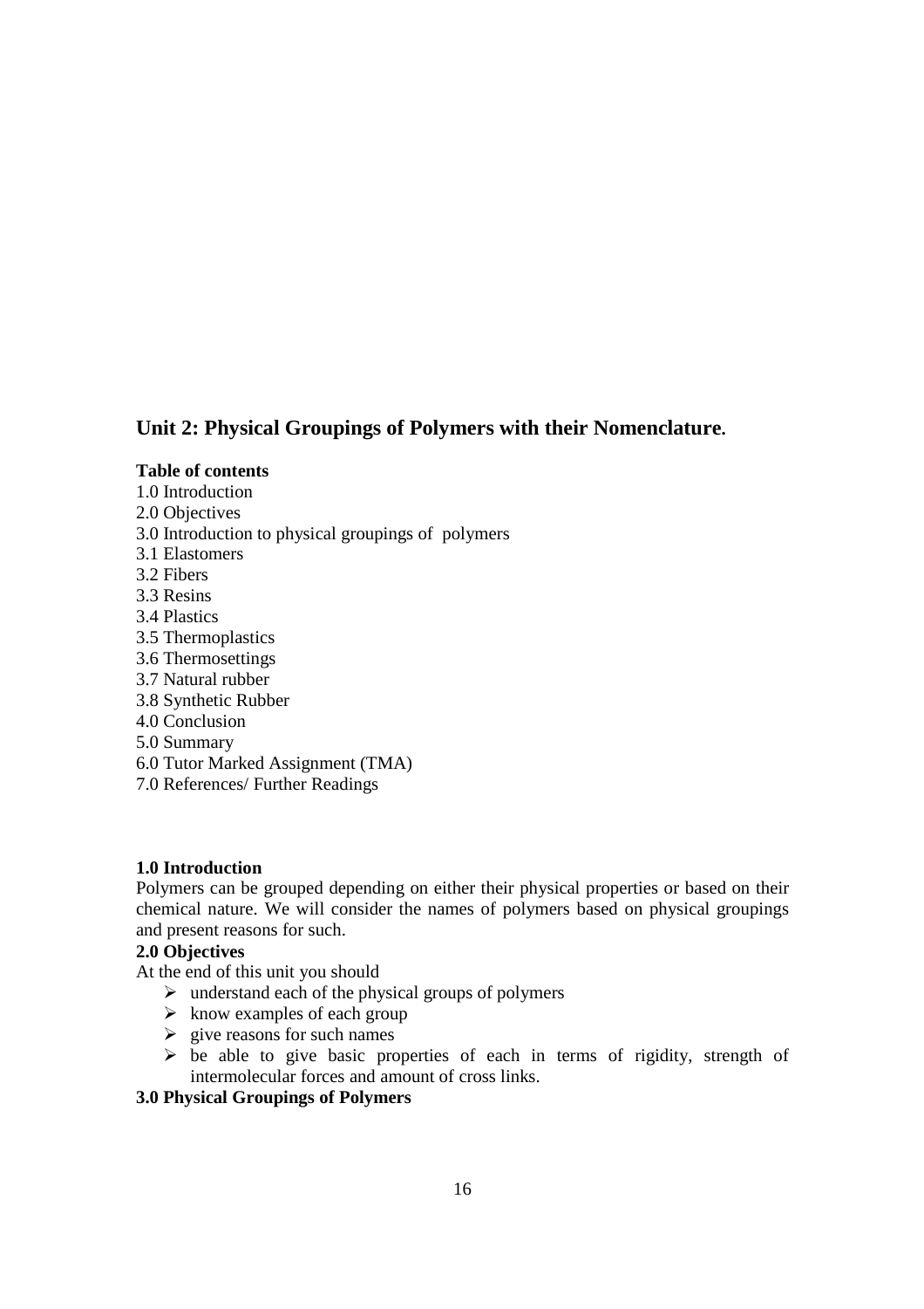## Unit 2: Physical Groupings of Polymers with their Nomenclature.

**Table of contents**

1.0 Introduction
2.0 Objectives
3.0 Introduction to physical groupings of polymers
3.1 Elastomers
3.2 Fibers
3.3 Resins
3.4 Plastics
3.5 Thermoplastics
3.6 Thermosettings
3.7 Natural rubber
3.8 Synthetic Rubber
4.0 Conclusion
5.0 Summary
6.0 Tutor Marked Assignment (TMA)
7.0 References/ Further Readings

**1.0 Introduction**

Polymers can be grouped depending on either their physical properties or based on their chemical nature. We will consider the names of polymers based on physical groupings and present reasons for such.

**2.0 Objectives**

At the end of this unit you should

- understand each of the physical groups of polymers
- know examples of each group
- give reasons for such names
- be able to give basic properties of each in terms of rigidity, strength of intermolecular forces and amount of cross links.

**3.0 Physical Groupings of Polymers**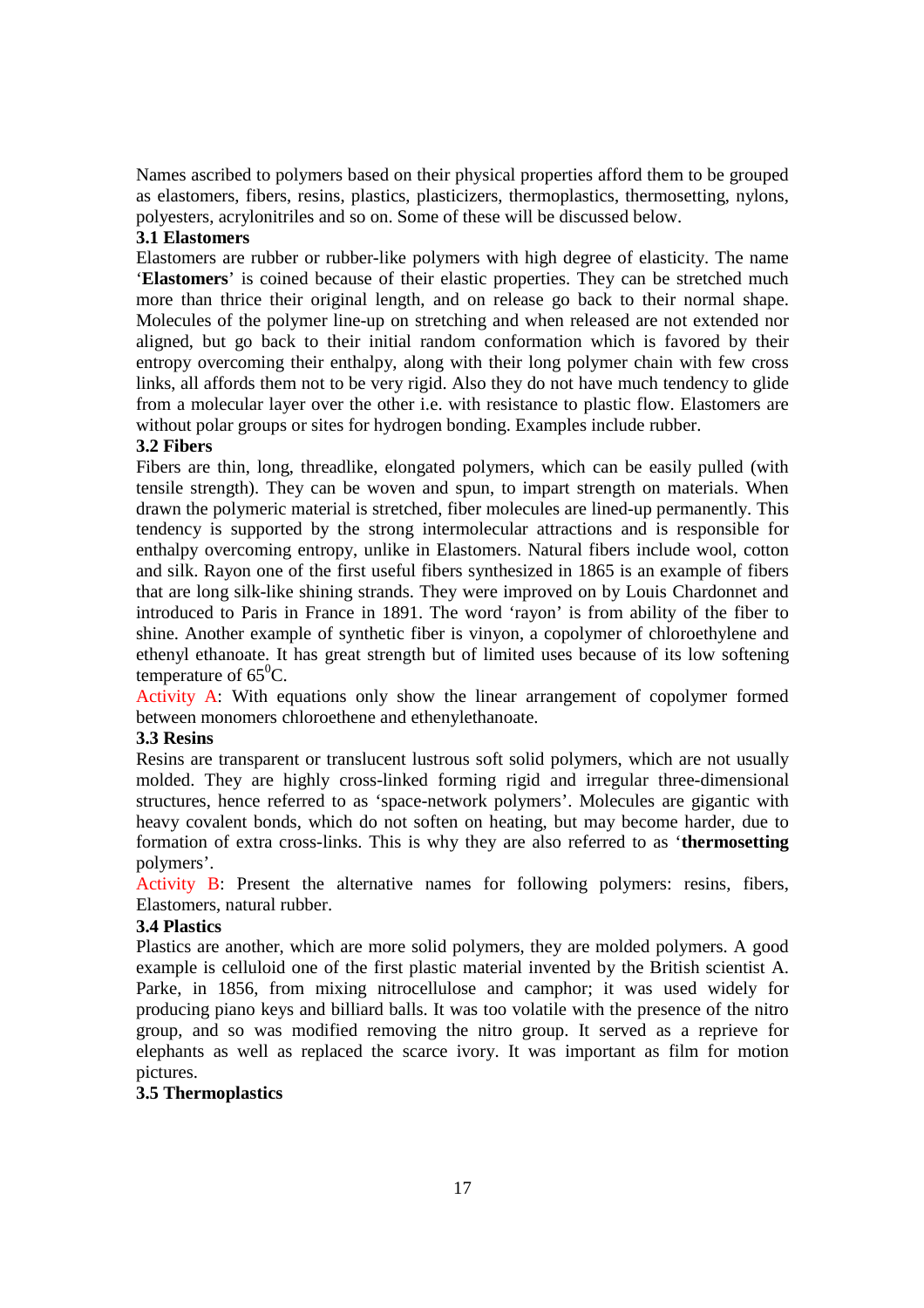Names ascribed to polymers based on their physical properties afford them to be grouped as elastomers, fibers, resins, plastics, plasticizers, thermoplastics, thermosetting, nylons, polyesters, acrylonitriles and so on. Some of these will be discussed below.

### 3.1 Elastomers

Elastomers are rubber or rubber-like polymers with high degree of elasticity. The name '**Elastomers**' is coined because of their elastic properties. They can be stretched much more than thrice their original length, and on release go back to their normal shape. Molecules of the polymer line-up on stretching and when released are not extended nor aligned, but go back to their initial random conformation which is favored by their entropy overcoming their enthalpy, along with their long polymer chain with few cross links, all affords them not to be very rigid. Also they do not have much tendency to glide from a molecular layer over the other i.e. with resistance to plastic flow. Elastomers are without polar groups or sites for hydrogen bonding. Examples include rubber.

### 3.2 Fibers

Fibers are thin, long, threadlike, elongated polymers, which can be easily pulled (with tensile strength). They can be woven and spun, to impart strength on materials. When drawn the polymeric material is stretched, fiber molecules are lined-up permanently. This tendency is supported by the strong intermolecular attractions and is responsible for enthalpy overcoming entropy, unlike in Elastomers. Natural fibers include wool, cotton and silk. Rayon one of the first useful fibers synthesized in 1865 is an example of fibers that are long silk-like shining strands. They were improved on by Louis Chardonnet and introduced to Paris in France in 1891. The word 'rayon' is from ability of the fiber to shine. Another example of synthetic fiber is vinyon, a copolymer of chloroethylene and ethenyl ethanoate. It has great strength but of limited uses because of its low softening temperature of $65^0$C.

Activity A: With equations only show the linear arrangement of copolymer formed between monomers chloroethene and ethenylethanoate.

### 3.3 Resins

Resins are transparent or translucent lustrous soft solid polymers, which are not usually molded. They are highly cross-linked forming rigid and irregular three-dimensional structures, hence referred to as 'space-network polymers'. Molecules are gigantic with heavy covalent bonds, which do not soften on heating, but may become harder, due to formation of extra cross-links. This is why they are also referred to as '**thermosetting** polymers'.

Activity B: Present the alternative names for following polymers: resins, fibers, Elastomers, natural rubber.

### 3.4 Plastics

Plastics are another, which are more solid polymers, they are molded polymers. A good example is celluloid one of the first plastic material invented by the British scientist A. Parke, in 1856, from mixing nitrocellulose and camphor; it was used widely for producing piano keys and billiard balls. It was too volatile with the presence of the nitro group, and so was modified removing the nitro group. It served as a reprieve for elephants as well as replaced the scarce ivory. It was important as film for motion pictures.

### 3.5 Thermoplastics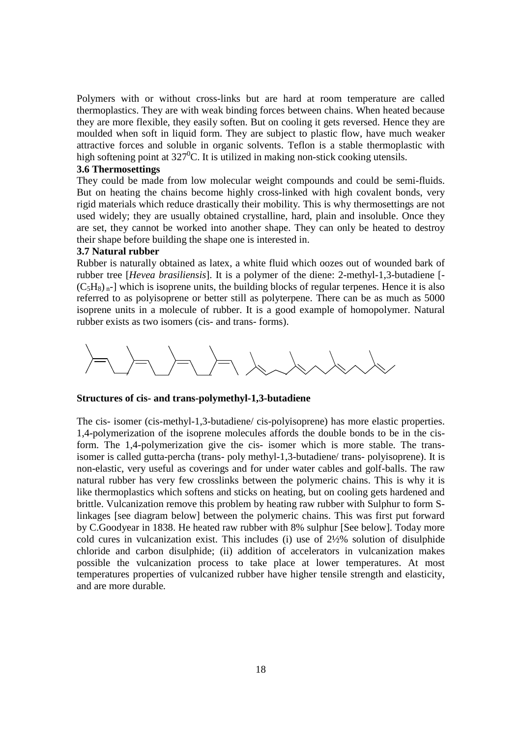Polymers with or without cross-links but are hard at room temperature are called thermoplastics. They are with weak binding forces between chains. When heated because they are more flexible, they easily soften. But on cooling it gets reversed. Hence they are moulded when soft in liquid form. They are subject to plastic flow, have much weaker attractive forces and soluble in organic solvents. Teflon is a stable thermoplastic with high softening point at $327^0$C. It is utilized in making non-stick cooking utensils.

### 3.6 Thermosettings

They could be made from low molecular weight compounds and could be semi-fluids. But on heating the chains become highly cross-linked with high covalent bonds, very rigid materials which reduce drastically their mobility. This is why thermosettings are not used widely; they are usually obtained crystalline, hard, plain and insoluble. Once they are set, they cannot be worked into another shape. They can only be heated to destroy their shape before building the shape one is interested in.

### 3.7 Natural rubber

Rubber is naturally obtained as latex, a white fluid which oozes out of wounded bark of rubber tree [*Hevea brasiliensis*]. It is a polymer of the diene: 2-methyl-1,3-butadiene [-$(C_5H_8)_n$-] which is isoprene units, the building blocks of regular terpenes. Hence it is also referred to as polyisoprene or better still as polyterpene. There can be as much as 5000 isoprene units in a molecule of rubber. It is a good example of homopolymer. Natural rubber exists as two isomers (cis- and trans- forms).

**Structures of cis- and trans-polymethyl-1,3-butadiene**

The cis- isomer (cis-methyl-1,3-butadiene/ cis-polyisoprene) has more elastic properties. 1,4-polymerization of the isoprene molecules affords the double bonds to be in the cis-form. The 1,4-polymerization give the cis- isomer which is more stable. The trans-isomer is called gutta-percha (trans- poly methyl-1,3-butadiene/ trans- polyisoprene). It is non-elastic, very useful as coverings and for under water cables and golf-balls. The raw natural rubber has very few crosslinks between the polymeric chains. This is why it is like thermoplastics which softens and sticks on heating, but on cooling gets hardened and brittle. Vulcanization remove this problem by heating raw rubber with Sulphur to form S-linkages [see diagram below] between the polymeric chains. This was first put forward by C.Goodyear in 1838. He heated raw rubber with 8% sulphur [See below]. Today more cold cures in vulcanization exist. This includes (i) use of 2½% solution of disulphide chloride and carbon disulphide; (ii) addition of accelerators in vulcanization makes possible the vulcanization process to take place at lower temperatures. At most temperatures properties of vulcanized rubber have higher tensile strength and elasticity, and are more durable.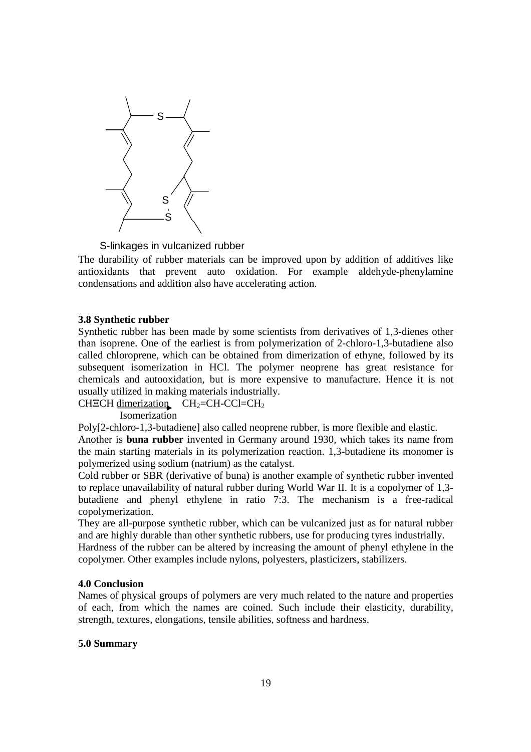S-linkages in vulcanized rubber

The durability of rubber materials can be improved upon by addition of additives like antioxidants that prevent auto oxidation. For example aldehyde-phenylamine condensations and addition also have accelerating action.

**3.8 Synthetic rubber**

Synthetic rubber has been made by some scientists from derivatives of 1,3-dienes other than isoprene. One of the earliest is from polymerization of 2-chloro-1,3-butadiene also called chloroprene, which can be obtained from dimerization of ethyne, followed by its subsequent isomerization in HCl. The polymer neoprene has great resistance for chemicals and autooxidation, but is more expensive to manufacture. Hence it is not usually utilized in making materials industrially.

$$CH\equiv CH \xrightarrow[\text{Isomerization}]{\text{dimerization}} CH_2{=}CH{-}CCl{=}CH_2$$

Poly[2-chloro-1,3-butadiene] also called neoprene rubber, is more flexible and elastic.

Another is **buna rubber** invented in Germany around 1930, which takes its name from the main starting materials in its polymerization reaction. 1,3-butadiene its monomer is polymerized using sodium (natrium) as the catalyst.

Cold rubber or SBR (derivative of buna) is another example of synthetic rubber invented to replace unavailability of natural rubber during World War II. It is a copolymer of 1,3-butadiene and phenyl ethylene in ratio 7:3. The mechanism is a free-radical copolymerization.

They are all-purpose synthetic rubber, which can be vulcanized just as for natural rubber and are highly durable than other synthetic rubbers, use for producing tyres industrially.

Hardness of the rubber can be altered by increasing the amount of phenyl ethylene in the copolymer. Other examples include nylons, polyesters, plasticizers, stabilizers.

**4.0 Conclusion**

Names of physical groups of polymers are very much related to the nature and properties of each, from which the names are coined. Such include their elasticity, durability, strength, textures, elongations, tensile abilities, softness and hardness.

**5.0 Summary**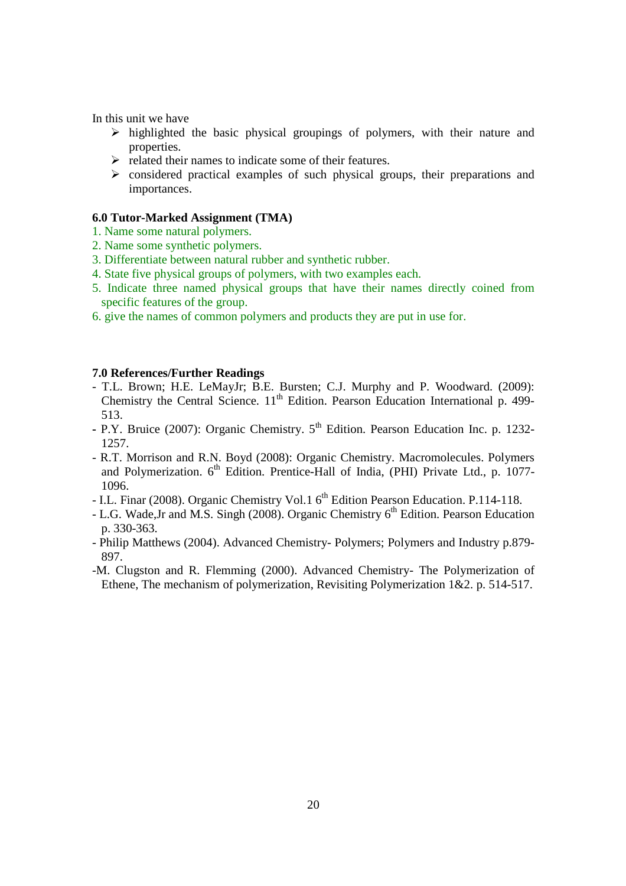In this unit we have

- highlighted the basic physical groupings of polymers, with their nature and properties.
- related their names to indicate some of their features.
- considered practical examples of such physical groups, their preparations and importances.

### 6.0 Tutor-Marked Assignment (TMA)

1. Name some natural polymers.
2. Name some synthetic polymers.
3. Differentiate between natural rubber and synthetic rubber.
4. State five physical groups of polymers, with two examples each.
5. Indicate three named physical groups that have their names directly coined from specific features of the group.
6. give the names of common polymers and products they are put in use for.

### 7.0 References/Further Readings

- T.L. Brown; H.E. LeMayJr; B.E. Bursten; C.J. Murphy and P. Woodward. (2009): Chemistry the Central Science. 11th Edition. Pearson Education International p. 499-513.
- P.Y. Bruice (2007): Organic Chemistry. 5th Edition. Pearson Education Inc. p. 1232-1257.
- R.T. Morrison and R.N. Boyd (2008): Organic Chemistry. Macromolecules. Polymers and Polymerization. 6th Edition. Prentice-Hall of India, (PHI) Private Ltd., p. 1077-1096.
- I.L. Finar (2008). Organic Chemistry Vol.1 6th Edition Pearson Education. P.114-118.
- L.G. Wade,Jr and M.S. Singh (2008). Organic Chemistry 6th Edition. Pearson Education p. 330-363.
- Philip Matthews (2004). Advanced Chemistry- Polymers; Polymers and Industry p.879-897.
- M. Clugston and R. Flemming (2000). Advanced Chemistry- The Polymerization of Ethene, The mechanism of polymerization, Revisiting Polymerization 1&2. p. 514-517.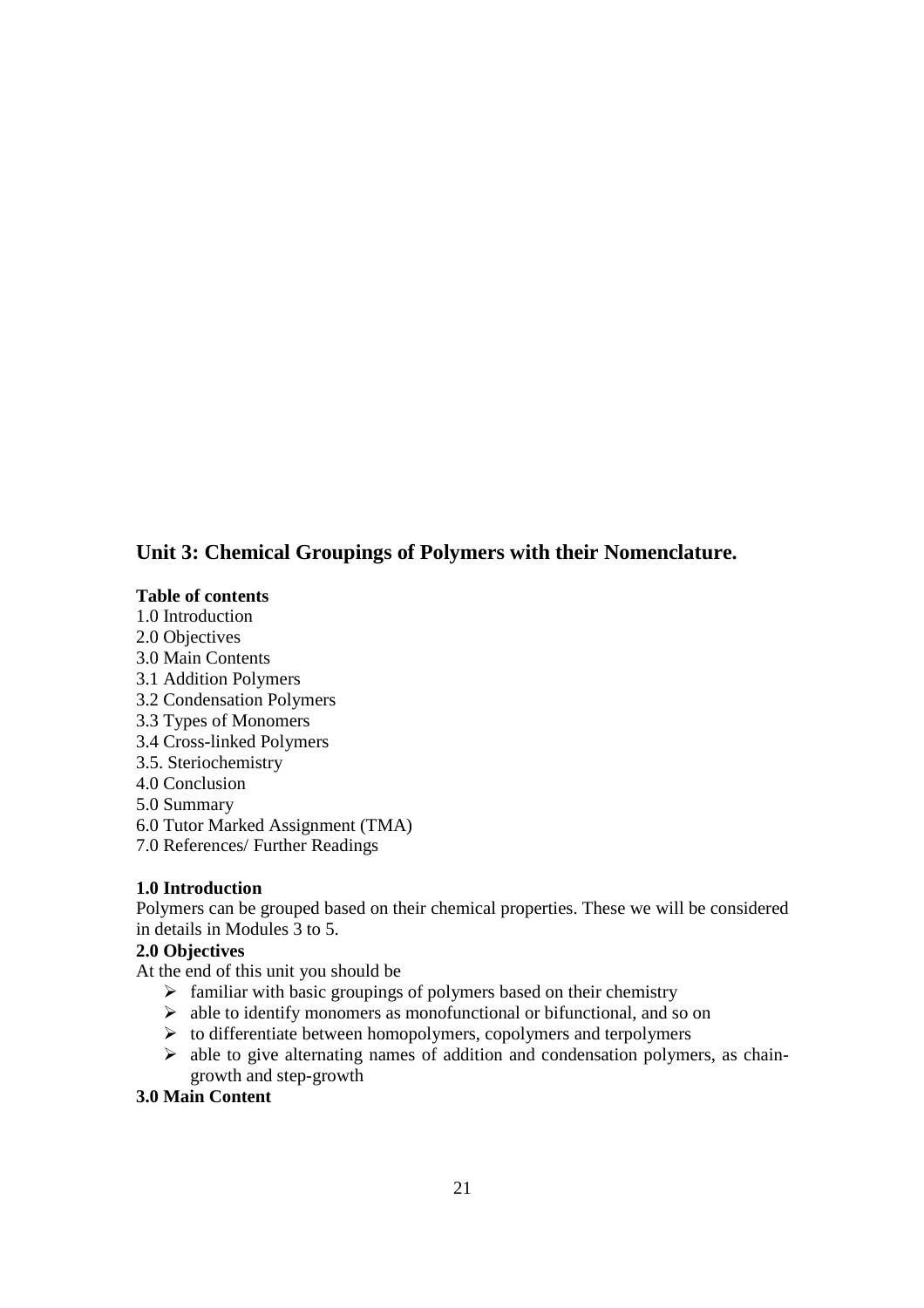## Unit 3: Chemical Groupings of Polymers with their Nomenclature.

**Table of contents**

1.0 Introduction  
2.0 Objectives  
3.0 Main Contents  
3.1 Addition Polymers  
3.2 Condensation Polymers  
3.3 Types of Monomers  
3.4 Cross-linked Polymers  
3.5. Steriochemistry  
4.0 Conclusion  
5.0 Summary  
6.0 Tutor Marked Assignment (TMA)  
7.0 References/ Further Readings

**1.0 Introduction**

Polymers can be grouped based on their chemical properties. These we will be considered in details in Modules 3 to 5.

**2.0 Objectives**

At the end of this unit you should be

- familiar with basic groupings of polymers based on their chemistry
- able to identify monomers as monofunctional or bifunctional, and so on
- to differentiate between homopolymers, copolymers and terpolymers
- able to give alternating names of addition and condensation polymers, as chain-growth and step-growth

**3.0 Main Content**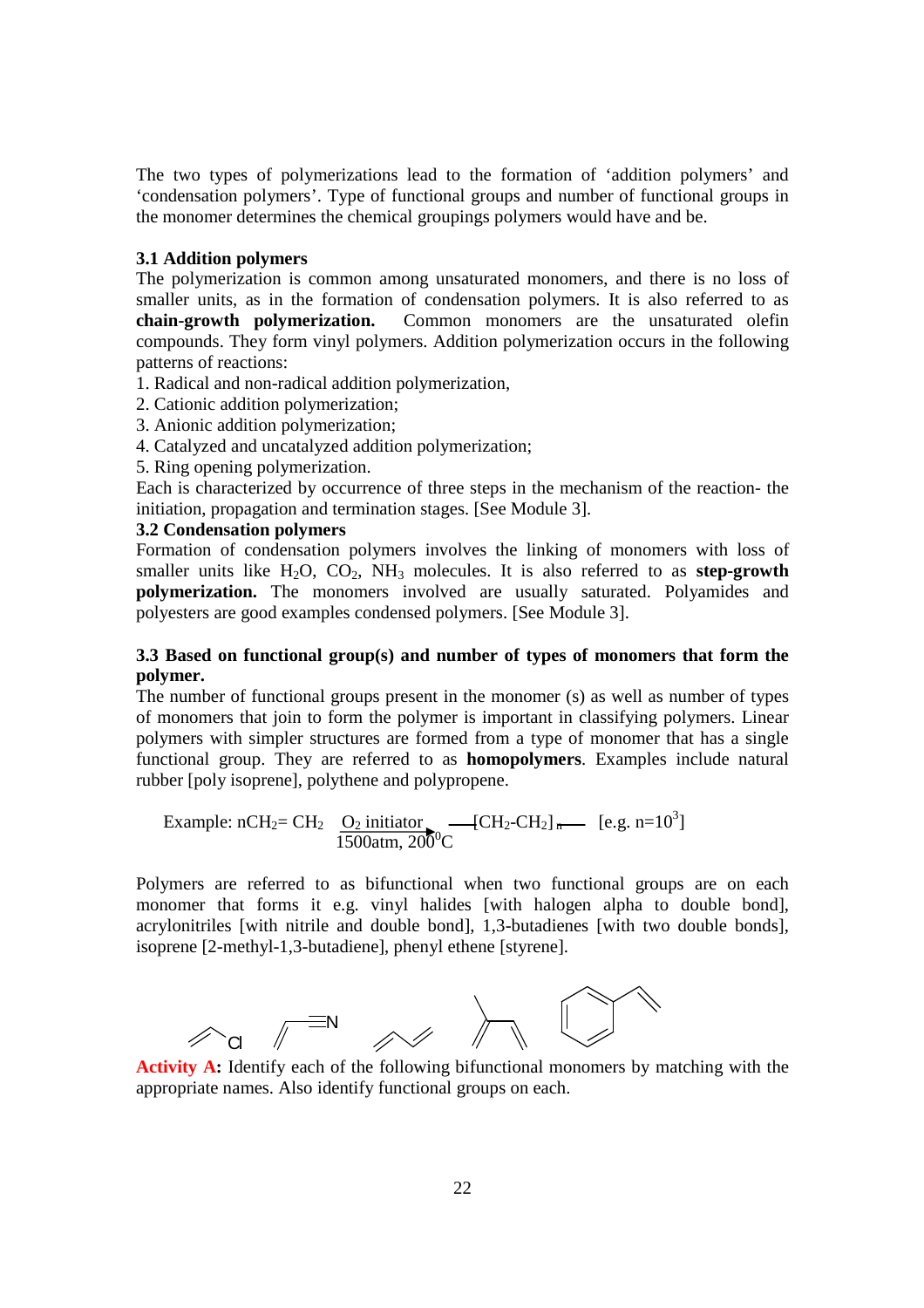The two types of polymerizations lead to the formation of 'addition polymers' and 'condensation polymers'. Type of functional groups and number of functional groups in the monomer determines the chemical groupings polymers would have and be.

### 3.1 Addition polymers

The polymerization is common among unsaturated monomers, and there is no loss of smaller units, as in the formation of condensation polymers. It is also referred to as **chain-growth polymerization.** Common monomers are the unsaturated olefin compounds. They form vinyl polymers. Addition polymerization occurs in the following patterns of reactions:

1. Radical and non-radical addition polymerization,
2. Cationic addition polymerization;
3. Anionic addition polymerization;
4. Catalyzed and uncatalyzed addition polymerization;
5. Ring opening polymerization.

Each is characterized by occurrence of three steps in the mechanism of the reaction- the initiation, propagation and termination stages. [See Module 3].

### 3.2 Condensation polymers

Formation of condensation polymers involves the linking of monomers with loss of smaller units like $H_2O$, $CO_2$, $NH_3$ molecules. It is also referred to as **step-growth polymerization.** The monomers involved are usually saturated. Polyamides and polyesters are good examples condensed polymers. [See Module 3].

### 3.3 Based on functional group(s) and number of types of monomers that form the polymer.

The number of functional groups present in the monomer (s) as well as number of types of monomers that join to form the polymer is important in classifying polymers. Linear polymers with simpler structures are formed from a type of monomer that has a single functional group. They are referred to as **homopolymers**. Examples include natural rubber [poly isoprene], polythene and polypropene.

Example: $$nCH_2{=}CH_2 \xrightarrow[1500\text{atm},\ 200^0C]{O_2 \text{ initiator}} -\!\!\![CH_2\text{-}CH_2]_n\!\!- \quad [\text{e.g. } n=10^3]$$

Polymers are referred to as bifunctional when two functional groups are on each monomer that forms it e.g. vinyl halides [with halogen alpha to double bond], acrylonitriles [with nitrile and double bond], 1,3-butadienes [with two double bonds], isoprene [2-methyl-1,3-butadiene], phenyl ethene [styrene].

**Activity A:** Identify each of the following bifunctional monomers by matching with the appropriate names. Also identify functional groups on each.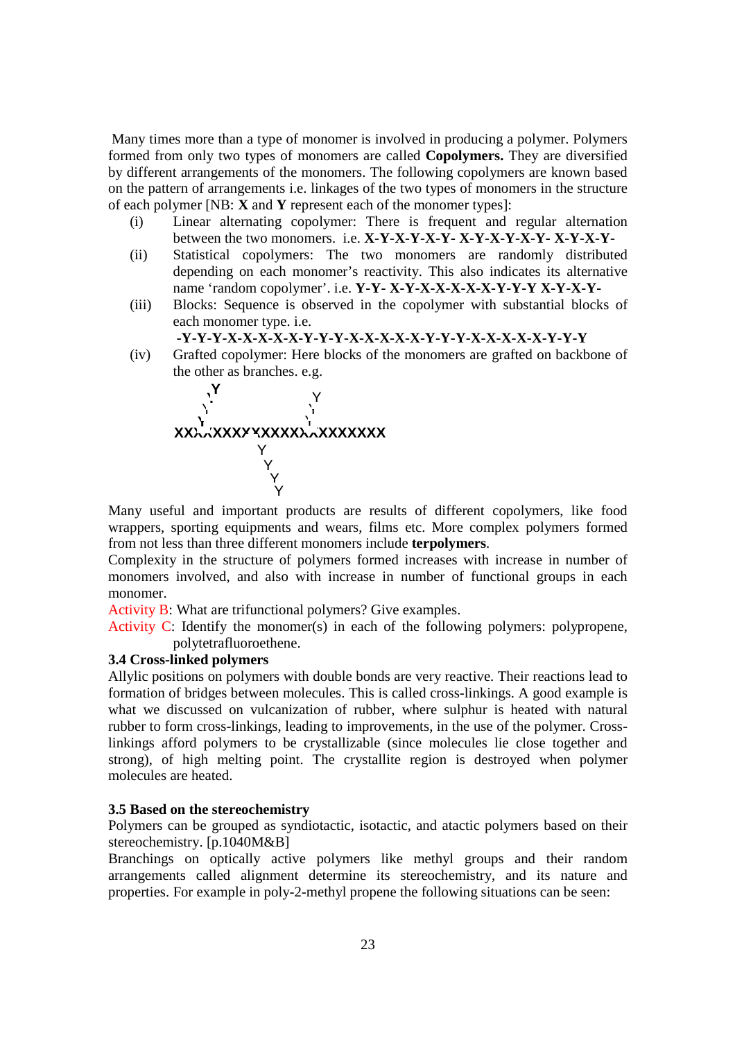Many times more than a type of monomer is involved in producing a polymer. Polymers formed from only two types of monomers are called **Copolymers.** They are diversified by different arrangements of the monomers. The following copolymers are known based on the pattern of arrangements i.e. linkages of the two types of monomers in the structure of each polymer [NB: **X** and **Y** represent each of the monomer types]:

(i) Linear alternating copolymer: There is frequent and regular alternation between the two monomers. i.e. **X-Y-X-Y-X-Y- X-Y-X-Y-X-Y- X-Y-X-Y-**

(ii) Statistical copolymers: The two monomers are randomly distributed depending on each monomer's reactivity. This also indicates its alternative name 'random copolymer'. i.e. **Y-Y- X-Y-X-X-X-X-X-Y-Y-Y X-Y-X-Y-**

(iii) Blocks: Sequence is observed in the copolymer with substantial blocks of each monomer type. i.e.
**-Y-Y-Y-X-X-X-X-X-Y-Y-Y-X-X-X-X-X-Y-Y-Y-X-X-X-X-X-Y-Y-Y**

(iv) Grafted copolymer: Here blocks of the monomers are grafted on backbone of the other as branches. e.g.

```
   Y              Y
    Y              Y
     Y              Y
XXXXXXXXXXXXXXXXXXXXXXXXXX
              Y
               Y
                Y
                 Y
```

Many useful and important products are results of different copolymers, like food wrappers, sporting equipments and wears, films etc. More complex polymers formed from not less than three different monomers include **terpolymers**.

Complexity in the structure of polymers formed increases with increase in number of monomers involved, and also with increase in number of functional groups in each monomer.

Activity B: What are trifunctional polymers? Give examples.

Activity C: Identify the monomer(s) in each of the following polymers: polypropene, polytetrafluoroethene.

### 3.4 Cross-linked polymers

Allylic positions on polymers with double bonds are very reactive. Their reactions lead to formation of bridges between molecules. This is called cross-linkings. A good example is what we discussed on vulcanization of rubber, where sulphur is heated with natural rubber to form cross-linkings, leading to improvements, in the use of the polymer. Cross-linkings afford polymers to be crystallizable (since molecules lie close together and strong), of high melting point. The crystallite region is destroyed when polymer molecules are heated.

### 3.5 Based on the stereochemistry

Polymers can be grouped as syndiotactic, isotactic, and atactic polymers based on their stereochemistry. [p.1040M&B]

Branchings on optically active polymers like methyl groups and their random arrangements called alignment determine its stereochemistry, and its nature and properties. For example in poly-2-methyl propene the following situations can be seen: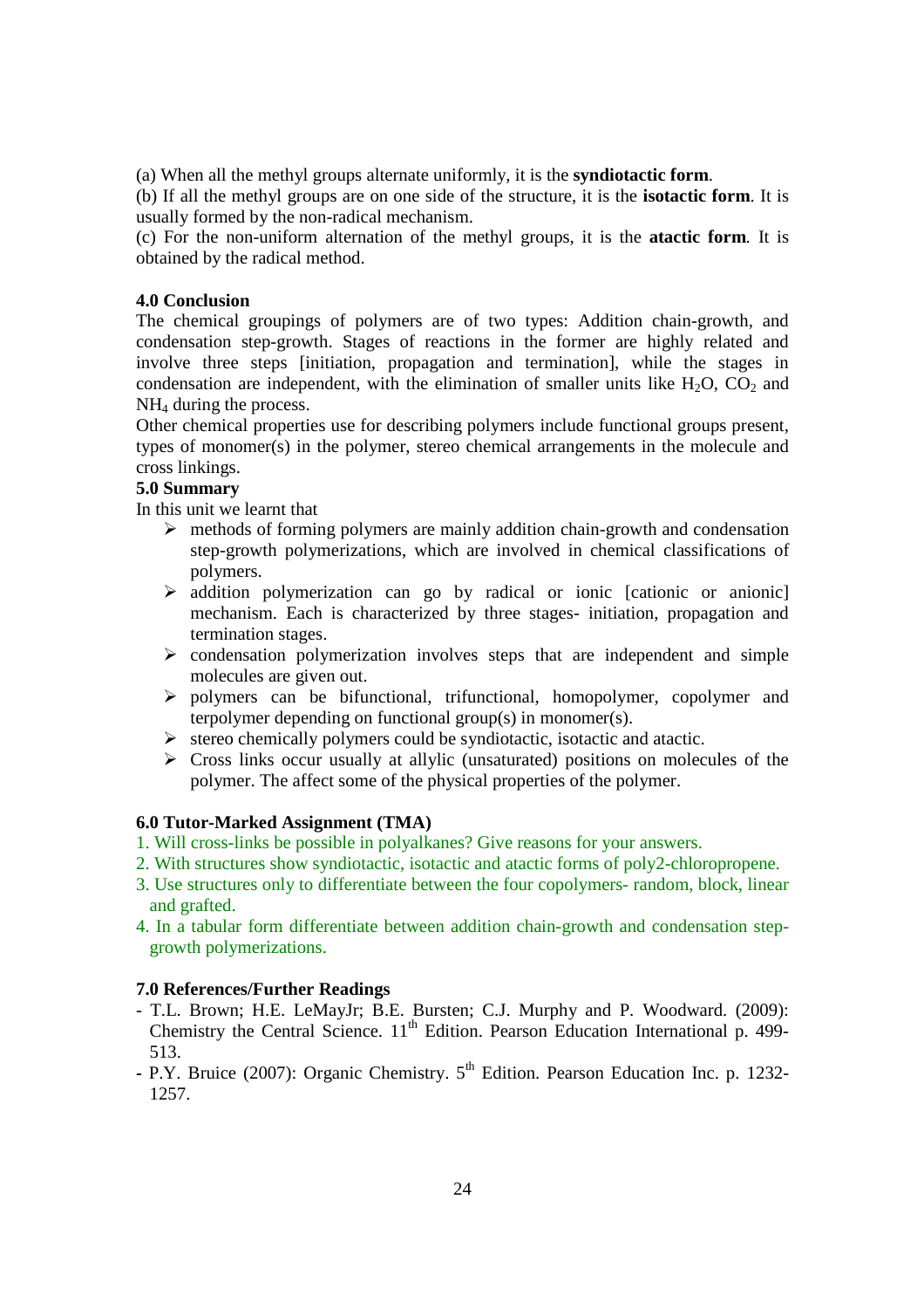(a) When all the methyl groups alternate uniformly, it is the **syndiotactic form**.

(b) If all the methyl groups are on one side of the structure, it is the **isotactic form**. It is usually formed by the non-radical mechanism.

(c) For the non-uniform alternation of the methyl groups, it is the **atactic form**. It is obtained by the radical method.

**4.0 Conclusion**

The chemical groupings of polymers are of two types: Addition chain-growth, and condensation step-growth. Stages of reactions in the former are highly related and involve three steps [initiation, propagation and termination], while the stages in condensation are independent, with the elimination of smaller units like $H_2O$, $CO_2$ and $NH_4$ during the process.

Other chemical properties use for describing polymers include functional groups present, types of monomer(s) in the polymer, stereo chemical arrangements in the molecule and cross linkings.

**5.0 Summary**

In this unit we learnt that

- methods of forming polymers are mainly addition chain-growth and condensation step-growth polymerizations, which are involved in chemical classifications of polymers.
- addition polymerization can go by radical or ionic [cationic or anionic] mechanism. Each is characterized by three stages- initiation, propagation and termination stages.
- condensation polymerization involves steps that are independent and simple molecules are given out.
- polymers can be bifunctional, trifunctional, homopolymer, copolymer and terpolymer depending on functional group(s) in monomer(s).
- stereo chemically polymers could be syndiotactic, isotactic and atactic.
- Cross links occur usually at allylic (unsaturated) positions on molecules of the polymer. The affect some of the physical properties of the polymer.

**6.0 Tutor-Marked Assignment (TMA)**

1. Will cross-links be possible in polyalkanes? Give reasons for your answers.
2. With structures show syndiotactic, isotactic and atactic forms of poly2-chloropropene.
3. Use structures only to differentiate between the four copolymers- random, block, linear and grafted.
4. In a tabular form differentiate between addition chain-growth and condensation step-growth polymerizations.

**7.0 References/Further Readings**

- T.L. Brown; H.E. LeMayJr; B.E. Bursten; C.J. Murphy and P. Woodward. (2009): Chemistry the Central Science. 11th Edition. Pearson Education International p. 499-513.
- P.Y. Bruice (2007): Organic Chemistry. 5th Edition. Pearson Education Inc. p. 1232-1257.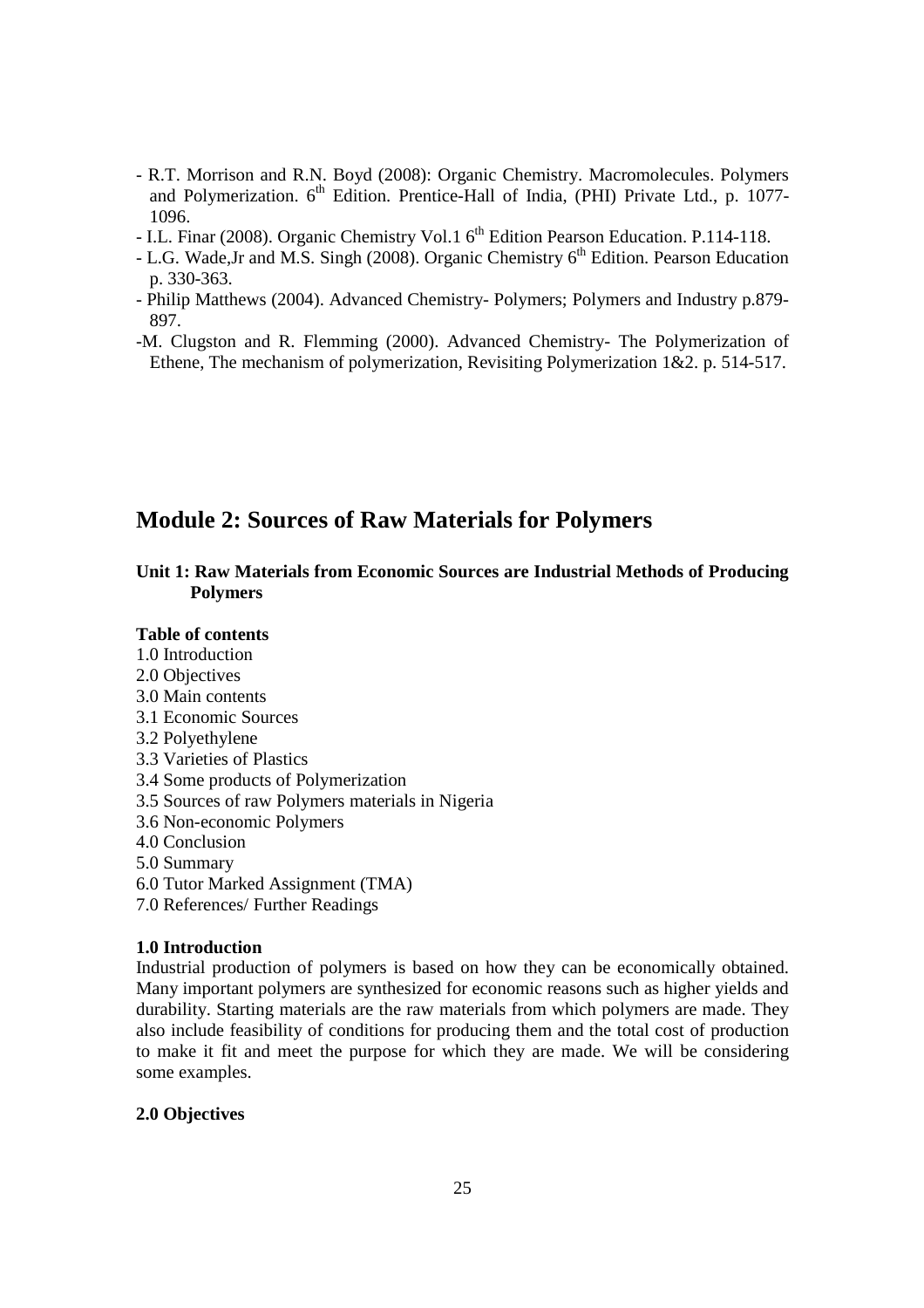- R.T. Morrison and R.N. Boyd (2008): Organic Chemistry. Macromolecules. Polymers and Polymerization. 6th Edition. Prentice-Hall of India, (PHI) Private Ltd., p. 1077-1096.
- I.L. Finar (2008). Organic Chemistry Vol.1 6th Edition Pearson Education. P.114-118.
- L.G. Wade,Jr and M.S. Singh (2008). Organic Chemistry 6th Edition. Pearson Education p. 330-363.
- Philip Matthews (2004). Advanced Chemistry- Polymers; Polymers and Industry p.879-897.
- M. Clugston and R. Flemming (2000). Advanced Chemistry- The Polymerization of Ethene, The mechanism of polymerization, Revisiting Polymerization 1&2. p. 514-517.

# Module 2: Sources of Raw Materials for Polymers

## Unit 1: Raw Materials from Economic Sources are Industrial Methods of Producing Polymers

**Table of contents**

1.0 Introduction
2.0 Objectives
3.0 Main contents
3.1 Economic Sources
3.2 Polyethylene
3.3 Varieties of Plastics
3.4 Some products of Polymerization
3.5 Sources of raw Polymers materials in Nigeria
3.6 Non-economic Polymers
4.0 Conclusion
5.0 Summary
6.0 Tutor Marked Assignment (TMA)
7.0 References/ Further Readings

### 1.0 Introduction

Industrial production of polymers is based on how they can be economically obtained. Many important polymers are synthesized for economic reasons such as higher yields and durability. Starting materials are the raw materials from which polymers are made. They also include feasibility of conditions for producing them and the total cost of production to make it fit and meet the purpose for which they are made. We will be considering some examples.

### 2.0 Objectives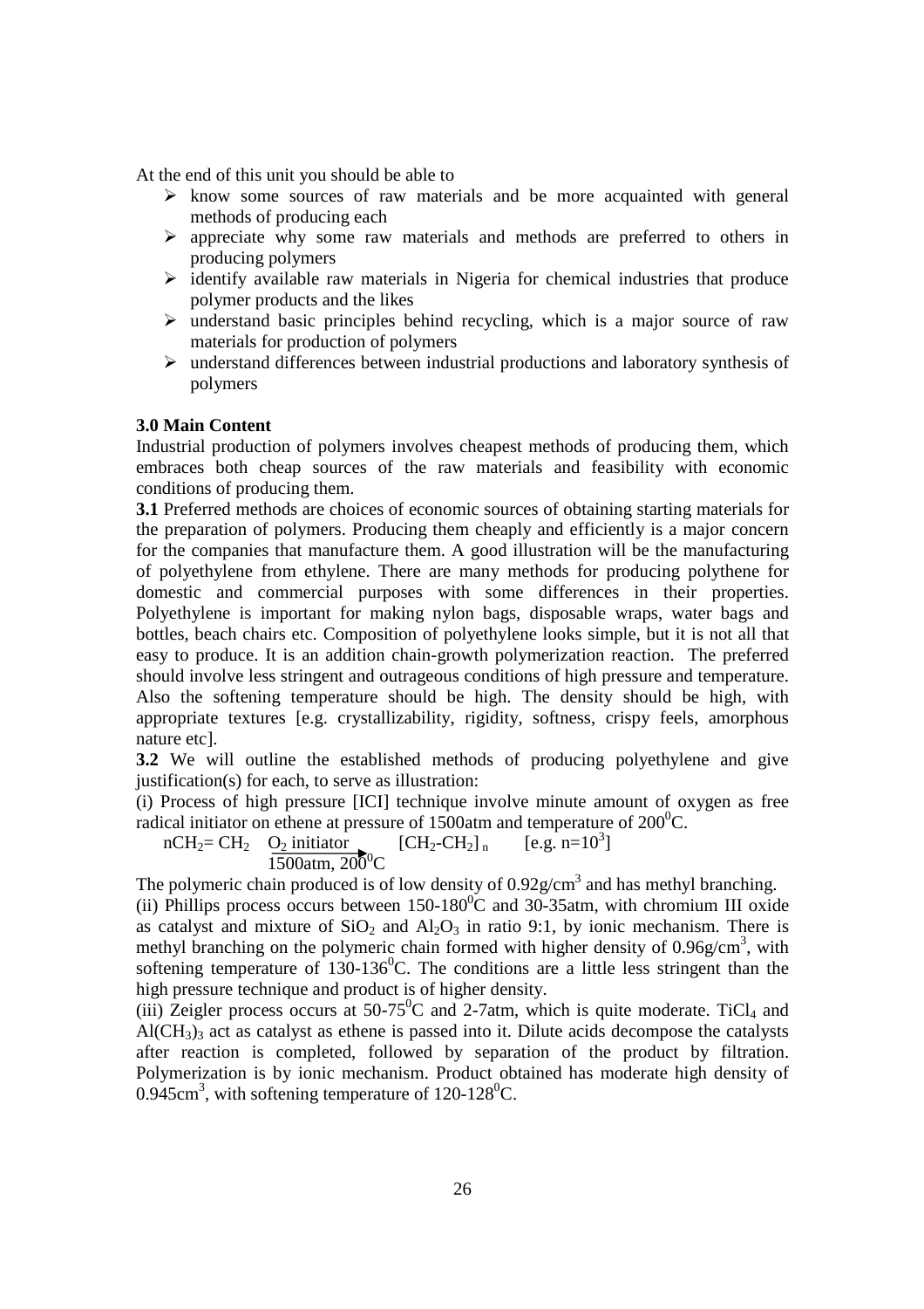At the end of this unit you should be able to

- know some sources of raw materials and be more acquainted with general methods of producing each
- appreciate why some raw materials and methods are preferred to others in producing polymers
- identify available raw materials in Nigeria for chemical industries that produce polymer products and the likes
- understand basic principles behind recycling, which is a major source of raw materials for production of polymers
- understand differences between industrial productions and laboratory synthesis of polymers

**3.0 Main Content**

Industrial production of polymers involves cheapest methods of producing them, which embraces both cheap sources of the raw materials and feasibility with economic conditions of producing them.

**3.1** Preferred methods are choices of economic sources of obtaining starting materials for the preparation of polymers. Producing them cheaply and efficiently is a major concern for the companies that manufacture them. A good illustration will be the manufacturing of polyethylene from ethylene. There are many methods for producing polythene for domestic and commercial purposes with some differences in their properties. Polyethylene is important for making nylon bags, disposable wraps, water bags and bottles, beach chairs etc. Composition of polyethylene looks simple, but it is not all that easy to produce. It is an addition chain-growth polymerization reaction. The preferred should involve less stringent and outrageous conditions of high pressure and temperature. Also the softening temperature should be high. The density should be high, with appropriate textures [e.g. crystallizability, rigidity, softness, crispy feels, amorphous nature etc].

**3.2** We will outline the established methods of producing polyethylene and give justification(s) for each, to serve as illustration:

(i) Process of high pressure [ICI] technique involve minute amount of oxygen as free radical initiator on ethene at pressure of 1500atm and temperature of $200^0$C.

$$nCH_2{=}CH_2 \xrightarrow[1500atm,\ 200^0C]{O_2 \text{ initiator}} [CH_2\text{-}CH_2]_n \qquad [\text{e.g. } n=10^3]$$

The polymeric chain produced is of low density of $0.92 g/cm^3$ and has methyl branching.

(ii) Phillips process occurs between 150-$180^0$C and 30-35atm, with chromium III oxide as catalyst and mixture of $SiO_2$ and $Al_2O_3$ in ratio 9:1, by ionic mechanism. There is methyl branching on the polymeric chain formed with higher density of $0.96g/cm^3$, with softening temperature of 130-$136^0$C. The conditions are a little less stringent than the high pressure technique and product is of higher density.

(iii) Zeigler process occurs at 50-$75^0$C and 2-7atm, which is quite moderate. $TiCl_4$ and $Al(CH_3)_3$ act as catalyst as ethene is passed into it. Dilute acids decompose the catalysts after reaction is completed, followed by separation of the product by filtration. Polymerization is by ionic mechanism. Product obtained has moderate high density of $0.945cm^3$, with softening temperature of 120-$128^0$C.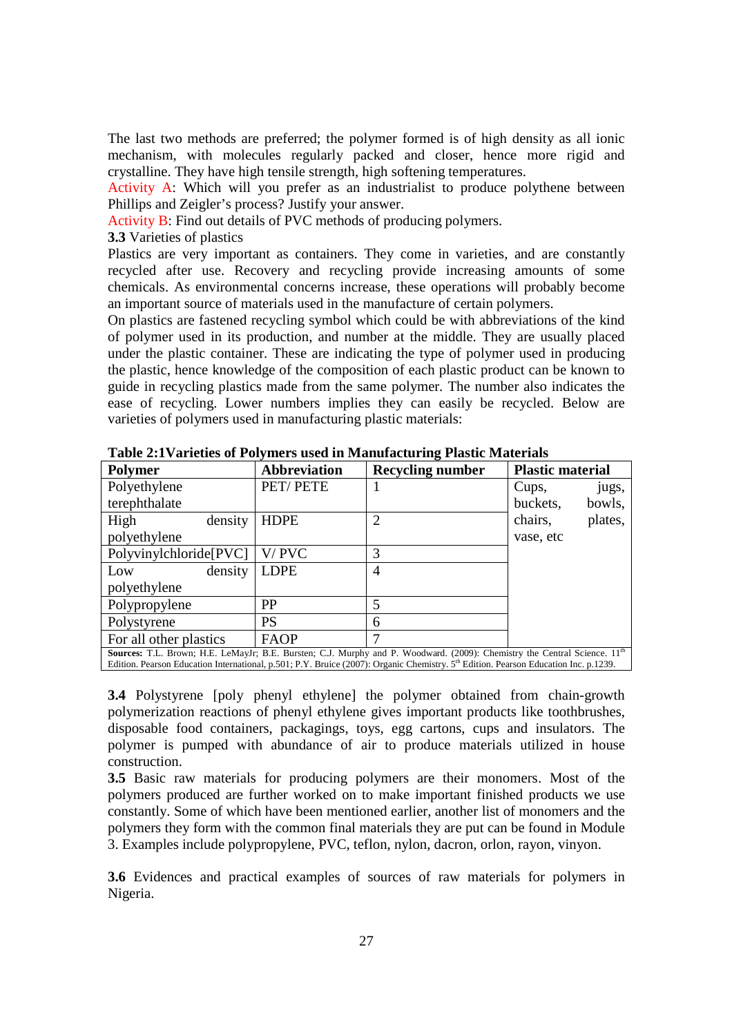The last two methods are preferred; the polymer formed is of high density as all ionic mechanism, with molecules regularly packed and closer, hence more rigid and crystalline. They have high tensile strength, high softening temperatures.

Activity A: Which will you prefer as an industrialist to produce polythene between Phillips and Zeigler's process? Justify your answer.

Activity B: Find out details of PVC methods of producing polymers.

**3.3** Varieties of plastics

Plastics are very important as containers. They come in varieties, and are constantly recycled after use. Recovery and recycling provide increasing amounts of some chemicals. As environmental concerns increase, these operations will probably become an important source of materials used in the manufacture of certain polymers.

On plastics are fastened recycling symbol which could be with abbreviations of the kind of polymer used in its production, and number at the middle. They are usually placed under the plastic container. These are indicating the type of polymer used in producing the plastic, hence knowledge of the composition of each plastic product can be known to guide in recycling plastics made from the same polymer. The number also indicates the ease of recycling. Lower numbers implies they can easily be recycled. Below are varieties of polymers used in manufacturing plastic materials:

**Table 2:1Varieties of Polymers used in Manufacturing Plastic Materials**

| Polymer | Abbreviation | Recycling number | Plastic material |
|---|---|---|---|
| Polyethylene terephthalate | PET/ PETE | 1 | Cups, jugs, buckets, bowls, chairs, plates, vase, etc |
| High density polyethylene | HDPE | 2 | |
| Polyvinylchloride[PVC] | V/ PVC | 3 | |
| Low density polyethylene | LDPE | 4 | |
| Polypropylene | PP | 5 | |
| Polystyrene | PS | 6 | |
| For all other plastics | FAOP | 7 | |

**Sources:** T.L. Brown; H.E. LeMayJr; B.E. Bursten; C.J. Murphy and P. Woodward. (2009): Chemistry the Central Science. 11th Edition. Pearson Education International, p.501; P.Y. Bruice (2007): Organic Chemistry. 5th Edition. Pearson Education Inc. p.1239.

**3.4** Polystyrene [poly phenyl ethylene] the polymer obtained from chain-growth polymerization reactions of phenyl ethylene gives important products like toothbrushes, disposable food containers, packagings, toys, egg cartons, cups and insulators. The polymer is pumped with abundance of air to produce materials utilized in house construction.

**3.5** Basic raw materials for producing polymers are their monomers. Most of the polymers produced are further worked on to make important finished products we use constantly. Some of which have been mentioned earlier, another list of monomers and the polymers they form with the common final materials they are put can be found in Module 3. Examples include polypropylene, PVC, teflon, nylon, dacron, orlon, rayon, vinyon.

**3.6** Evidences and practical examples of sources of raw materials for polymers in Nigeria.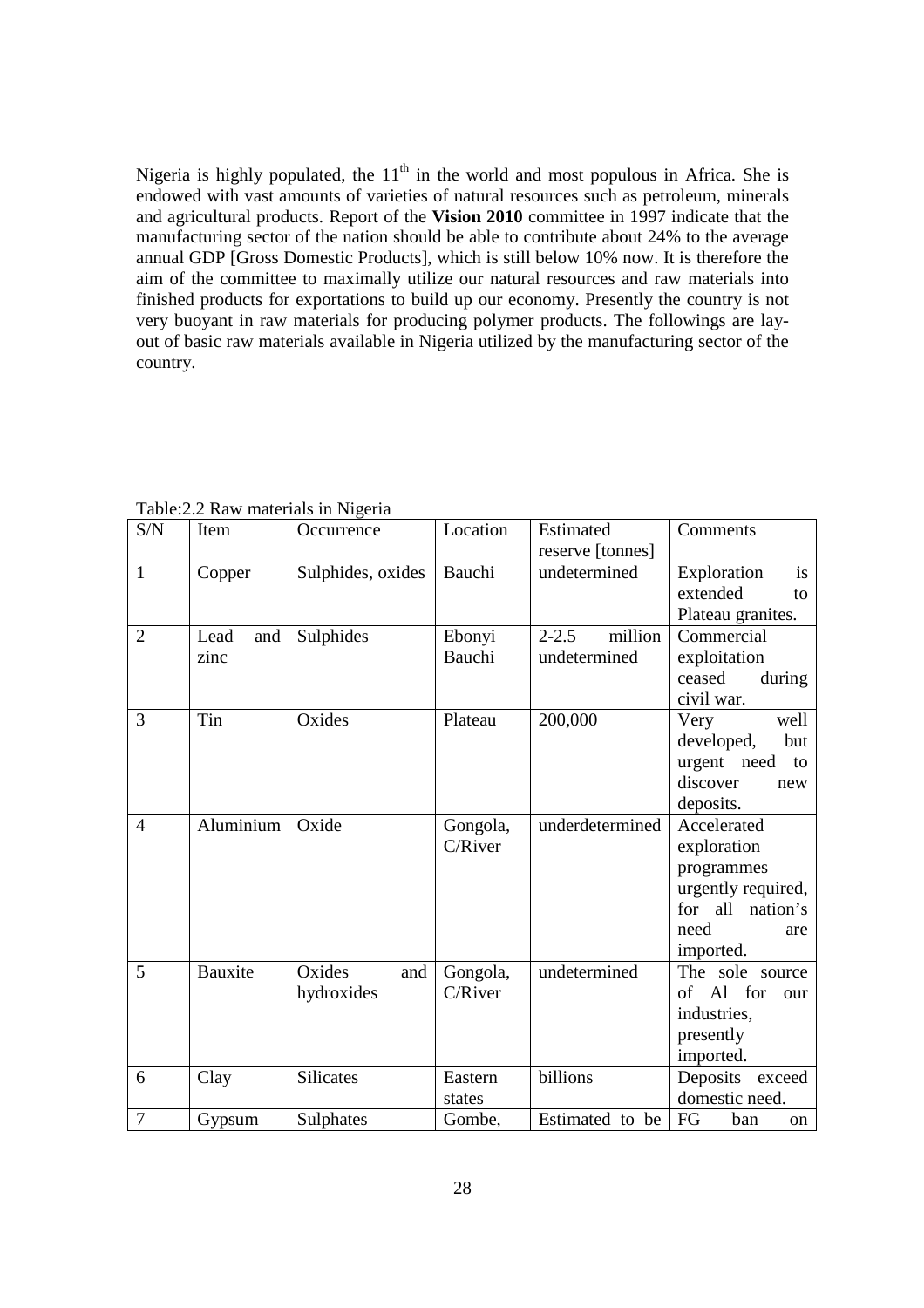Nigeria is highly populated, the $11^{th}$ in the world and most populous in Africa. She is endowed with vast amounts of varieties of natural resources such as petroleum, minerals and agricultural products. Report of the **Vision 2010** committee in 1997 indicate that the manufacturing sector of the nation should be able to contribute about 24% to the average annual GDP [Gross Domestic Products], which is still below 10% now. It is therefore the aim of the committee to maximally utilize our natural resources and raw materials into finished products for exportations to build up our economy. Presently the country is not very buoyant in raw materials for producing polymer products. The followings are lay-out of basic raw materials available in Nigeria utilized by the manufacturing sector of the country.

Table:2.2 Raw materials in Nigeria

| S/N | Item | Occurrence | Location | Estimated reserve [tonnes] | Comments |
|---|---|---|---|---|---|
| 1 | Copper | Sulphides, oxides | Bauchi | undetermined | Exploration is extended to Plateau granites. |
| 2 | Lead and zinc | Sulphides | Ebonyi Bauchi | 2-2.5 million undetermined | Commercial exploitation ceased during civil war. |
| 3 | Tin | Oxides | Plateau | 200,000 | Very well developed, but urgent need to discover new deposits. |
| 4 | Aluminium | Oxide | Gongola, C/River | underdetermined | Accelerated exploration programmes urgently required, for all nation's need are imported. |
| 5 | Bauxite | Oxides and hydroxides | Gongola, C/River | undetermined | The sole source of Al for our industries, presently imported. |
| 6 | Clay | Silicates | Eastern states | billions | Deposits exceed domestic need. |
| 7 | Gypsum | Sulphates | Gombe, | Estimated to be | FG ban on |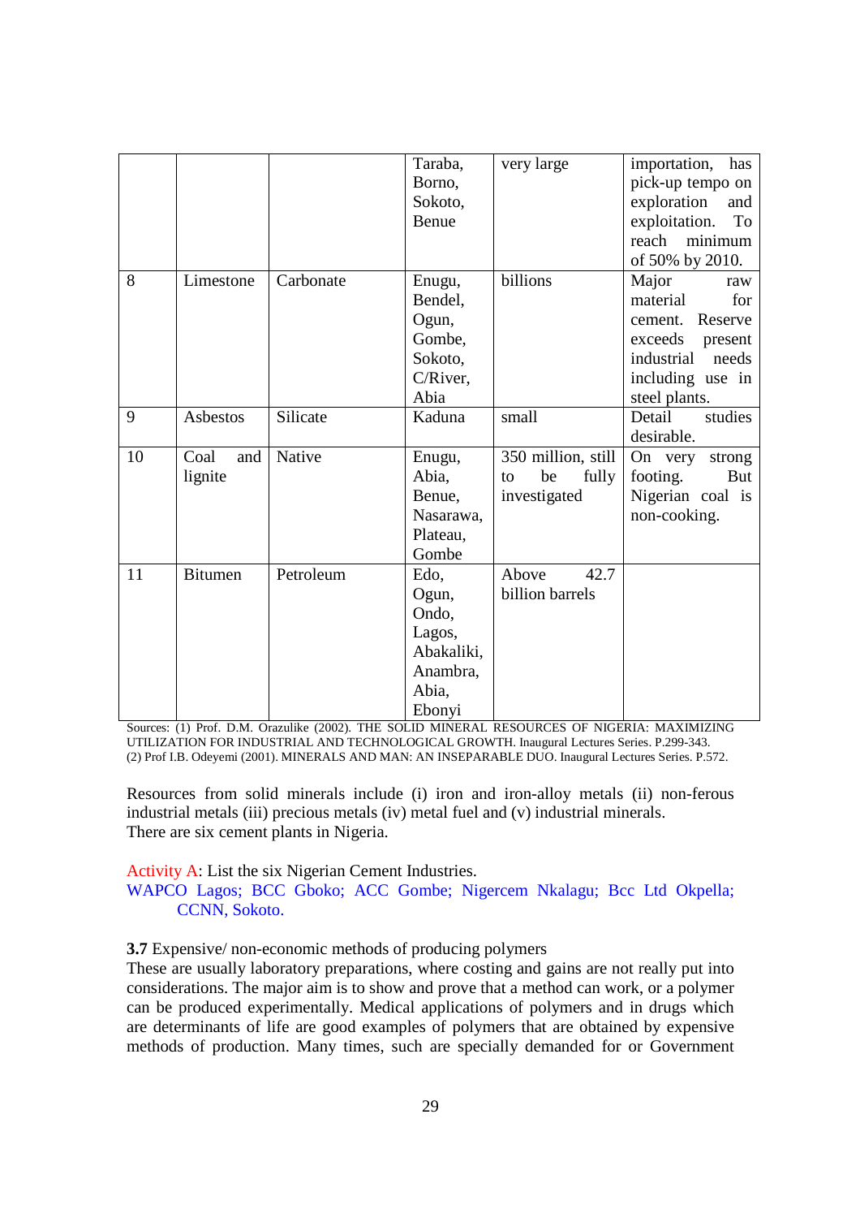|  |  |  | Taraba, Borno, Sokoto, Benue | very large | importation, has pick-up tempo on exploration and exploitation. To reach minimum of 50% by 2010. |
|---|---|---|---|---|---|
| 8 | Limestone | Carbonate | Enugu, Bendel, Ogun, Gombe, Sokoto, C/River, Abia | billions | Major raw material for cement. Reserve exceeds present industrial needs including use in steel plants. |
| 9 | Asbestos | Silicate | Kaduna | small | Detail studies desirable. |
| 10 | Coal and lignite | Native | Enugu, Abia, Benue, Nasarawa, Plateau, Gombe | 350 million, still to be fully investigated | On very strong footing. But Nigerian coal is non-cooking. |
| 11 | Bitumen | Petroleum | Edo, Ogun, Ondo, Lagos, Abakaliki, Anambra, Abia, Ebonyi | Above 42.7 billion barrels |  |

Sources: (1) Prof. D.M. Orazulike (2002). THE SOLID MINERAL RESOURCES OF NIGERIA: MAXIMIZING UTILIZATION FOR INDUSTRIAL AND TECHNOLOGICAL GROWTH. Inaugural Lectures Series. P.299-343.
(2) Prof I.B. Odeyemi (2001). MINERALS AND MAN: AN INSEPARABLE DUO. Inaugural Lectures Series. P.572.

Resources from solid minerals include (i) iron and iron-alloy metals (ii) non-ferous industrial metals (iii) precious metals (iv) metal fuel and (v) industrial minerals.
There are six cement plants in Nigeria.

Activity A: List the six Nigerian Cement Industries.
WAPCO Lagos; BCC Gboko; ACC Gombe; Nigercem Nkalagu; Bcc Ltd Okpella; CCNN, Sokoto.

**3.7** Expensive/ non-economic methods of producing polymers
These are usually laboratory preparations, where costing and gains are not really put into considerations. The major aim is to show and prove that a method can work, or a polymer can be produced experimentally. Medical applications of polymers and in drugs which are determinants of life are good examples of polymers that are obtained by expensive methods of production. Many times, such are specially demanded for or Government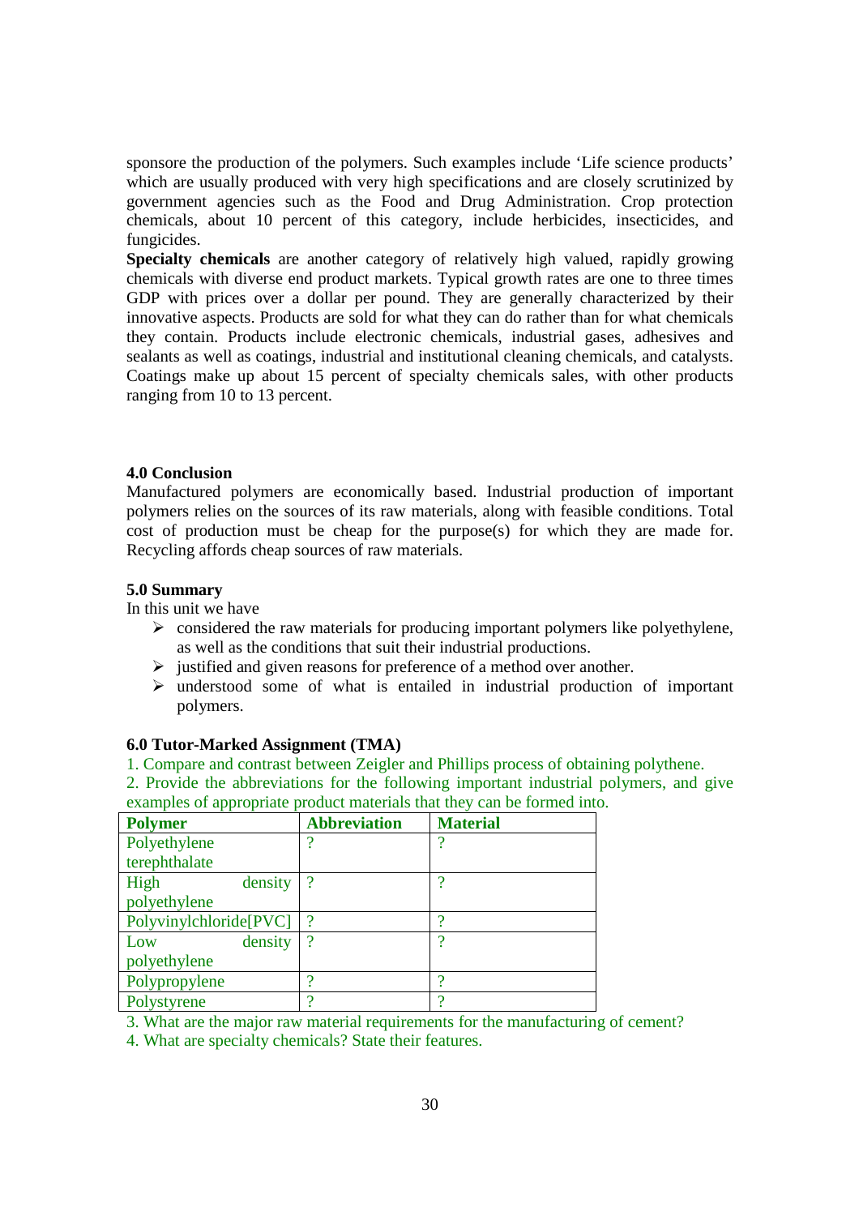sponsore the production of the polymers. Such examples include 'Life science products' which are usually produced with very high specifications and are closely scrutinized by government agencies such as the Food and Drug Administration. Crop protection chemicals, about 10 percent of this category, include herbicides, insecticides, and fungicides.

**Specialty chemicals** are another category of relatively high valued, rapidly growing chemicals with diverse end product markets. Typical growth rates are one to three times GDP with prices over a dollar per pound. They are generally characterized by their innovative aspects. Products are sold for what they can do rather than for what chemicals they contain. Products include electronic chemicals, industrial gases, adhesives and sealants as well as coatings, industrial and institutional cleaning chemicals, and catalysts. Coatings make up about 15 percent of specialty chemicals sales, with other products ranging from 10 to 13 percent.

### 4.0 Conclusion

Manufactured polymers are economically based. Industrial production of important polymers relies on the sources of its raw materials, along with feasible conditions. Total cost of production must be cheap for the purpose(s) for which they are made for. Recycling affords cheap sources of raw materials.

### 5.0 Summary

In this unit we have

- considered the raw materials for producing important polymers like polyethylene, as well as the conditions that suit their industrial productions.
- justified and given reasons for preference of a method over another.
- understood some of what is entailed in industrial production of important polymers.

### 6.0 Tutor-Marked Assignment (TMA)

1. Compare and contrast between Zeigler and Phillips process of obtaining polythene.
2. Provide the abbreviations for the following important industrial polymers, and give examples of appropriate product materials that they can be formed into.

| Polymer | Abbreviation | Material |
|---|---|---|
| Polyethylene terephthalate | ? | ? |
| High density polyethylene | ? | ? |
| Polyvinylchloride[PVC] | ? | ? |
| Low density polyethylene | ? | ? |
| Polypropylene | ? | ? |
| Polystyrene | ? | ? |

3. What are the major raw material requirements for the manufacturing of cement?
4. What are specialty chemicals? State their features.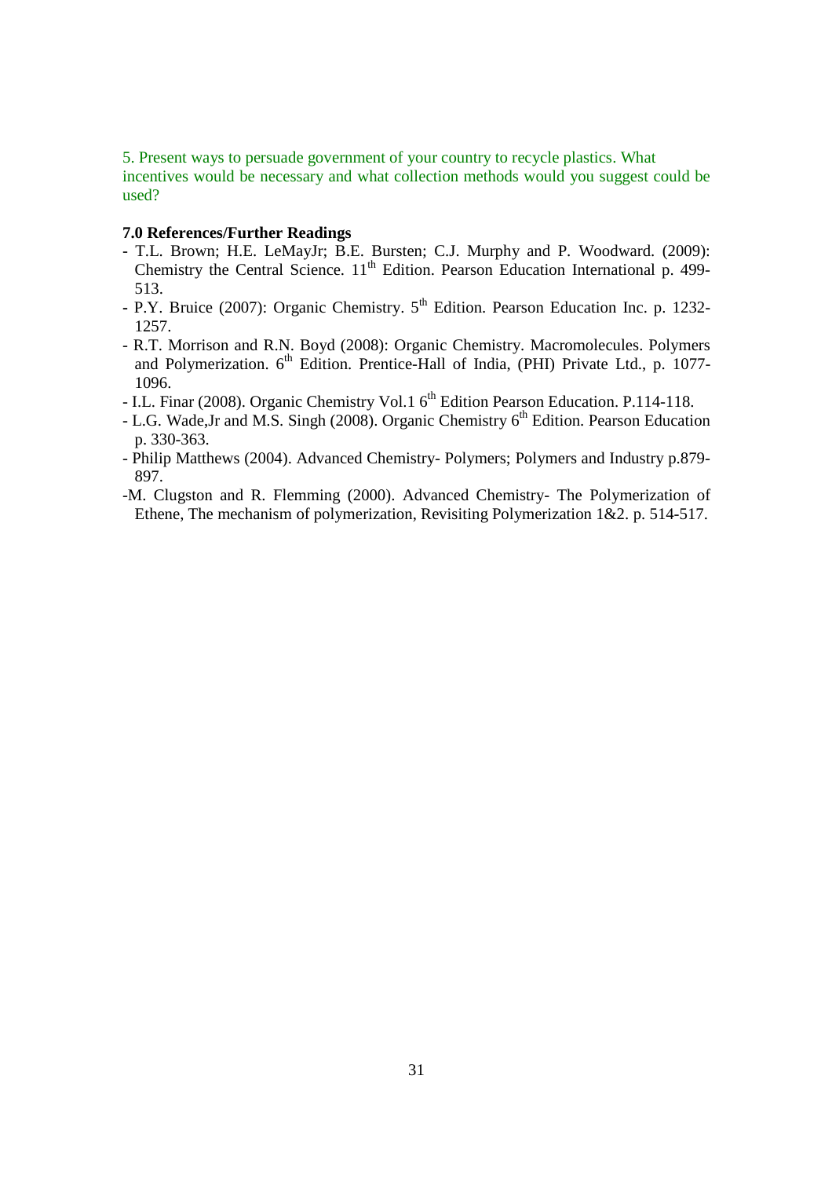5. Present ways to persuade government of your country to recycle plastics. What incentives would be necessary and what collection methods would you suggest could be used?

**7.0 References/Further Readings**

- T.L. Brown; H.E. LeMayJr; B.E. Bursten; C.J. Murphy and P. Woodward. (2009): Chemistry the Central Science. 11th Edition. Pearson Education International p. 499-513.
- P.Y. Bruice (2007): Organic Chemistry. 5th Edition. Pearson Education Inc. p. 1232-1257.
- R.T. Morrison and R.N. Boyd (2008): Organic Chemistry. Macromolecules. Polymers and Polymerization. 6th Edition. Prentice-Hall of India, (PHI) Private Ltd., p. 1077-1096.
- I.L. Finar (2008). Organic Chemistry Vol.1 6th Edition Pearson Education. P.114-118.
- L.G. Wade,Jr and M.S. Singh (2008). Organic Chemistry 6th Edition. Pearson Education p. 330-363.
- Philip Matthews (2004). Advanced Chemistry- Polymers; Polymers and Industry p.879-897.
- M. Clugston and R. Flemming (2000). Advanced Chemistry- The Polymerization of Ethene, The mechanism of polymerization, Revisiting Polymerization 1&2. p. 514-517.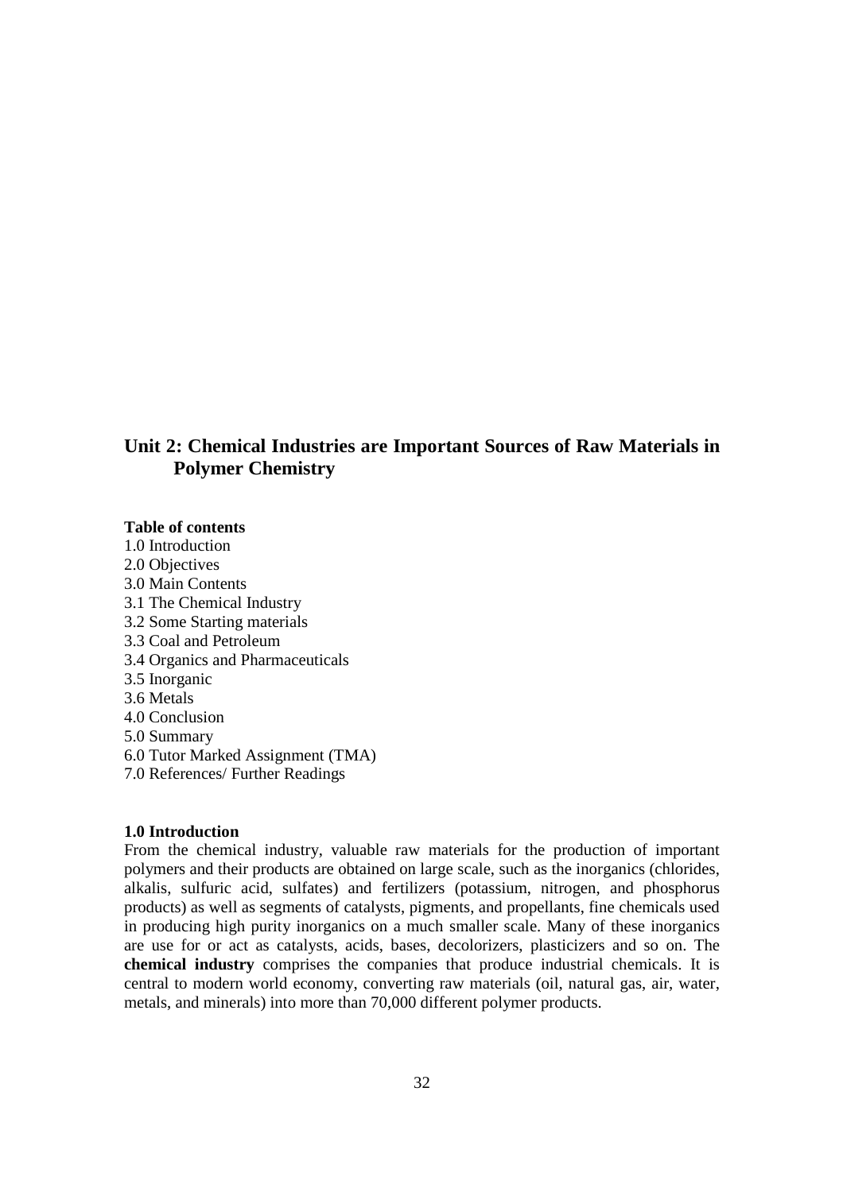## Unit 2: Chemical Industries are Important Sources of Raw Materials in Polymer Chemistry

**Table of contents**

1.0 Introduction
2.0 Objectives
3.0 Main Contents
3.1 The Chemical Industry
3.2 Some Starting materials
3.3 Coal and Petroleum
3.4 Organics and Pharmaceuticals
3.5 Inorganic
3.6 Metals
4.0 Conclusion
5.0 Summary
6.0 Tutor Marked Assignment (TMA)
7.0 References/ Further Readings

**1.0 Introduction**

From the chemical industry, valuable raw materials for the production of important polymers and their products are obtained on large scale, such as the inorganics (chlorides, alkalis, sulfuric acid, sulfates) and fertilizers (potassium, nitrogen, and phosphorus products) as well as segments of catalysts, pigments, and propellants, fine chemicals used in producing high purity inorganics on a much smaller scale. Many of these inorganics are use for or act as catalysts, acids, bases, decolorizers, plasticizers and so on. The **chemical industry** comprises the companies that produce industrial chemicals. It is central to modern world economy, converting raw materials (oil, natural gas, air, water, metals, and minerals) into more than 70,000 different polymer products.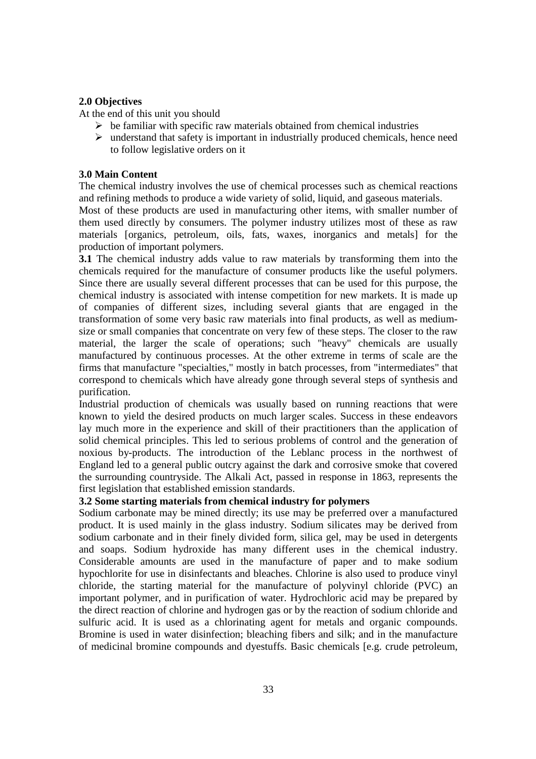**2.0 Objectives**

At the end of this unit you should

- be familiar with specific raw materials obtained from chemical industries
- understand that safety is important in industrially produced chemicals, hence need to follow legislative orders on it

**3.0 Main Content**

The chemical industry involves the use of chemical processes such as chemical reactions and refining methods to produce a wide variety of solid, liquid, and gaseous materials.

Most of these products are used in manufacturing other items, with smaller number of them used directly by consumers. The polymer industry utilizes most of these as raw materials [organics, petroleum, oils, fats, waxes, inorganics and metals] for the production of important polymers.

**3.1** The chemical industry adds value to raw materials by transforming them into the chemicals required for the manufacture of consumer products like the useful polymers. Since there are usually several different processes that can be used for this purpose, the chemical industry is associated with intense competition for new markets. It is made up of companies of different sizes, including several giants that are engaged in the transformation of some very basic raw materials into final products, as well as medium-size or small companies that concentrate on very few of these steps. The closer to the raw material, the larger the scale of operations; such "heavy" chemicals are usually manufactured by continuous processes. At the other extreme in terms of scale are the firms that manufacture "specialties," mostly in batch processes, from "intermediates" that correspond to chemicals which have already gone through several steps of synthesis and purification.

Industrial production of chemicals was usually based on running reactions that were known to yield the desired products on much larger scales. Success in these endeavors lay much more in the experience and skill of their practitioners than the application of solid chemical principles. This led to serious problems of control and the generation of noxious by-products. The introduction of the Leblanc process in the northwest of England led to a general public outcry against the dark and corrosive smoke that covered the surrounding countryside. The Alkali Act, passed in response in 1863, represents the first legislation that established emission standards.

**3.2 Some starting materials from chemical industry for polymers**

Sodium carbonate may be mined directly; its use may be preferred over a manufactured product. It is used mainly in the glass industry. Sodium silicates may be derived from sodium carbonate and in their finely divided form, silica gel, may be used in detergents and soaps. Sodium hydroxide has many different uses in the chemical industry. Considerable amounts are used in the manufacture of paper and to make sodium hypochlorite for use in disinfectants and bleaches. Chlorine is also used to produce vinyl chloride, the starting material for the manufacture of polyvinyl chloride (PVC) an important polymer, and in purification of water. Hydrochloric acid may be prepared by the direct reaction of chlorine and hydrogen gas or by the reaction of sodium chloride and sulfuric acid. It is used as a chlorinating agent for metals and organic compounds. Bromine is used in water disinfection; bleaching fibers and silk; and in the manufacture of medicinal bromine compounds and dyestuffs. Basic chemicals [e.g. crude petroleum,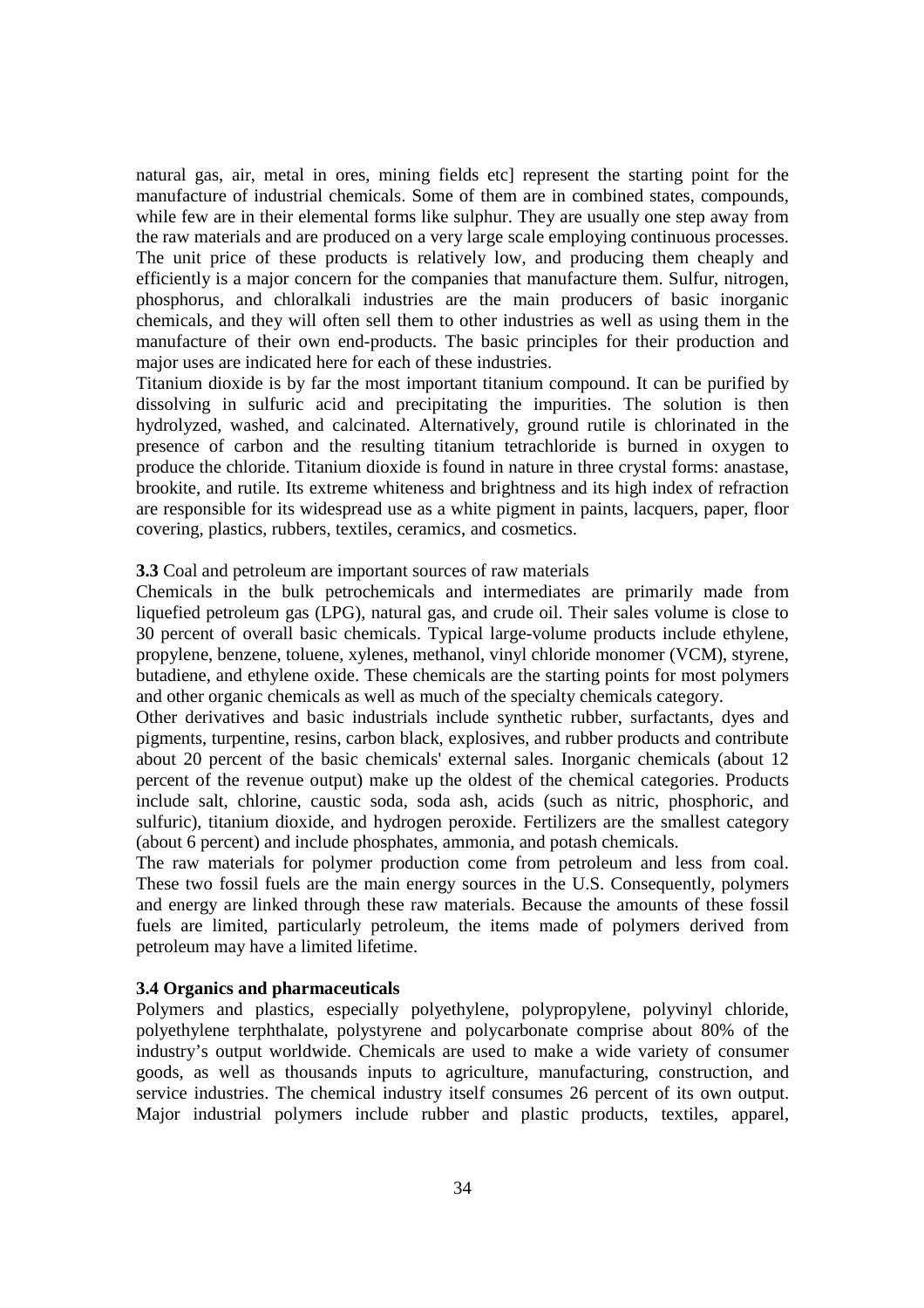natural gas, air, metal in ores, mining fields etc] represent the starting point for the manufacture of industrial chemicals. Some of them are in combined states, compounds, while few are in their elemental forms like sulphur. They are usually one step away from the raw materials and are produced on a very large scale employing continuous processes. The unit price of these products is relatively low, and producing them cheaply and efficiently is a major concern for the companies that manufacture them. Sulfur, nitrogen, phosphorus, and chloralkali industries are the main producers of basic inorganic chemicals, and they will often sell them to other industries as well as using them in the manufacture of their own end-products. The basic principles for their production and major uses are indicated here for each of these industries.

Titanium dioxide is by far the most important titanium compound. It can be purified by dissolving in sulfuric acid and precipitating the impurities. The solution is then hydrolyzed, washed, and calcinated. Alternatively, ground rutile is chlorinated in the presence of carbon and the resulting titanium tetrachloride is burned in oxygen to produce the chloride. Titanium dioxide is found in nature in three crystal forms: anastase, brookite, and rutile. Its extreme whiteness and brightness and its high index of refraction are responsible for its widespread use as a white pigment in paints, lacquers, paper, floor covering, plastics, rubbers, textiles, ceramics, and cosmetics.

**3.3** Coal and petroleum are important sources of raw materials

Chemicals in the bulk petrochemicals and intermediates are primarily made from liquefied petroleum gas (LPG), natural gas, and crude oil. Their sales volume is close to 30 percent of overall basic chemicals. Typical large-volume products include ethylene, propylene, benzene, toluene, xylenes, methanol, vinyl chloride monomer (VCM), styrene, butadiene, and ethylene oxide. These chemicals are the starting points for most polymers and other organic chemicals as well as much of the specialty chemicals category.

Other derivatives and basic industrials include synthetic rubber, surfactants, dyes and pigments, turpentine, resins, carbon black, explosives, and rubber products and contribute about 20 percent of the basic chemicals' external sales. Inorganic chemicals (about 12 percent of the revenue output) make up the oldest of the chemical categories. Products include salt, chlorine, caustic soda, soda ash, acids (such as nitric, phosphoric, and sulfuric), titanium dioxide, and hydrogen peroxide. Fertilizers are the smallest category (about 6 percent) and include phosphates, ammonia, and potash chemicals.

The raw materials for polymer production come from petroleum and less from coal. These two fossil fuels are the main energy sources in the U.S. Consequently, polymers and energy are linked through these raw materials. Because the amounts of these fossil fuels are limited, particularly petroleum, the items made of polymers derived from petroleum may have a limited lifetime.

### 3.4 Organics and pharmaceuticals

Polymers and plastics, especially polyethylene, polypropylene, polyvinyl chloride, polyethylene terphthalate, polystyrene and polycarbonate comprise about 80% of the industry's output worldwide. Chemicals are used to make a wide variety of consumer goods, as well as thousands inputs to agriculture, manufacturing, construction, and service industries. The chemical industry itself consumes 26 percent of its own output. Major industrial polymers include rubber and plastic products, textiles, apparel,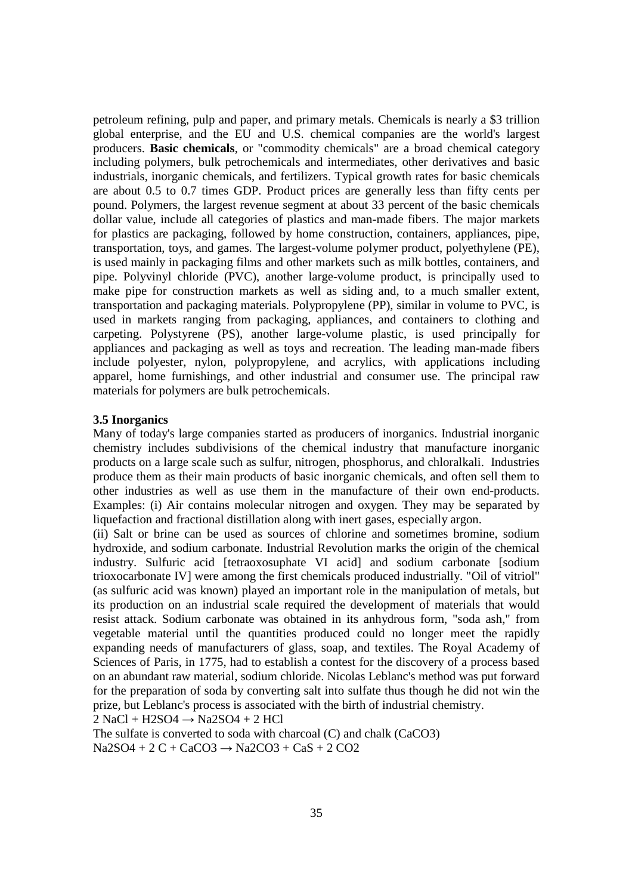petroleum refining, pulp and paper, and primary metals. Chemicals is nearly a \$3 trillion global enterprise, and the EU and U.S. chemical companies are the world's largest producers. **Basic chemicals**, or "commodity chemicals" are a broad chemical category including polymers, bulk petrochemicals and intermediates, other derivatives and basic industrials, inorganic chemicals, and fertilizers. Typical growth rates for basic chemicals are about 0.5 to 0.7 times GDP. Product prices are generally less than fifty cents per pound. Polymers, the largest revenue segment at about 33 percent of the basic chemicals dollar value, include all categories of plastics and man-made fibers. The major markets for plastics are packaging, followed by home construction, containers, appliances, pipe, transportation, toys, and games. The largest-volume polymer product, polyethylene (PE), is used mainly in packaging films and other markets such as milk bottles, containers, and pipe. Polyvinyl chloride (PVC), another large-volume product, is principally used to make pipe for construction markets as well as siding and, to a much smaller extent, transportation and packaging materials. Polypropylene (PP), similar in volume to PVC, is used in markets ranging from packaging, appliances, and containers to clothing and carpeting. Polystyrene (PS), another large-volume plastic, is used principally for appliances and packaging as well as toys and recreation. The leading man-made fibers include polyester, nylon, polypropylene, and acrylics, with applications including apparel, home furnishings, and other industrial and consumer use. The principal raw materials for polymers are bulk petrochemicals.

### 3.5 Inorganics

Many of today's large companies started as producers of inorganics. Industrial inorganic chemistry includes subdivisions of the chemical industry that manufacture inorganic products on a large scale such as sulfur, nitrogen, phosphorus, and chloralkali. Industries produce them as their main products of basic inorganic chemicals, and often sell them to other industries as well as use them in the manufacture of their own end-products. Examples: (i) Air contains molecular nitrogen and oxygen. They may be separated by liquefaction and fractional distillation along with inert gases, especially argon.

(ii) Salt or brine can be used as sources of chlorine and sometimes bromine, sodium hydroxide, and sodium carbonate. Industrial Revolution marks the origin of the chemical industry. Sulfuric acid [tetraoxosuphate VI acid] and sodium carbonate [sodium trioxocarbonate IV] were among the first chemicals produced industrially. "Oil of vitriol" (as sulfuric acid was known) played an important role in the manipulation of metals, but its production on an industrial scale required the development of materials that would resist attack. Sodium carbonate was obtained in its anhydrous form, "soda ash," from vegetable material until the quantities produced could no longer meet the rapidly expanding needs of manufacturers of glass, soap, and textiles. The Royal Academy of Sciences of Paris, in 1775, had to establish a contest for the discovery of a process based on an abundant raw material, sodium chloride. Nicolas Leblanc's method was put forward for the preparation of soda by converting salt into sulfate thus though he did not win the prize, but Leblanc's process is associated with the birth of industrial chemistry.

$$2\,NaCl + H_2SO_4 \rightarrow Na_2SO_4 + 2\,HCl$$

The sulfate is converted to soda with charcoal (C) and chalk ($CaCO_3$)

$$Na_2SO_4 + 2\,C + CaCO_3 \rightarrow Na_2CO_3 + CaS + 2\,CO_2$$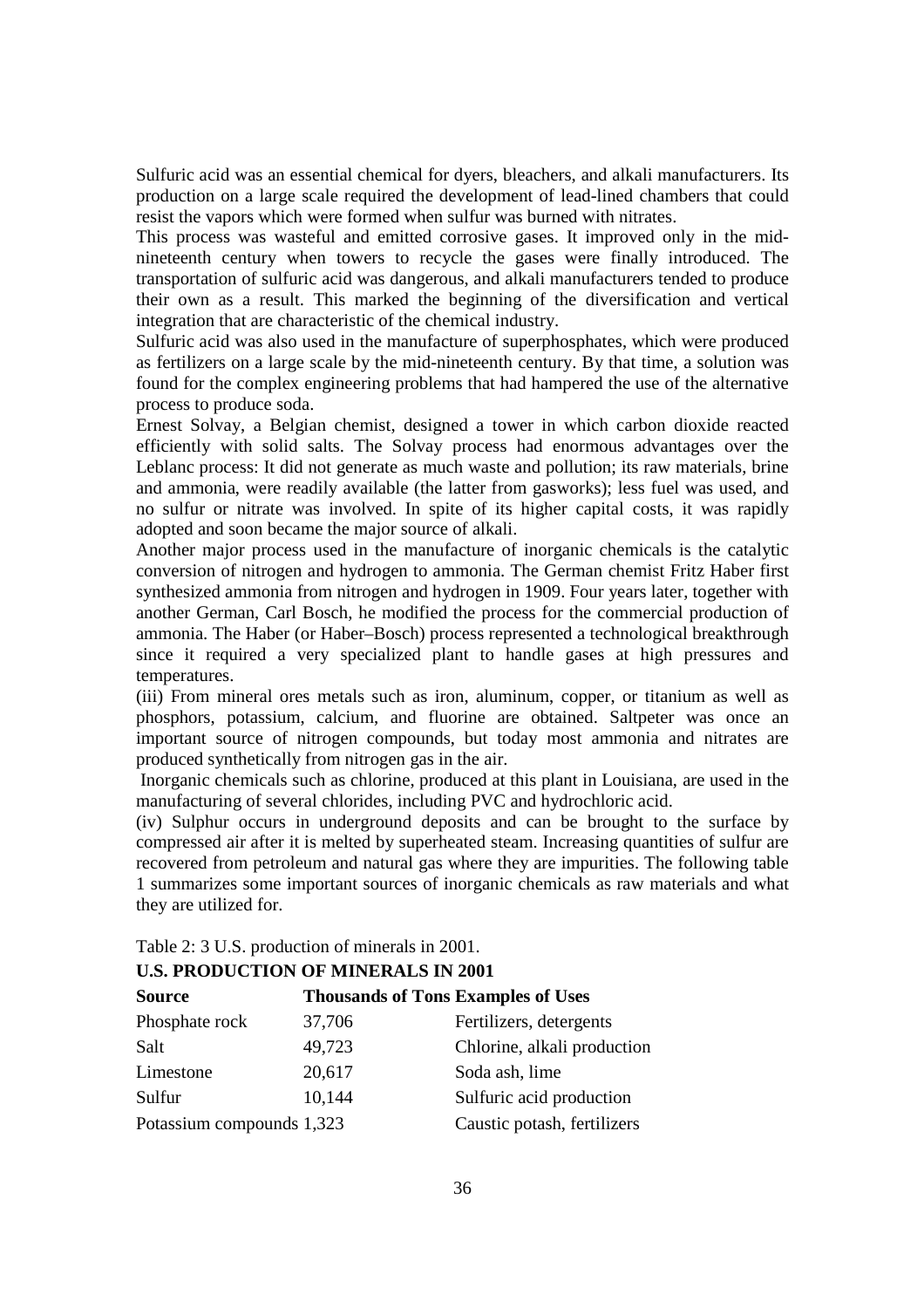Sulfuric acid was an essential chemical for dyers, bleachers, and alkali manufacturers. Its production on a large scale required the development of lead-lined chambers that could resist the vapors which were formed when sulfur was burned with nitrates.

This process was wasteful and emitted corrosive gases. It improved only in the mid-nineteenth century when towers to recycle the gases were finally introduced. The transportation of sulfuric acid was dangerous, and alkali manufacturers tended to produce their own as a result. This marked the beginning of the diversification and vertical integration that are characteristic of the chemical industry.

Sulfuric acid was also used in the manufacture of superphosphates, which were produced as fertilizers on a large scale by the mid-nineteenth century. By that time, a solution was found for the complex engineering problems that had hampered the use of the alternative process to produce soda.

Ernest Solvay, a Belgian chemist, designed a tower in which carbon dioxide reacted efficiently with solid salts. The Solvay process had enormous advantages over the Leblanc process: It did not generate as much waste and pollution; its raw materials, brine and ammonia, were readily available (the latter from gasworks); less fuel was used, and no sulfur or nitrate was involved. In spite of its higher capital costs, it was rapidly adopted and soon became the major source of alkali.

Another major process used in the manufacture of inorganic chemicals is the catalytic conversion of nitrogen and hydrogen to ammonia. The German chemist Fritz Haber first synthesized ammonia from nitrogen and hydrogen in 1909. Four years later, together with another German, Carl Bosch, he modified the process for the commercial production of ammonia. The Haber (or Haber–Bosch) process represented a technological breakthrough since it required a very specialized plant to handle gases at high pressures and temperatures.

(iii) From mineral ores metals such as iron, aluminum, copper, or titanium as well as phosphors, potassium, calcium, and fluorine are obtained. Saltpeter was once an important source of nitrogen compounds, but today most ammonia and nitrates are produced synthetically from nitrogen gas in the air.

Inorganic chemicals such as chlorine, produced at this plant in Louisiana, are used in the manufacturing of several chlorides, including PVC and hydrochloric acid.

(iv) Sulphur occurs in underground deposits and can be brought to the surface by compressed air after it is melted by superheated steam. Increasing quantities of sulfur are recovered from petroleum and natural gas where they are impurities. The following table 1 summarizes some important sources of inorganic chemicals as raw materials and what they are utilized for.

Table 2: 3 U.S. production of minerals in 2001.

**U.S. PRODUCTION OF MINERALS IN 2001**

| **Source** | **Thousands of Tons** | **Examples of Uses** |
|---|---|---|
| Phosphate rock | 37,706 | Fertilizers, detergents |
| Salt | 49,723 | Chlorine, alkali production |
| Limestone | 20,617 | Soda ash, lime |
| Sulfur | 10,144 | Sulfuric acid production |
| Potassium compounds | 1,323 | Caustic potash, fertilizers |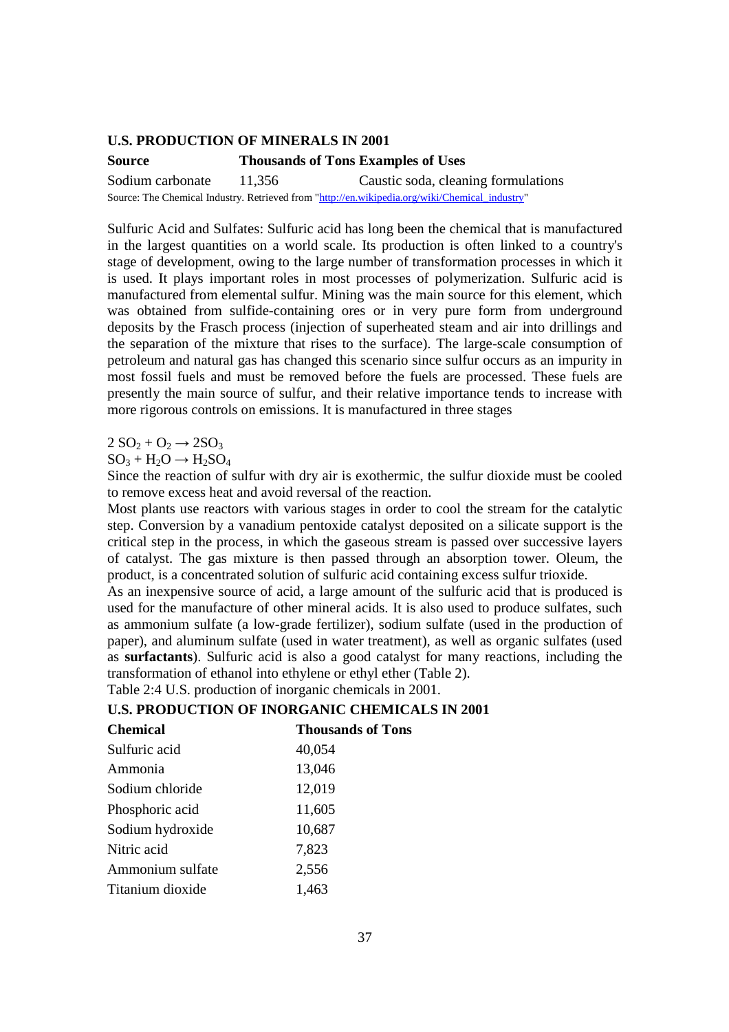**U.S. PRODUCTION OF MINERALS IN 2001**

| Source | Thousands of Tons | Examples of Uses |
|---|---|---|
| Sodium carbonate | 11,356 | Caustic soda, cleaning formulations |

Source: The Chemical Industry. Retrieved from "http://en.wikipedia.org/wiki/Chemical_industry"

Sulfuric Acid and Sulfates: Sulfuric acid has long been the chemical that is manufactured in the largest quantities on a world scale. Its production is often linked to a country's stage of development, owing to the large number of transformation processes in which it is used. It plays important roles in most processes of polymerization. Sulfuric acid is manufactured from elemental sulfur. Mining was the main source for this element, which was obtained from sulfide-containing ores or in very pure form from underground deposits by the Frasch process (injection of superheated steam and air into drillings and the separation of the mixture that rises to the surface). The large-scale consumption of petroleum and natural gas has changed this scenario since sulfur occurs as an impurity in most fossil fuels and must be removed before the fuels are processed. These fuels are presently the main source of sulfur, and their relative importance tends to increase with more rigorous controls on emissions. It is manufactured in three stages

$2\ SO_2 + O_2 \rightarrow 2SO_3$

$SO_3 + H_2O \rightarrow H_2SO_4$

Since the reaction of sulfur with dry air is exothermic, the sulfur dioxide must be cooled to remove excess heat and avoid reversal of the reaction.

Most plants use reactors with various stages in order to cool the stream for the catalytic step. Conversion by a vanadium pentoxide catalyst deposited on a silicate support is the critical step in the process, in which the gaseous stream is passed over successive layers of catalyst. The gas mixture is then passed through an absorption tower. Oleum, the product, is a concentrated solution of sulfuric acid containing excess sulfur trioxide.

As an inexpensive source of acid, a large amount of the sulfuric acid that is produced is used for the manufacture of other mineral acids. It is also used to produce sulfates, such as ammonium sulfate (a low-grade fertilizer), sodium sulfate (used in the production of paper), and aluminum sulfate (used in water treatment), as well as organic sulfates (used as **surfactants**). Sulfuric acid is also a good catalyst for many reactions, including the transformation of ethanol into ethylene or ethyl ether (Table 2).

Table 2:4 U.S. production of inorganic chemicals in 2001.

**U.S. PRODUCTION OF INORGANIC CHEMICALS IN 2001**

| Chemical | Thousands of Tons |
|---|---|
| Sulfuric acid | 40,054 |
| Ammonia | 13,046 |
| Sodium chloride | 12,019 |
| Phosphoric acid | 11,605 |
| Sodium hydroxide | 10,687 |
| Nitric acid | 7,823 |
| Ammonium sulfate | 2,556 |
| Titanium dioxide | 1,463 |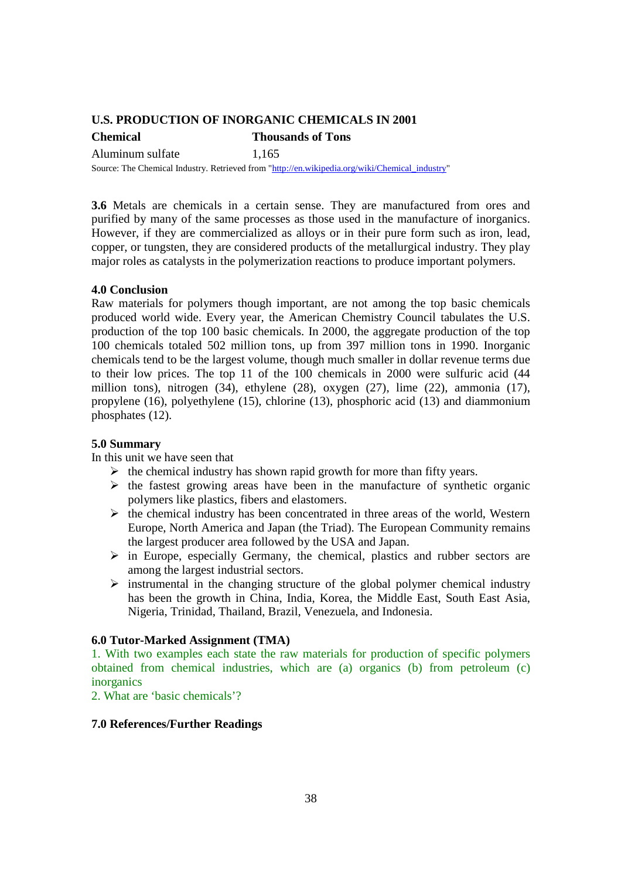**U.S. PRODUCTION OF INORGANIC CHEMICALS IN 2001**

| Chemical | Thousands of Tons |
|---|---|
| Aluminum sulfate | 1,165 |

Source: The Chemical Industry. Retrieved from "http://en.wikipedia.org/wiki/Chemical_industry"

**3.6** Metals are chemicals in a certain sense. They are manufactured from ores and purified by many of the same processes as those used in the manufacture of inorganics. However, if they are commercialized as alloys or in their pure form such as iron, lead, copper, or tungsten, they are considered products of the metallurgical industry. They play major roles as catalysts in the polymerization reactions to produce important polymers.

## 4.0 Conclusion

Raw materials for polymers though important, are not among the top basic chemicals produced world wide. Every year, the American Chemistry Council tabulates the U.S. production of the top 100 basic chemicals. In 2000, the aggregate production of the top 100 chemicals totaled 502 million tons, up from 397 million tons in 1990. Inorganic chemicals tend to be the largest volume, though much smaller in dollar revenue terms due to their low prices. The top 11 of the 100 chemicals in 2000 were sulfuric acid (44 million tons), nitrogen (34), ethylene (28), oxygen (27), lime (22), ammonia (17), propylene (16), polyethylene (15), chlorine (13), phosphoric acid (13) and diammonium phosphates (12).

## 5.0 Summary

In this unit we have seen that

- the chemical industry has shown rapid growth for more than fifty years.
- the fastest growing areas have been in the manufacture of synthetic organic polymers like plastics, fibers and elastomers.
- the chemical industry has been concentrated in three areas of the world, Western Europe, North America and Japan (the Triad). The European Community remains the largest producer area followed by the USA and Japan.
- in Europe, especially Germany, the chemical, plastics and rubber sectors are among the largest industrial sectors.
- instrumental in the changing structure of the global polymer chemical industry has been the growth in China, India, Korea, the Middle East, South East Asia, Nigeria, Trinidad, Thailand, Brazil, Venezuela, and Indonesia.

## 6.0 Tutor-Marked Assignment (TMA)

1. With two examples each state the raw materials for production of specific polymers obtained from chemical industries, which are (a) organics (b) from petroleum (c) inorganics
2. What are 'basic chemicals'?

## 7.0 References/Further Readings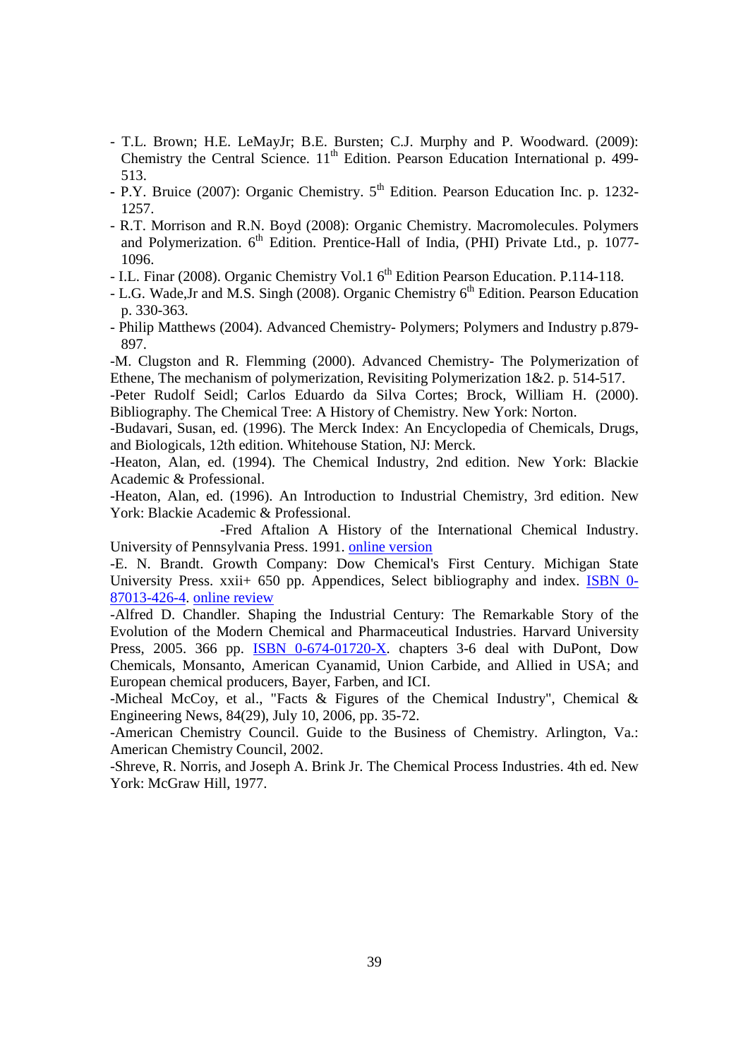- T.L. Brown; H.E. LeMayJr; B.E. Bursten; C.J. Murphy and P. Woodward. (2009): Chemistry the Central Science. $11^{th}$ Edition. Pearson Education International p. 499-513.
- P.Y. Bruice (2007): Organic Chemistry. $5^{th}$ Edition. Pearson Education Inc. p. 1232-1257.
- R.T. Morrison and R.N. Boyd (2008): Organic Chemistry. Macromolecules. Polymers and Polymerization. $6^{th}$ Edition. Prentice-Hall of India, (PHI) Private Ltd., p. 1077-1096.
- I.L. Finar (2008). Organic Chemistry Vol.1 $6^{th}$ Edition Pearson Education. P.114-118.
- L.G. Wade,Jr and M.S. Singh (2008). Organic Chemistry $6^{th}$ Edition. Pearson Education p. 330-363.
- Philip Matthews (2004). Advanced Chemistry- Polymers; Polymers and Industry p.879-897.

-M. Clugston and R. Flemming (2000). Advanced Chemistry- The Polymerization of Ethene, The mechanism of polymerization, Revisiting Polymerization 1&2. p. 514-517.

-Peter Rudolf Seidl; Carlos Eduardo da Silva Cortes; Brock, William H. (2000). Bibliography. The Chemical Tree: A History of Chemistry. New York: Norton.

-Budavari, Susan, ed. (1996). The Merck Index: An Encyclopedia of Chemicals, Drugs, and Biologicals, 12th edition. Whitehouse Station, NJ: Merck.

-Heaton, Alan, ed. (1994). The Chemical Industry, 2nd edition. New York: Blackie Academic & Professional.

-Heaton, Alan, ed. (1996). An Introduction to Industrial Chemistry, 3rd edition. New York: Blackie Academic & Professional.

-Fred Aftalion A History of the International Chemical Industry. University of Pennsylvania Press. 1991. online version

-E. N. Brandt. Growth Company: Dow Chemical's First Century. Michigan State University Press. xxii+ 650 pp. Appendices, Select bibliography and index. ISBN 0-87013-426-4. online review

-Alfred D. Chandler. Shaping the Industrial Century: The Remarkable Story of the Evolution of the Modern Chemical and Pharmaceutical Industries. Harvard University Press, 2005. 366 pp. ISBN 0-674-01720-X. chapters 3-6 deal with DuPont, Dow Chemicals, Monsanto, American Cyanamid, Union Carbide, and Allied in USA; and European chemical producers, Bayer, Farben, and ICI.

-Micheal McCoy, et al., "Facts & Figures of the Chemical Industry", Chemical & Engineering News, 84(29), July 10, 2006, pp. 35-72.

-American Chemistry Council. Guide to the Business of Chemistry. Arlington, Va.: American Chemistry Council, 2002.

-Shreve, R. Norris, and Joseph A. Brink Jr. The Chemical Process Industries. 4th ed. New York: McGraw Hill, 1977.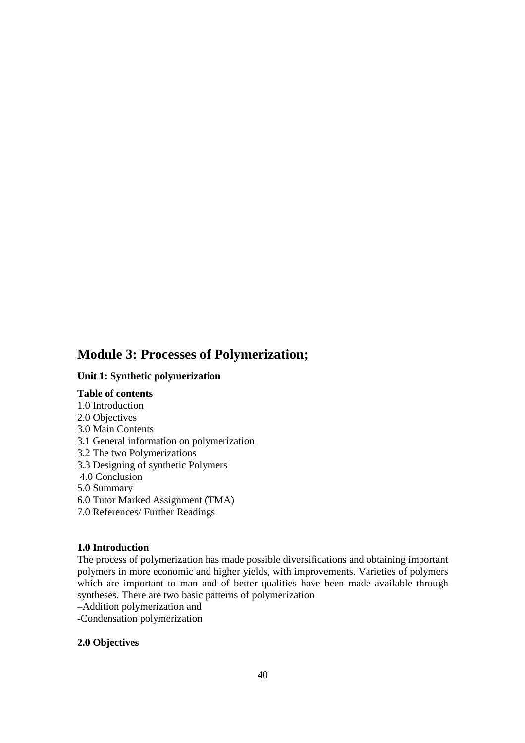# Module 3: Processes of Polymerization;

**Unit 1: Synthetic polymerization**

**Table of contents**

1.0 Introduction
2.0 Objectives
3.0 Main Contents
3.1 General information on polymerization
3.2 The two Polymerizations
3.3 Designing of synthetic Polymers
4.0 Conclusion
5.0 Summary
6.0 Tutor Marked Assignment (TMA)
7.0 References/ Further Readings

**1.0 Introduction**

The process of polymerization has made possible diversifications and obtaining important polymers in more economic and higher yields, with improvements. Varieties of polymers which are important to man and of better qualities have been made available through syntheses. There are two basic patterns of polymerization

–Addition polymerization and
-Condensation polymerization

**2.0 Objectives**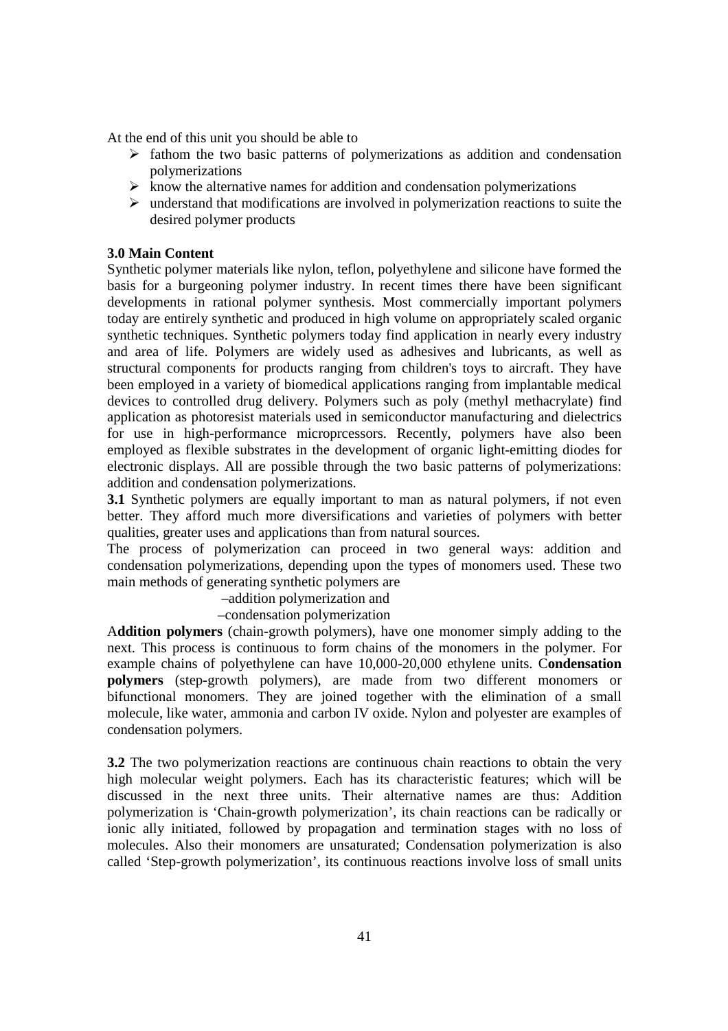At the end of this unit you should be able to

- fathom the two basic patterns of polymerizations as addition and condensation polymerizations
- know the alternative names for addition and condensation polymerizations
- understand that modifications are involved in polymerization reactions to suite the desired polymer products

**3.0 Main Content**

Synthetic polymer materials like nylon, teflon, polyethylene and silicone have formed the basis for a burgeoning polymer industry. In recent times there have been significant developments in rational polymer synthesis. Most commercially important polymers today are entirely synthetic and produced in high volume on appropriately scaled organic synthetic techniques. Synthetic polymers today find application in nearly every industry and area of life. Polymers are widely used as adhesives and lubricants, as well as structural components for products ranging from children's toys to aircraft. They have been employed in a variety of biomedical applications ranging from implantable medical devices to controlled drug delivery. Polymers such as poly (methyl methacrylate) find application as photoresist materials used in semiconductor manufacturing and dielectrics for use in high-performance microprcessors. Recently, polymers have also been employed as flexible substrates in the development of organic light-emitting diodes for electronic displays. All are possible through the two basic patterns of polymerizations: addition and condensation polymerizations.

**3.1** Synthetic polymers are equally important to man as natural polymers, if not even better. They afford much more diversifications and varieties of polymers with better qualities, greater uses and applications than from natural sources.

The process of polymerization can proceed in two general ways: addition and condensation polymerizations, depending upon the types of monomers used. These two main methods of generating synthetic polymers are

–addition polymerization and

–condensation polymerization

A**ddition polymers** (chain-growth polymers), have one monomer simply adding to the next. This process is continuous to form chains of the monomers in the polymer. For example chains of polyethylene can have 10,000-20,000 ethylene units. C**ondensation polymers** (step-growth polymers), are made from two different monomers or bifunctional monomers. They are joined together with the elimination of a small molecule, like water, ammonia and carbon IV oxide. Nylon and polyester are examples of condensation polymers.

**3.2** The two polymerization reactions are continuous chain reactions to obtain the very high molecular weight polymers. Each has its characteristic features; which will be discussed in the next three units. Their alternative names are thus: Addition polymerization is 'Chain-growth polymerization', its chain reactions can be radically or ionic ally initiated, followed by propagation and termination stages with no loss of molecules. Also their monomers are unsaturated; Condensation polymerization is also called 'Step-growth polymerization', its continuous reactions involve loss of small units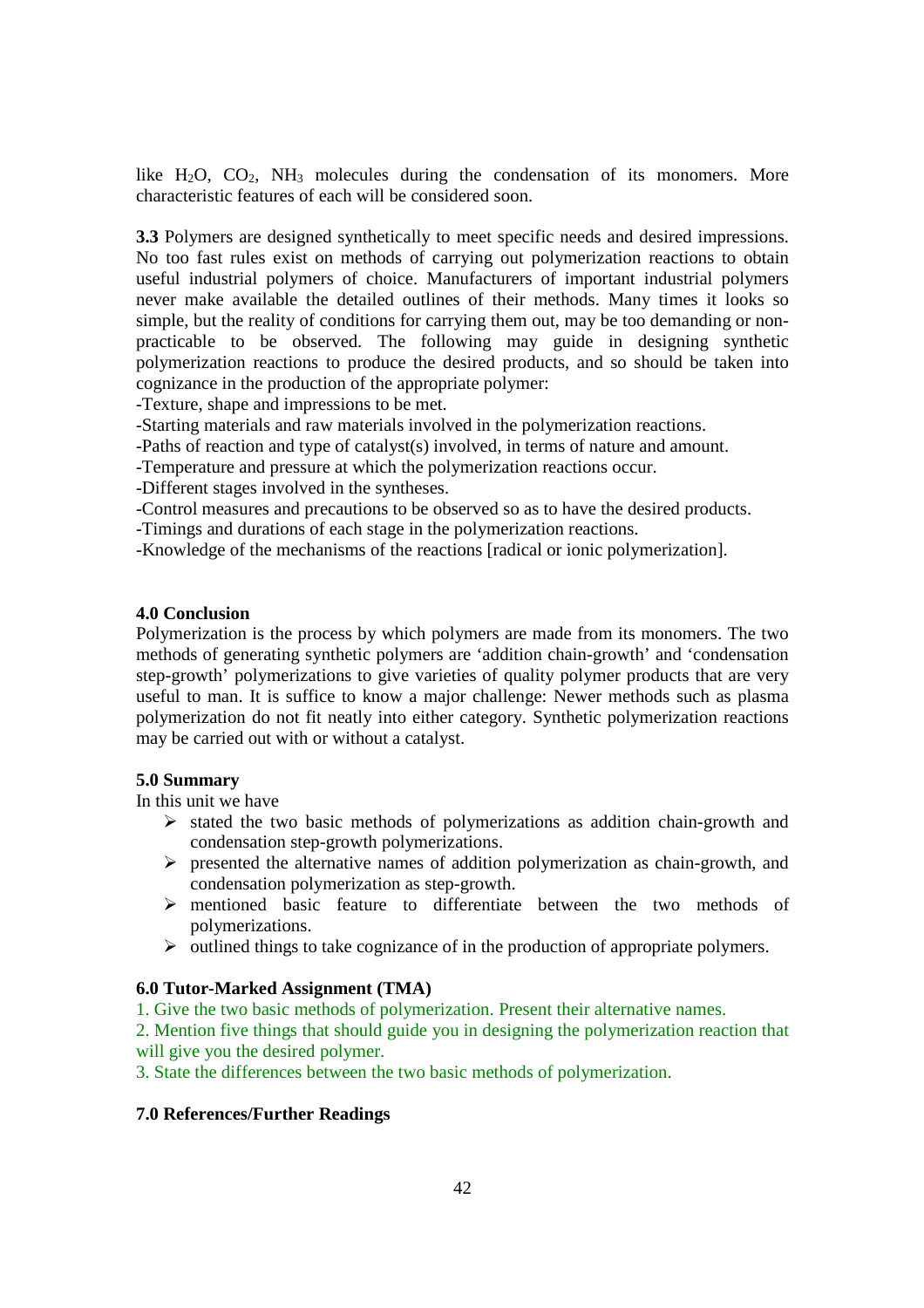like $H_2O$, $CO_2$, $NH_3$ molecules during the condensation of its monomers. More characteristic features of each will be considered soon.

**3.3** Polymers are designed synthetically to meet specific needs and desired impressions. No too fast rules exist on methods of carrying out polymerization reactions to obtain useful industrial polymers of choice. Manufacturers of important industrial polymers never make available the detailed outlines of their methods. Many times it looks so simple, but the reality of conditions for carrying them out, may be too demanding or non-practicable to be observed. The following may guide in designing synthetic polymerization reactions to produce the desired products, and so should be taken into cognizance in the production of the appropriate polymer:

-Texture, shape and impressions to be met.
-Starting materials and raw materials involved in the polymerization reactions.
-Paths of reaction and type of catalyst(s) involved, in terms of nature and amount.
-Temperature and pressure at which the polymerization reactions occur.
-Different stages involved in the syntheses.
-Control measures and precautions to be observed so as to have the desired products.
-Timings and durations of each stage in the polymerization reactions.
-Knowledge of the mechanisms of the reactions [radical or ionic polymerization].

## 4.0 Conclusion

Polymerization is the process by which polymers are made from its monomers. The two methods of generating synthetic polymers are 'addition chain-growth' and 'condensation step-growth' polymerizations to give varieties of quality polymer products that are very useful to man. It is suffice to know a major challenge: Newer methods such as plasma polymerization do not fit neatly into either category. Synthetic polymerization reactions may be carried out with or without a catalyst.

## 5.0 Summary

In this unit we have

- stated the two basic methods of polymerizations as addition chain-growth and condensation step-growth polymerizations.
- presented the alternative names of addition polymerization as chain-growth, and condensation polymerization as step-growth.
- mentioned basic feature to differentiate between the two methods of polymerizations.
- outlined things to take cognizance of in the production of appropriate polymers.

## 6.0 Tutor-Marked Assignment (TMA)

1. Give the two basic methods of polymerization. Present their alternative names.
2. Mention five things that should guide you in designing the polymerization reaction that will give you the desired polymer.
3. State the differences between the two basic methods of polymerization.

## 7.0 References/Further Readings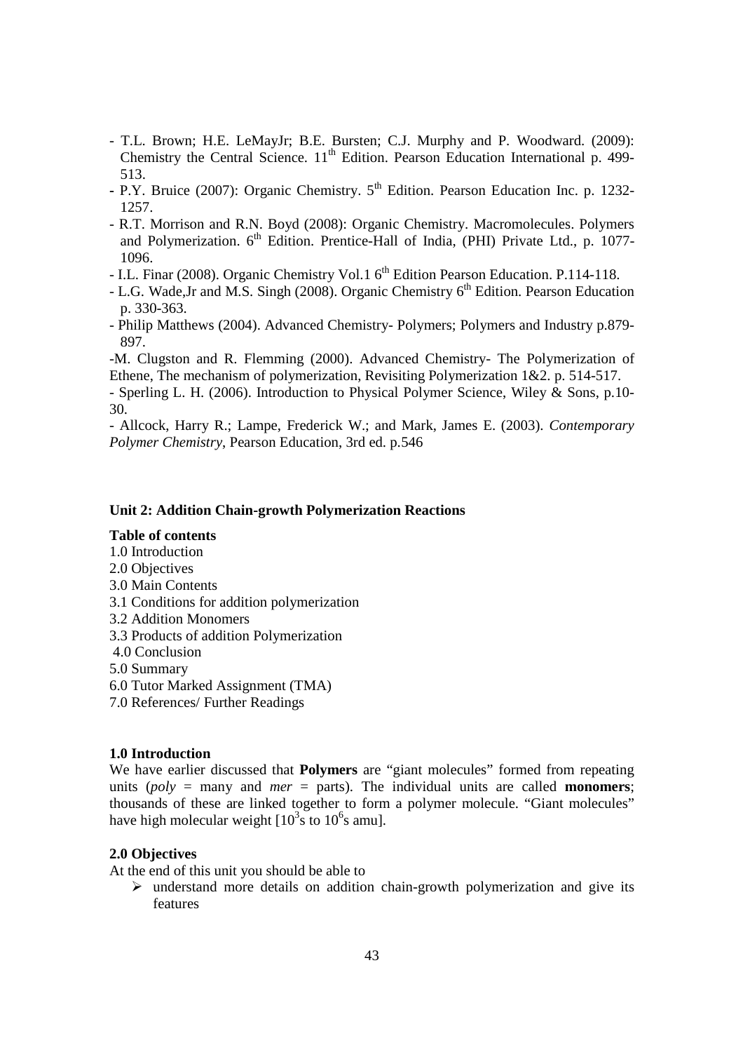- T.L. Brown; H.E. LeMayJr; B.E. Bursten; C.J. Murphy and P. Woodward. (2009): Chemistry the Central Science. 11th Edition. Pearson Education International p. 499-513.
- P.Y. Bruice (2007): Organic Chemistry. 5th Edition. Pearson Education Inc. p. 1232-1257.
- R.T. Morrison and R.N. Boyd (2008): Organic Chemistry. Macromolecules. Polymers and Polymerization. 6th Edition. Prentice-Hall of India, (PHI) Private Ltd., p. 1077-1096.
- I.L. Finar (2008). Organic Chemistry Vol.1 6th Edition Pearson Education. P.114-118.
- L.G. Wade,Jr and M.S. Singh (2008). Organic Chemistry 6th Edition. Pearson Education p. 330-363.
- Philip Matthews (2004). Advanced Chemistry- Polymers; Polymers and Industry p.879-897.

-M. Clugston and R. Flemming (2000). Advanced Chemistry- The Polymerization of Ethene, The mechanism of polymerization, Revisiting Polymerization 1&2. p. 514-517.

- Sperling L. H. (2006). Introduction to Physical Polymer Science, Wiley & Sons, p.10-30.

- Allcock, Harry R.; Lampe, Frederick W.; and Mark, James E. (2003). *Contemporary Polymer Chemistry*, Pearson Education, 3rd ed. p.546

## Unit 2: Addition Chain-growth Polymerization Reactions

**Table of contents**

1.0 Introduction
2.0 Objectives
3.0 Main Contents
3.1 Conditions for addition polymerization
3.2 Addition Monomers
3.3 Products of addition Polymerization
4.0 Conclusion
5.0 Summary
6.0 Tutor Marked Assignment (TMA)
7.0 References/ Further Readings

### 1.0 Introduction

We have earlier discussed that **Polymers** are "giant molecules" formed from repeating units (*poly* = many and *mer* = parts). The individual units are called **monomers**; thousands of these are linked together to form a polymer molecule. "Giant molecules" have high molecular weight [$10^3$s to $10^6$s amu].

### 2.0 Objectives

At the end of this unit you should be able to

- understand more details on addition chain-growth polymerization and give its features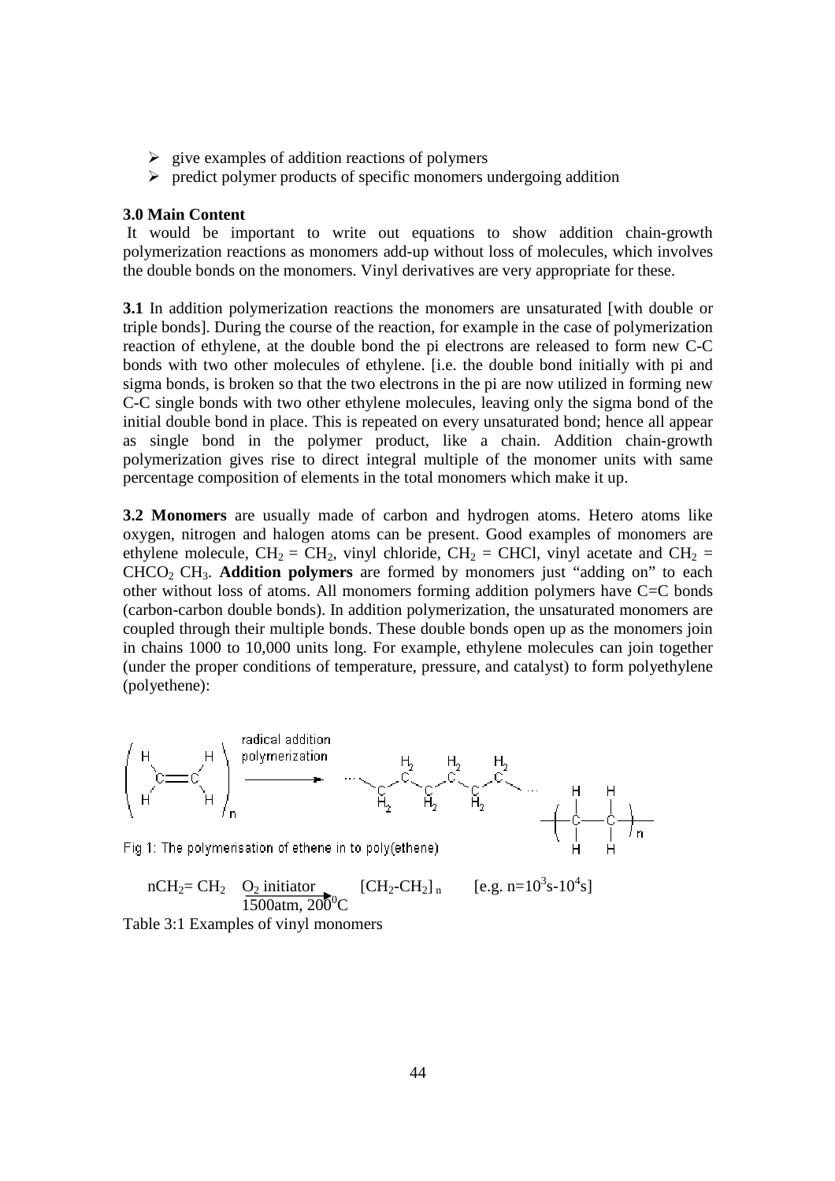- give examples of addition reactions of polymers
- predict polymer products of specific monomers undergoing addition

**3.0 Main Content**

It would be important to write out equations to show addition chain-growth polymerization reactions as monomers add-up without loss of molecules, which involves the double bonds on the monomers. Vinyl derivatives are very appropriate for these.

**3.1** In addition polymerization reactions the monomers are unsaturated [with double or triple bonds]. During the course of the reaction, for example in the case of polymerization reaction of ethylene, at the double bond the pi electrons are released to form new C-C bonds with two other molecules of ethylene. [i.e. the double bond initially with pi and sigma bonds, is broken so that the two electrons in the pi are now utilized in forming new C-C single bonds with two other ethylene molecules, leaving only the sigma bond of the initial double bond in place. This is repeated on every unsaturated bond; hence all appear as single bond in the polymer product, like a chain. Addition chain-growth polymerization gives rise to direct integral multiple of the monomer units with same percentage composition of elements in the total monomers which make it up.

**3.2 Monomers** are usually made of carbon and hydrogen atoms. Hetero atoms like oxygen, nitrogen and halogen atoms can be present. Good examples of monomers are ethylene molecule, $CH_2 = CH_2$, vinyl chloride, $CH_2 = CHCl$, vinyl acetate and $CH_2 = CHCO_2\ CH_3$. **Addition polymers** are formed by monomers just "adding on" to each other without loss of atoms. All monomers forming addition polymers have C=C bonds (carbon-carbon double bonds). In addition polymerization, the unsaturated monomers are coupled through their multiple bonds. These double bonds open up as the monomers join in chains 1000 to 10,000 units long. For example, ethylene molecules can join together (under the proper conditions of temperature, pressure, and catalyst) to form polyethylene (polyethene):

Fig 1: The polymerisation of ethene in to poly(ethene)

$$nCH_2= CH_2 \xrightarrow[1500atm,\ 200^0C]{O_2\ initiator} [CH_2\text{-}CH_2]_n \qquad [e.g.\ n=10^3s\text{-}10^4s]$$

Table 3:1 Examples of vinyl monomers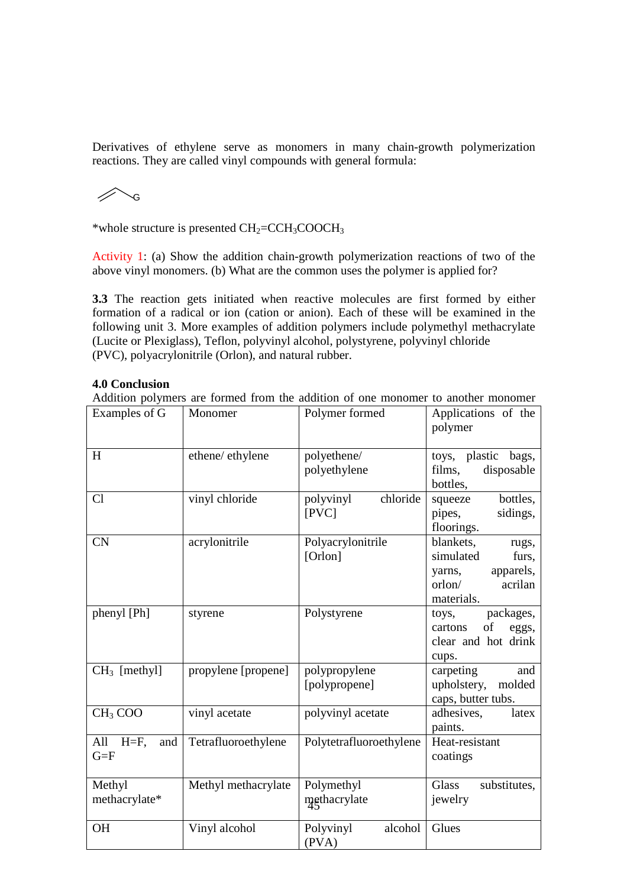Derivatives of ethylene serve as monomers in many chain-growth polymerization reactions. They are called vinyl compounds with general formula:

$CH_2=CH-G$

| Examples of G | Monomer | Polymer formed | Applications of the polymer |
|---|---|---|---|
| H | ethene/ ethylene | polyethene/ polyethylene | toys, plastic bags, films, disposable bottles, |
| Cl | vinyl chloride | polyvinyl chloride [PVC] | squeeze bottles, pipes, sidings, floorings. |
| CN | acrylonitrile | Polyacrylonitrile [Orlon] | blankets, rugs, simulated furs, yarns, apparels, orlon/ acrilan materials. |
| phenyl [Ph] | styrene | Polystyrene | toys, packages, cartons of eggs, clear and hot drink cups. |
| $CH_3$ [methyl] | propylene [propene] | polypropylene [polypropene] | carpeting and upholstery, molded caps, butter tubs. |
| $CH_3$ COO | vinyl acetate | polyvinyl acetate | adhesives, latex paints. |
| All H=F, and G=F | Tetrafluoroethylene | Polytetrafluoroethylene | Heat-resistant coatings |
| Methyl methacrylate* | Methyl methacrylate | Polymethyl methacrylate | Glass substitutes, jewelry |
| OH | Vinyl alcohol | Polyvinyl alcohol (PVA) | Glues |

*whole structure is presented $CH_2=CCH_3COOCH_3$

Activity 1: (a) Show the addition chain-growth polymerization reactions of two of the above vinyl monomers. (b) What are the common uses the polymer is applied for?

**3.3** The reaction gets initiated when reactive molecules are first formed by either formation of a radical or ion (cation or anion). Each of these will be examined in the following unit 3. More examples of addition polymers include polymethyl methacrylate (Lucite or Plexiglass), Teflon, polyvinyl alcohol, polystyrene, polyvinyl chloride (PVC), polyacrylonitrile (Orlon), and natural rubber.

**4.0 Conclusion**

Addition polymers are formed from the addition of one monomer to another monomer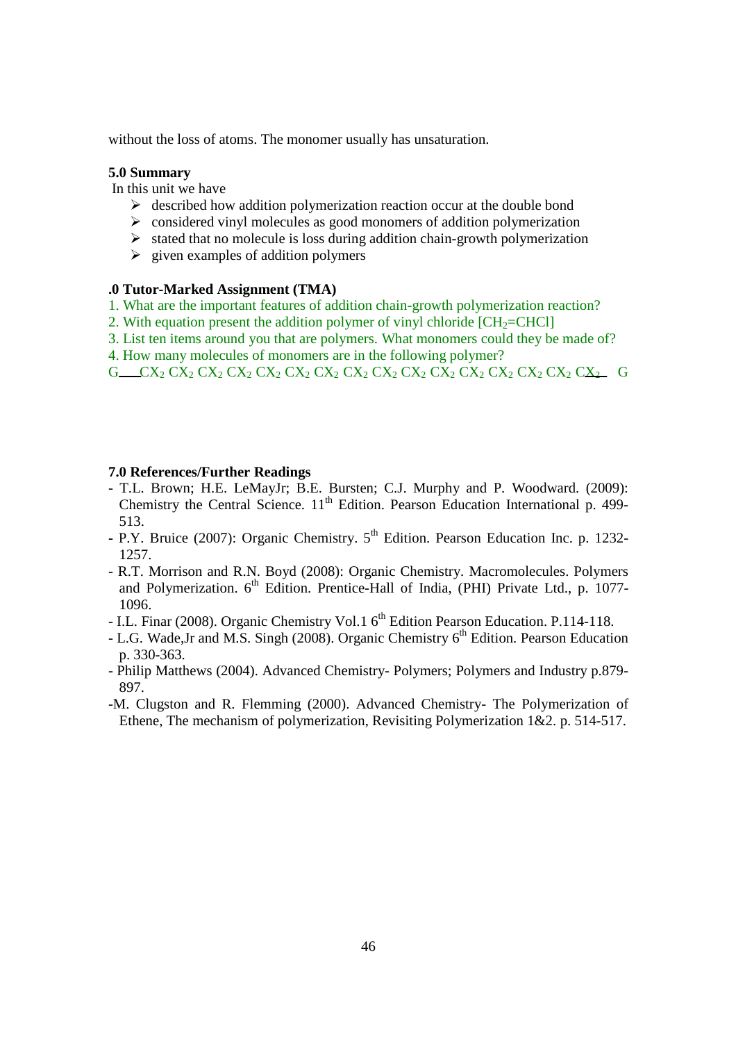without the loss of atoms. The monomer usually has unsaturation.

**5.0 Summary**

In this unit we have

- described how addition polymerization reaction occur at the double bond
- considered vinyl molecules as good monomers of addition polymerization
- stated that no molecule is loss during addition chain-growth polymerization
- given examples of addition polymers

**.0 Tutor-Marked Assignment (TMA)**

1. What are the important features of addition chain-growth polymerization reaction?
2. With equation present the addition polymer of vinyl chloride [$CH_2$=CHCl]
3. List ten items around you that are polymers. What monomers could they be made of?
4. How many molecules of monomers are in the following polymer?

G___$CX_2$ $CX_2$ $CX_2$ $CX_2$ $CX_2$ $CX_2$ $CX_2$ $CX_2$ $CX_2$ $CX_2$ $CX_2$ $CX_2$ $CX_2$ $CX_2$ $CX_2$ $CX_2$ $CX_2$__ G

**7.0 References/Further Readings**

- T.L. Brown; H.E. LeMayJr; B.E. Bursten; C.J. Murphy and P. Woodward. (2009): Chemistry the Central Science. 11th Edition. Pearson Education International p. 499-513.
- P.Y. Bruice (2007): Organic Chemistry. 5th Edition. Pearson Education Inc. p. 1232-1257.
- R.T. Morrison and R.N. Boyd (2008): Organic Chemistry. Macromolecules. Polymers and Polymerization. 6th Edition. Prentice-Hall of India, (PHI) Private Ltd., p. 1077-1096.
- I.L. Finar (2008). Organic Chemistry Vol.1 6th Edition Pearson Education. P.114-118.
- L.G. Wade,Jr and M.S. Singh (2008). Organic Chemistry 6th Edition. Pearson Education p. 330-363.
- Philip Matthews (2004). Advanced Chemistry- Polymers; Polymers and Industry p.879-897.
- M. Clugston and R. Flemming (2000). Advanced Chemistry- The Polymerization of Ethene, The mechanism of polymerization, Revisiting Polymerization 1&2. p. 514-517.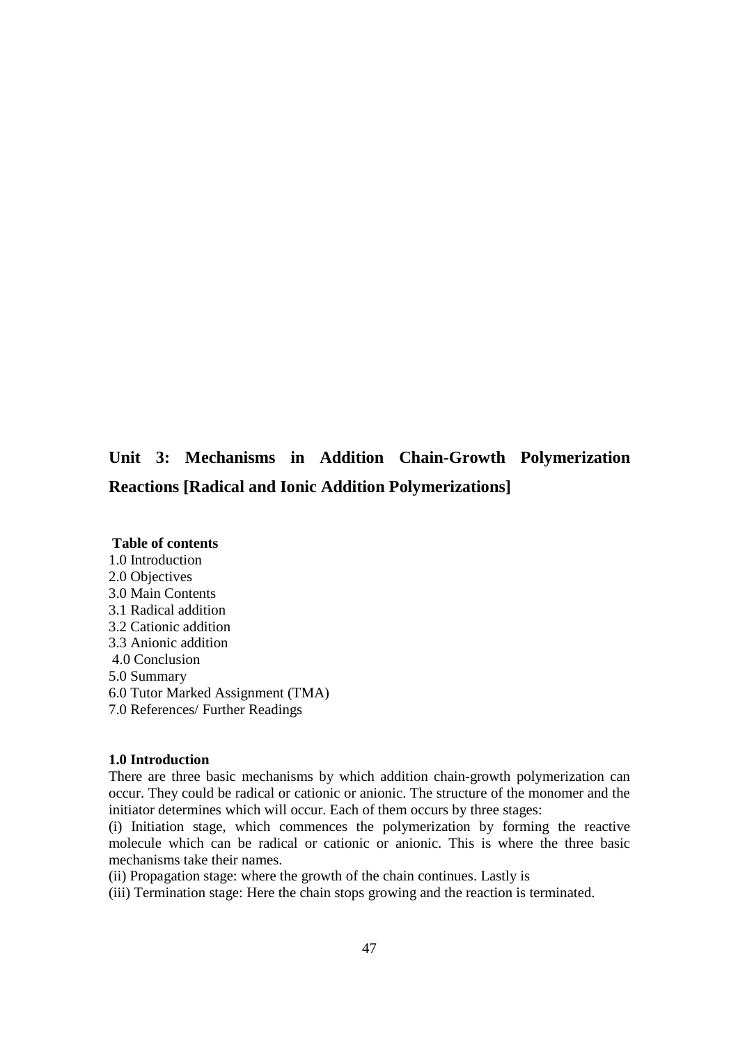# Unit 3: Mechanisms in Addition Chain-Growth Polymerization Reactions [Radical and Ionic Addition Polymerizations]

**Table of contents**

1.0 Introduction
2.0 Objectives
3.0 Main Contents
3.1 Radical addition
3.2 Cationic addition
3.3 Anionic addition
4.0 Conclusion
5.0 Summary
6.0 Tutor Marked Assignment (TMA)
7.0 References/ Further Readings

**1.0 Introduction**

There are three basic mechanisms by which addition chain-growth polymerization can occur. They could be radical or cationic or anionic. The structure of the monomer and the initiator determines which will occur. Each of them occurs by three stages:

(i) Initiation stage, which commences the polymerization by forming the reactive molecule which can be radical or cationic or anionic. This is where the three basic mechanisms take their names.

(ii) Propagation stage: where the growth of the chain continues. Lastly is

(iii) Termination stage: Here the chain stops growing and the reaction is terminated.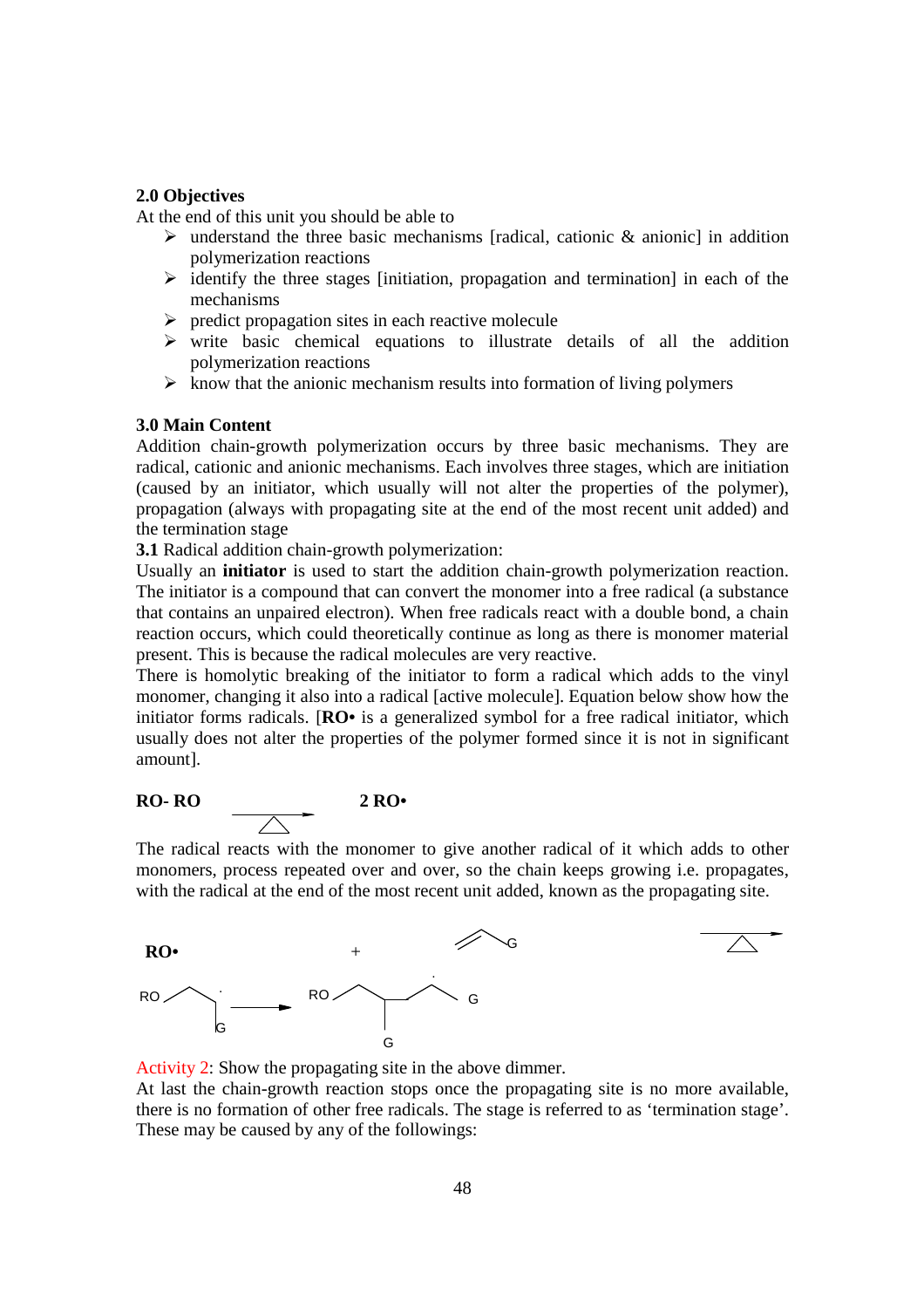**2.0 Objectives**

At the end of this unit you should be able to

- understand the three basic mechanisms [radical, cationic & anionic] in addition polymerization reactions
- identify the three stages [initiation, propagation and termination] in each of the mechanisms
- predict propagation sites in each reactive molecule
- write basic chemical equations to illustrate details of all the addition polymerization reactions
- know that the anionic mechanism results into formation of living polymers

**3.0 Main Content**

Addition chain-growth polymerization occurs by three basic mechanisms. They are radical, cationic and anionic mechanisms. Each involves three stages, which are initiation (caused by an initiator, which usually will not alter the properties of the polymer), propagation (always with propagating site at the end of the most recent unit added) and the termination stage

**3.1** Radical addition chain-growth polymerization:

Usually an **initiator** is used to start the addition chain-growth polymerization reaction. The initiator is a compound that can convert the monomer into a free radical (a substance that contains an unpaired electron). When free radicals react with a double bond, a chain reaction occurs, which could theoretically continue as long as there is monomer material present. This is because the radical molecules are very reactive.

There is homolytic breaking of the initiator to form a radical which adds to the vinyl monomer, changing it also into a radical [active molecule]. Equation below show how the initiator forms radicals. [**RO•** is a generalized symbol for a free radical initiator, which usually does not alter the properties of the polymer formed since it is not in significant amount].

$$\textbf{RO-RO} \xrightarrow{\Delta} \textbf{2 RO•}$$

The radical reacts with the monomer to give another radical of it which adds to other monomers, process repeated over and over, so the chain keeps growing i.e. propagates, with the radical at the end of the most recent unit added, known as the propagating site.

**RO•** + $CH_2{=}CH{-}G$ $\xrightarrow{\Delta}$

$RO{-}CH_2{-}\dot{C}H(G)$ $\longrightarrow$ $RO{-}CH_2{-}CH(G){-}CH_2{-}\dot{C}H(G)$

Activity 2: Show the propagating site in the above dimmer.

At last the chain-growth reaction stops once the propagating site is no more available, there is no formation of other free radicals. The stage is referred to as 'termination stage'. These may be caused by any of the followings: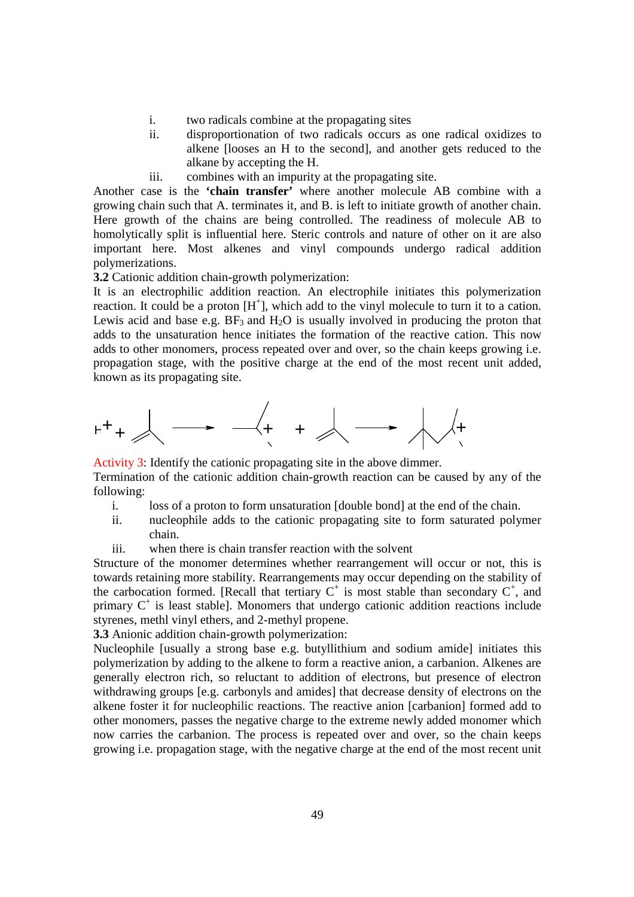i. two radicals combine at the propagating sites
ii. disproportionation of two radicals occurs as one radical oxidizes to alkene [looses an H to the second], and another gets reduced to the alkane by accepting the H.
iii. combines with an impurity at the propagating site.

Another case is the **'chain transfer'** where another molecule AB combine with a growing chain such that A. terminates it, and B. is left to initiate growth of another chain. Here growth of the chains are being controlled. The readiness of molecule AB to homolytically split is influential here. Steric controls and nature of other on it are also important here. Most alkenes and vinyl compounds undergo radical addition polymerizations.

**3.2** Cationic addition chain-growth polymerization:

It is an electrophilic addition reaction. An electrophile initiates this polymerization reaction. It could be a proton [$H^+$], which add to the vinyl molecule to turn it to a cation. Lewis acid and base e.g. $BF_3$ and $H_2O$ is usually involved in producing the proton that adds to the unsaturation hence initiates the formation of the reactive cation. This now adds to other monomers, process repeated over and over, so the chain keeps growing i.e. propagation stage, with the positive charge at the end of the most recent unit added, known as its propagating site.

$$H^+ + \text{(2-methylpropene)} \longrightarrow \text{(tert-butyl cation)}^+ + \text{(2-methylpropene)} \longrightarrow \text{(dimer cation)}^+$$

Activity 3: Identify the cationic propagating site in the above dimmer.

Termination of the cationic addition chain-growth reaction can be caused by any of the following:

i. loss of a proton to form unsaturation [double bond] at the end of the chain.
ii. nucleophile adds to the cationic propagating site to form saturated polymer chain.
iii. when there is chain transfer reaction with the solvent

Structure of the monomer determines whether rearrangement will occur or not, this is towards retaining more stability. Rearrangements may occur depending on the stability of the carbocation formed. [Recall that tertiary $C^+$ is most stable than secondary $C^+$, and primary $C^+$ is least stable]. Monomers that undergo cationic addition reactions include styrenes, methl vinyl ethers, and 2-methyl propene.

**3.3** Anionic addition chain-growth polymerization:

Nucleophile [usually a strong base e.g. butyllithium and sodium amide] initiates this polymerization by adding to the alkene to form a reactive anion, a carbanion. Alkenes are generally electron rich, so reluctant to addition of electrons, but presence of electron withdrawing groups [e.g. carbonyls and amides] that decrease density of electrons on the alkene foster it for nucleophilic reactions. The reactive anion [carbanion] formed add to other monomers, passes the negative charge to the extreme newly added monomer which now carries the carbanion. The process is repeated over and over, so the chain keeps growing i.e. propagation stage, with the negative charge at the end of the most recent unit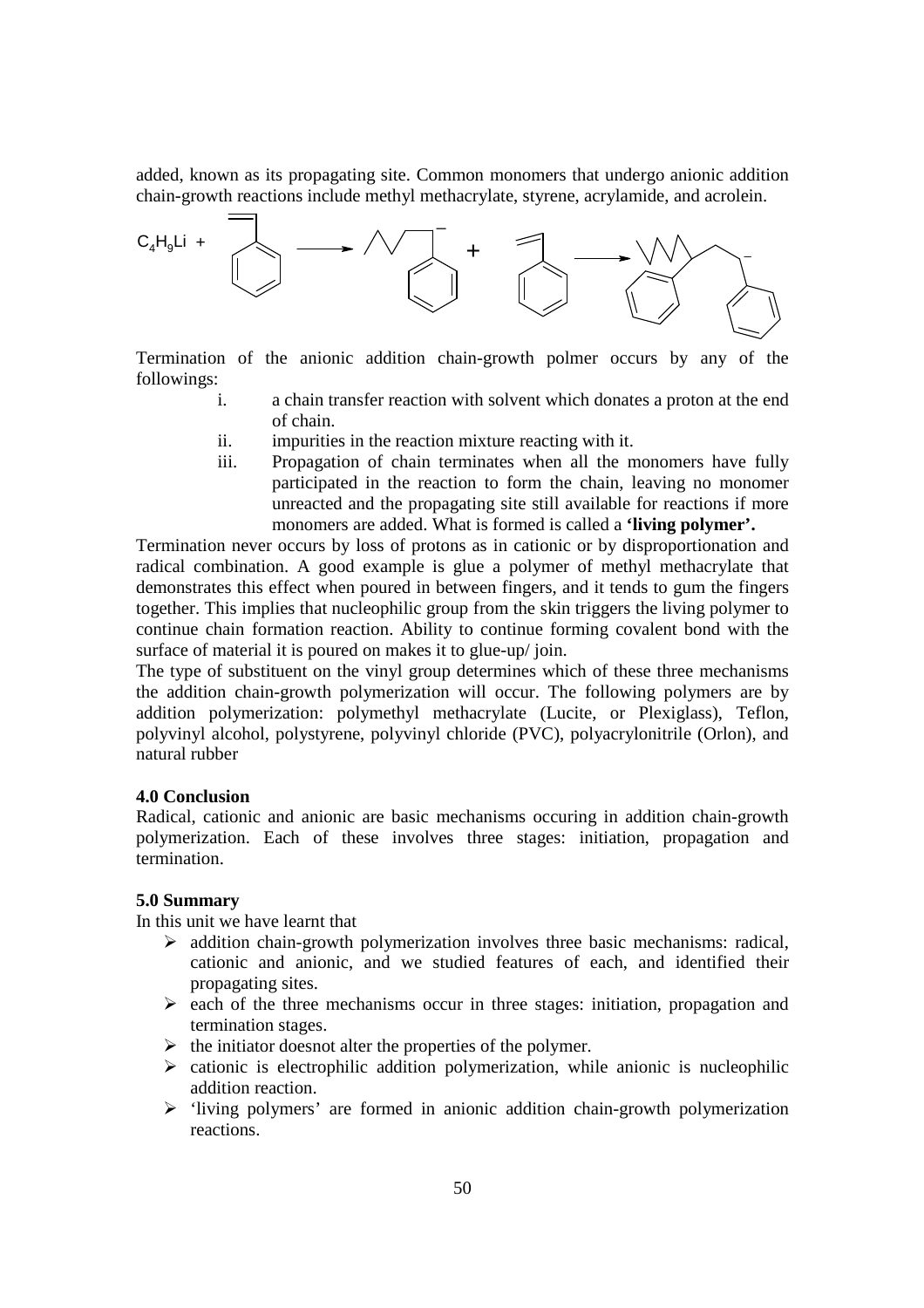added, known as its propagating site. Common monomers that undergo anionic addition chain-growth reactions include methyl methacrylate, styrene, acrylamide, and acrolein.

$C_4H_9Li$ +

Termination of the anionic addition chain-growth polmer occurs by any of the followings:

i. a chain transfer reaction with solvent which donates a proton at the end of chain.
ii. impurities in the reaction mixture reacting with it.
iii. Propagation of chain terminates when all the monomers have fully participated in the reaction to form the chain, leaving no monomer unreacted and the propagating site still available for reactions if more monomers are added. What is formed is called a **'living polymer'.**

Termination never occurs by loss of protons as in cationic or by disproportionation and radical combination. A good example is glue a polymer of methyl methacrylate that demonstrates this effect when poured in between fingers, and it tends to gum the fingers together. This implies that nucleophilic group from the skin triggers the living polymer to continue chain formation reaction. Ability to continue forming covalent bond with the surface of material it is poured on makes it to glue-up/ join.

The type of substituent on the vinyl group determines which of these three mechanisms the addition chain-growth polymerization will occur. The following polymers are by addition polymerization: polymethyl methacrylate (Lucite, or Plexiglass), Teflon, polyvinyl alcohol, polystyrene, polyvinyl chloride (PVC), polyacrylonitrile (Orlon), and natural rubber

**4.0 Conclusion**

Radical, cationic and anionic are basic mechanisms occuring in addition chain-growth polymerization. Each of these involves three stages: initiation, propagation and termination.

**5.0 Summary**

In this unit we have learnt that

- addition chain-growth polymerization involves three basic mechanisms: radical, cationic and anionic, and we studied features of each, and identified their propagating sites.
- each of the three mechanisms occur in three stages: initiation, propagation and termination stages.
- the initiator doesnot alter the properties of the polymer.
- cationic is electrophilic addition polymerization, while anionic is nucleophilic addition reaction.
- 'living polymers' are formed in anionic addition chain-growth polymerization reactions.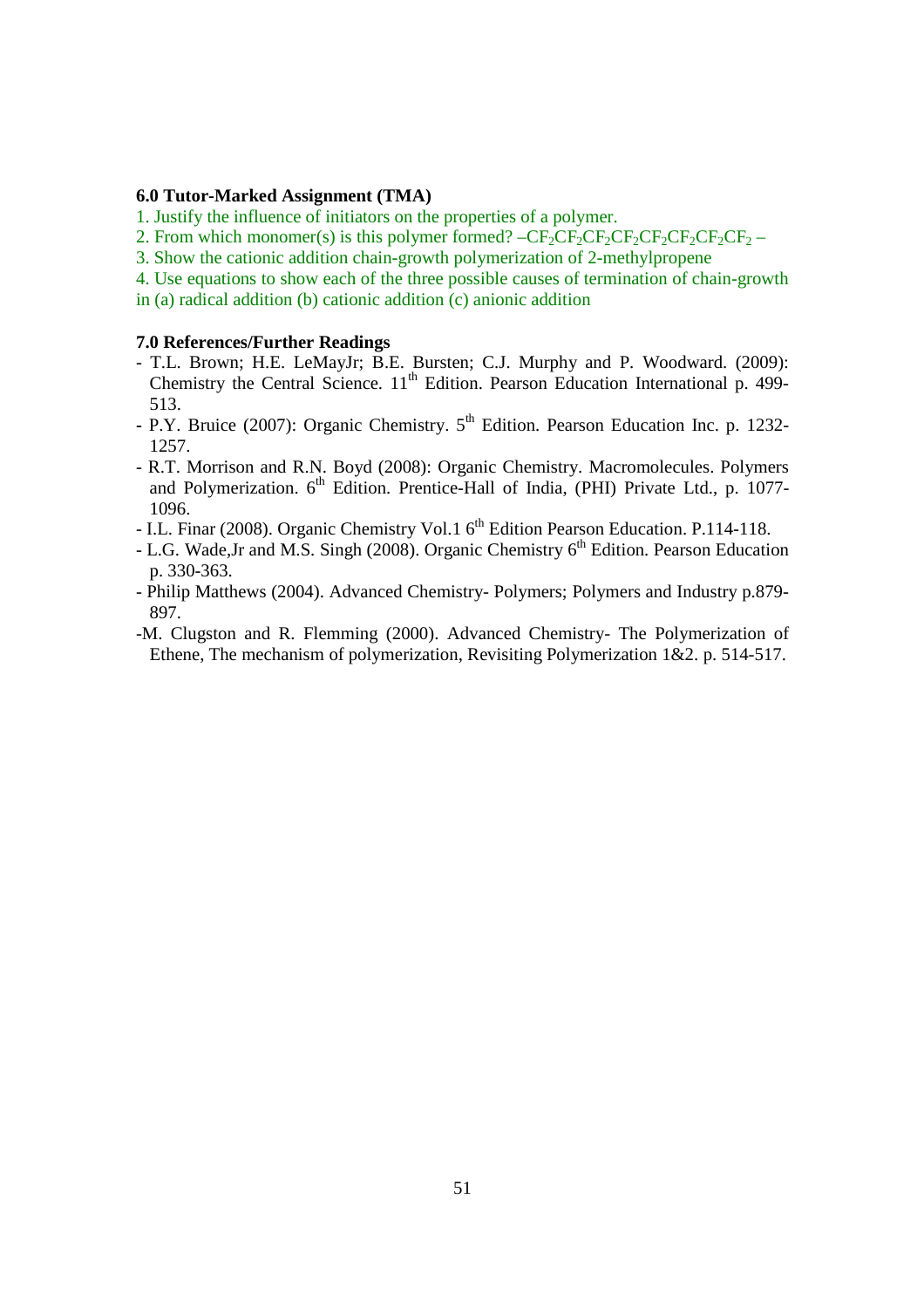### 6.0 Tutor-Marked Assignment (TMA)

1. Justify the influence of initiators on the properties of a polymer.
2. From which monomer(s) is this polymer formed? $–CF_2CF_2CF_2CF_2CF_2CF_2CF_2CF_2–$
3. Show the cationic addition chain-growth polymerization of 2-methylpropene
4. Use equations to show each of the three possible causes of termination of chain-growth in (a) radical addition (b) cationic addition (c) anionic addition

### 7.0 References/Further Readings

- T.L. Brown; H.E. LeMayJr; B.E. Bursten; C.J. Murphy and P. Woodward. (2009): Chemistry the Central Science. 11th Edition. Pearson Education International p. 499-513.
- P.Y. Bruice (2007): Organic Chemistry. 5th Edition. Pearson Education Inc. p. 1232-1257.
- R.T. Morrison and R.N. Boyd (2008): Organic Chemistry. Macromolecules. Polymers and Polymerization. 6th Edition. Prentice-Hall of India, (PHI) Private Ltd., p. 1077-1096.
- I.L. Finar (2008). Organic Chemistry Vol.1 6th Edition Pearson Education. P.114-118.
- L.G. Wade,Jr and M.S. Singh (2008). Organic Chemistry 6th Edition. Pearson Education p. 330-363.
- Philip Matthews (2004). Advanced Chemistry- Polymers; Polymers and Industry p.879-897.
- M. Clugston and R. Flemming (2000). Advanced Chemistry- The Polymerization of Ethene, The mechanism of polymerization, Revisiting Polymerization 1&2. p. 514-517.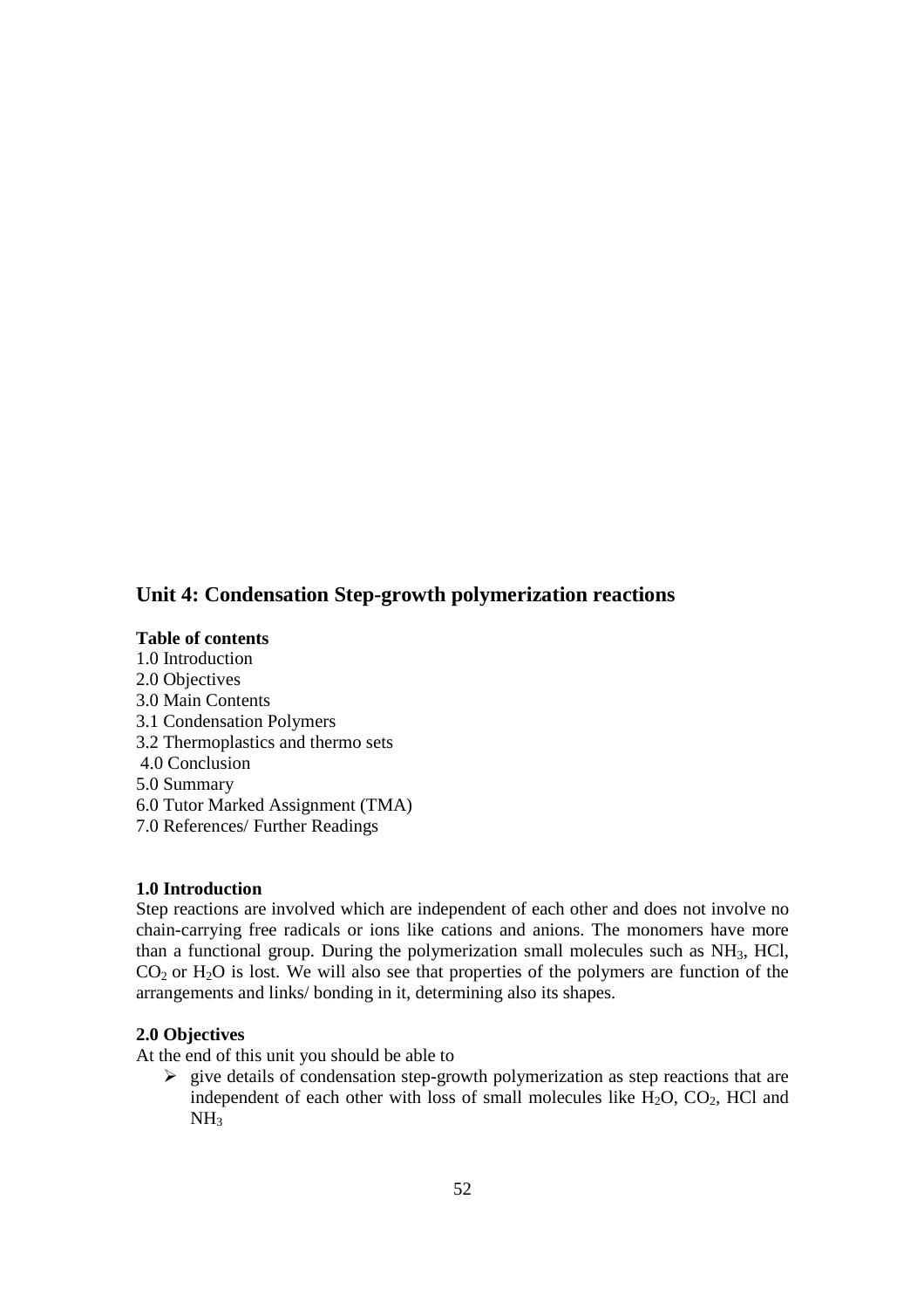## Unit 4: Condensation Step-growth polymerization reactions

**Table of contents**

1.0 Introduction
2.0 Objectives
3.0 Main Contents
3.1 Condensation Polymers
3.2 Thermoplastics and thermo sets
4.0 Conclusion
5.0 Summary
6.0 Tutor Marked Assignment (TMA)
7.0 References/ Further Readings

**1.0 Introduction**

Step reactions are involved which are independent of each other and does not involve no chain-carrying free radicals or ions like cations and anions. The monomers have more than a functional group. During the polymerization small molecules such as $NH_3$, HCl, $CO_2$ or $H_2O$ is lost. We will also see that properties of the polymers are function of the arrangements and links/ bonding in it, determining also its shapes.

**2.0 Objectives**

At the end of this unit you should be able to

- give details of condensation step-growth polymerization as step reactions that are independent of each other with loss of small molecules like $H_2O$, $CO_2$, HCl and $NH_3$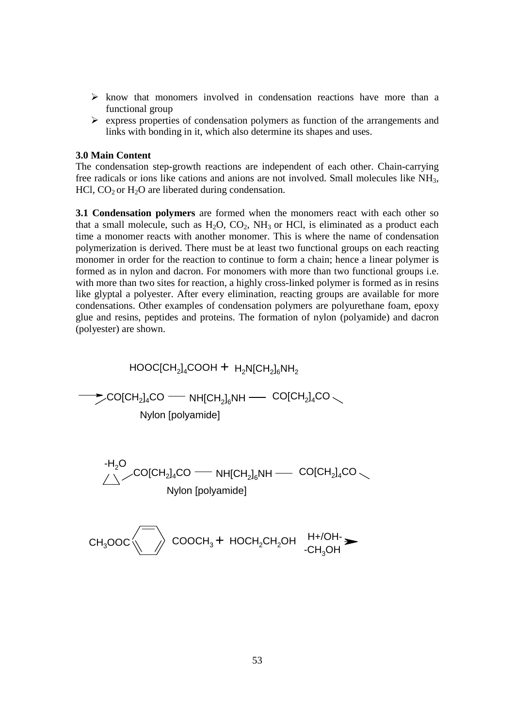- know that monomers involved in condensation reactions have more than a functional group
- express properties of condensation polymers as function of the arrangements and links with bonding in it, which also determine its shapes and uses.

**3.0 Main Content**

The condensation step-growth reactions are independent of each other. Chain-carrying free radicals or ions like cations and anions are not involved. Small molecules like $NH_3$, HCl, $CO_2$ or $H_2O$ are liberated during condensation.

**3.1 Condensation polymers** are formed when the monomers react with each other so that a small molecule, such as $H_2O$, $CO_2$, $NH_3$ or HCl, is eliminated as a product each time a monomer reacts with another monomer. This is where the name of condensation polymerization is derived. There must be at least two functional groups on each reacting monomer in order for the reaction to continue to form a chain; hence a linear polymer is formed as in nylon and dacron. For monomers with more than two functional groups i.e. with more than two sites for reaction, a highly cross-linked polymer is formed as in resins like glyptal a polyester. After every elimination, reacting groups are available for more condensations. Other examples of condensation polymers are polyurethane foam, epoxy glue and resins, peptides and proteins. The formation of nylon (polyamide) and dacron (polyester) are shown.

$$HOOC[CH_2]_4COOH + H_2N[CH_2]_6NH_2$$

$$\longrightarrow \diagup CO[CH_2]_4CO — NH[CH_2]_6NH — CO[CH_2]_4CO \diagdown$$

Nylon [polyamide]

$$\xrightarrow[\triangle]{-H_2O} \diagup CO[CH_2]_4CO — NH[CH_2]_6NH — CO[CH_2]_4CO \diagdown$$

Nylon [polyamide]

$$CH_3OOC-C_6H_4-COOCH_3 + HOCH_2CH_2OH \xrightarrow[-CH_3OH]{H+/OH-}$$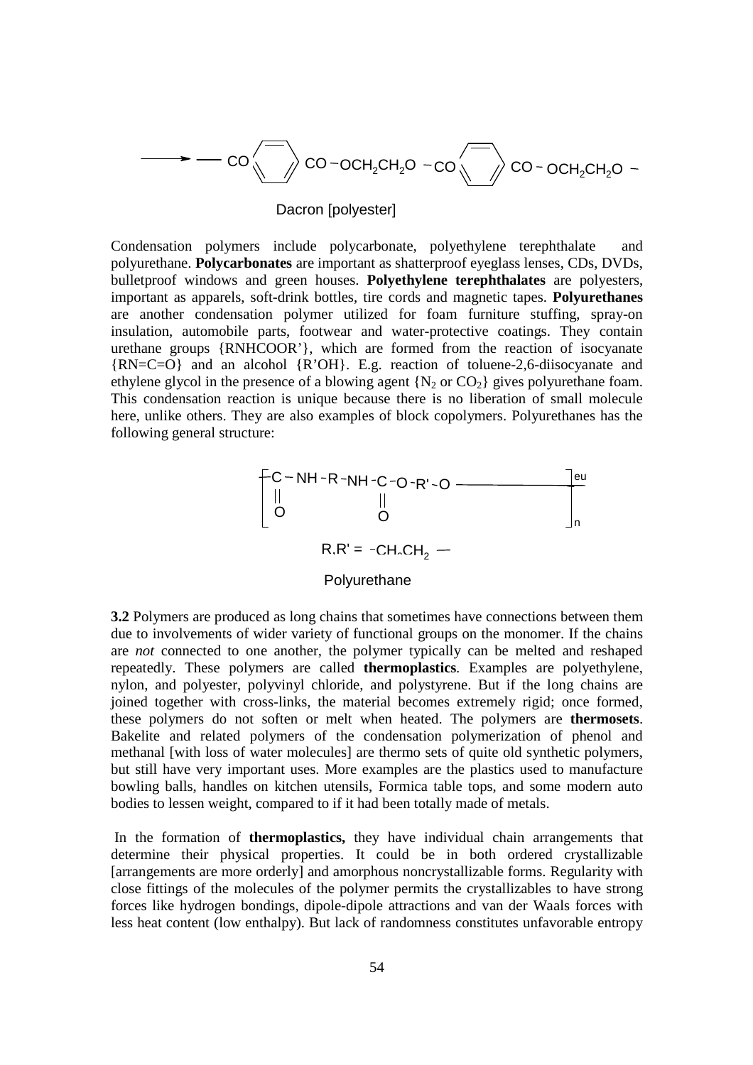$$\longrightarrow -CO-C_6H_4-CO-OCH_2CH_2O-CO-C_6H_4-CO-OCH_2CH_2O-$$

Dacron [polyester]

Condensation polymers include polycarbonate, polyethylene terephthalate and polyurethane. **Polycarbonates** are important as shatterproof eyeglass lenses, CDs, DVDs, bulletproof windows and green houses. **Polyethylene terephthalates** are polyesters, important as apparels, soft-drink bottles, tire cords and magnetic tapes. **Polyurethanes** are another condensation polymer utilized for foam furniture stuffing, spray-on insulation, automobile parts, footwear and water-protective coatings. They contain urethane groups {RNHCOOR'}, which are formed from the reaction of isocyanate {RN=C=O} and an alcohol {R'OH}. E.g. reaction of toluene-2,6-diisocyanate and ethylene glycol in the presence of a blowing agent {$N_2$ or $CO_2$} gives polyurethane foam. This condensation reaction is unique because there is no liberation of small molecule here, unlike others. They are also examples of block copolymers. Polyurethanes has the following general structure:

$$\left[ -\underset{\underset{O}{\|}}{C}-NH-R-NH-\underset{\underset{O}{\|}}{C}-O-R'-O- \right]_n$$

$$R,R' = -CH_2CH_2-$$

Polyurethane

**3.2** Polymers are produced as long chains that sometimes have connections between them due to involvements of wider variety of functional groups on the monomer. If the chains are *not* connected to one another, the polymer typically can be melted and reshaped repeatedly. These polymers are called **thermoplastics**. Examples are polyethylene, nylon, and polyester, polyvinyl chloride, and polystyrene. But if the long chains are joined together with cross-links, the material becomes extremely rigid; once formed, these polymers do not soften or melt when heated. The polymers are **thermosets**. Bakelite and related polymers of the condensation polymerization of phenol and methanal [with loss of water molecules] are thermo sets of quite old synthetic polymers, but still have very important uses. More examples are the plastics used to manufacture bowling balls, handles on kitchen utensils, Formica table tops, and some modern auto bodies to lessen weight, compared to if it had been totally made of metals.

In the formation of **thermoplastics,** they have individual chain arrangements that determine their physical properties. It could be in both ordered crystallizable [arrangements are more orderly] and amorphous noncrystallizable forms. Regularity with close fittings of the molecules of the polymer permits the crystallizables to have strong forces like hydrogen bondings, dipole-dipole attractions and van der Waals forces with less heat content (low enthalpy). But lack of randomness constitutes unfavorable entropy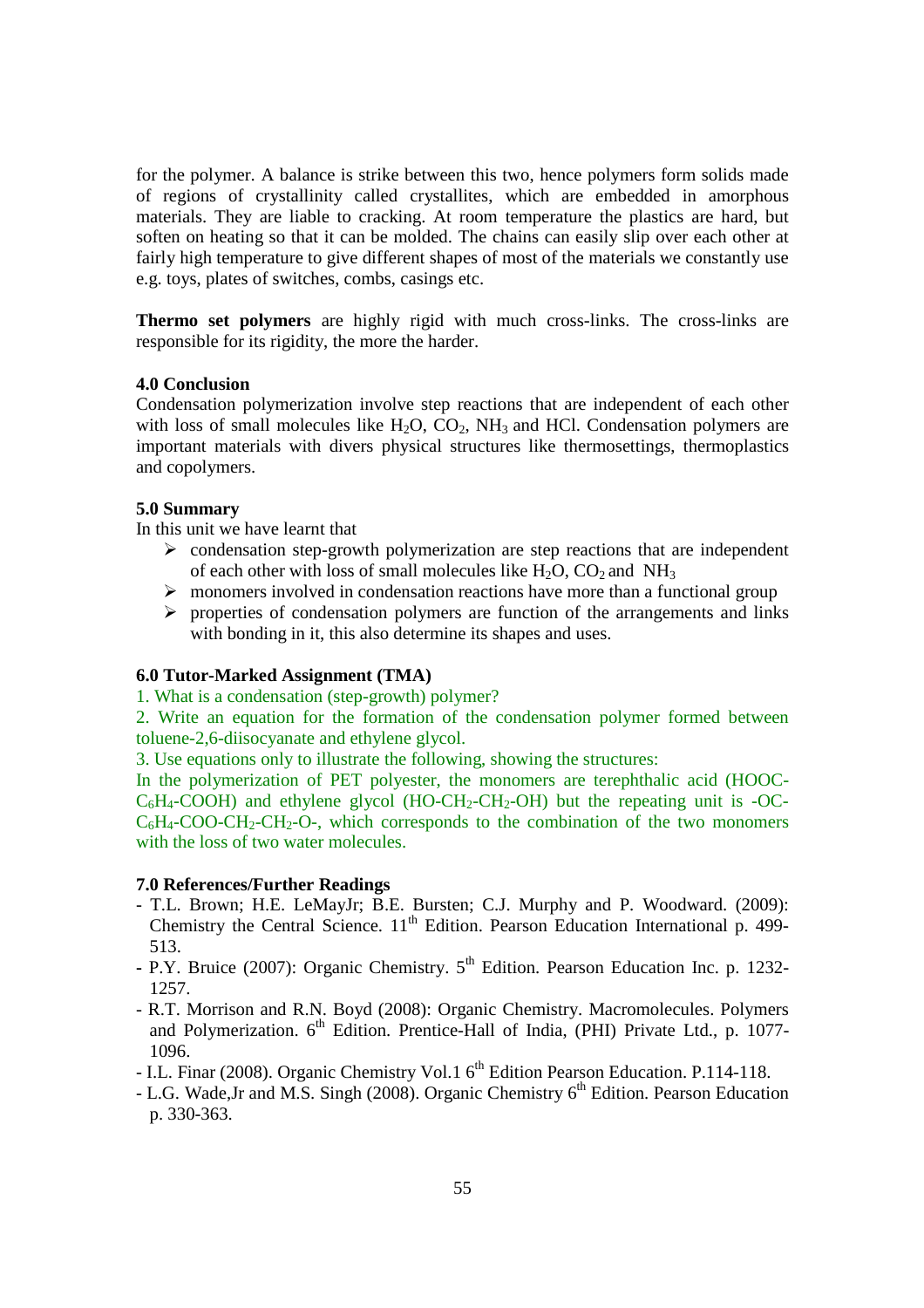for the polymer. A balance is strike between this two, hence polymers form solids made of regions of crystallinity called crystallites, which are embedded in amorphous materials. They are liable to cracking. At room temperature the plastics are hard, but soften on heating so that it can be molded. The chains can easily slip over each other at fairly high temperature to give different shapes of most of the materials we constantly use e.g. toys, plates of switches, combs, casings etc.

**Thermo set polymers** are highly rigid with much cross-links. The cross-links are responsible for its rigidity, the more the harder.

### 4.0 Conclusion

Condensation polymerization involve step reactions that are independent of each other with loss of small molecules like $H_2O$, $CO_2$, $NH_3$ and HCl. Condensation polymers are important materials with divers physical structures like thermosettings, thermoplastics and copolymers.

### 5.0 Summary

In this unit we have learnt that

- condensation step-growth polymerization are step reactions that are independent of each other with loss of small molecules like $H_2O$, $CO_2$ and $NH_3$
- monomers involved in condensation reactions have more than a functional group
- properties of condensation polymers are function of the arrangements and links with bonding in it, this also determine its shapes and uses.

### 6.0 Tutor-Marked Assignment (TMA)

1. What is a condensation (step-growth) polymer?
2. Write an equation for the formation of the condensation polymer formed between toluene-2,6-diisocyanate and ethylene glycol.
3. Use equations only to illustrate the following, showing the structures:

In the polymerization of PET polyester, the monomers are terephthalic acid (HOOC-$C_6H_4$-COOH) and ethylene glycol (HO-$CH_2$-$CH_2$-OH) but the repeating unit is -OC-$C_6H_4$-COO-$CH_2$-$CH_2$-O-, which corresponds to the combination of the two monomers with the loss of two water molecules.

### 7.0 References/Further Readings

- T.L. Brown; H.E. LeMayJr; B.E. Bursten; C.J. Murphy and P. Woodward. (2009): Chemistry the Central Science. 11th Edition. Pearson Education International p. 499-513.
- P.Y. Bruice (2007): Organic Chemistry. 5th Edition. Pearson Education Inc. p. 1232-1257.
- R.T. Morrison and R.N. Boyd (2008): Organic Chemistry. Macromolecules. Polymers and Polymerization. 6th Edition. Prentice-Hall of India, (PHI) Private Ltd., p. 1077-1096.
- I.L. Finar (2008). Organic Chemistry Vol.1 6th Edition Pearson Education. P.114-118.
- L.G. Wade,Jr and M.S. Singh (2008). Organic Chemistry 6th Edition. Pearson Education p. 330-363.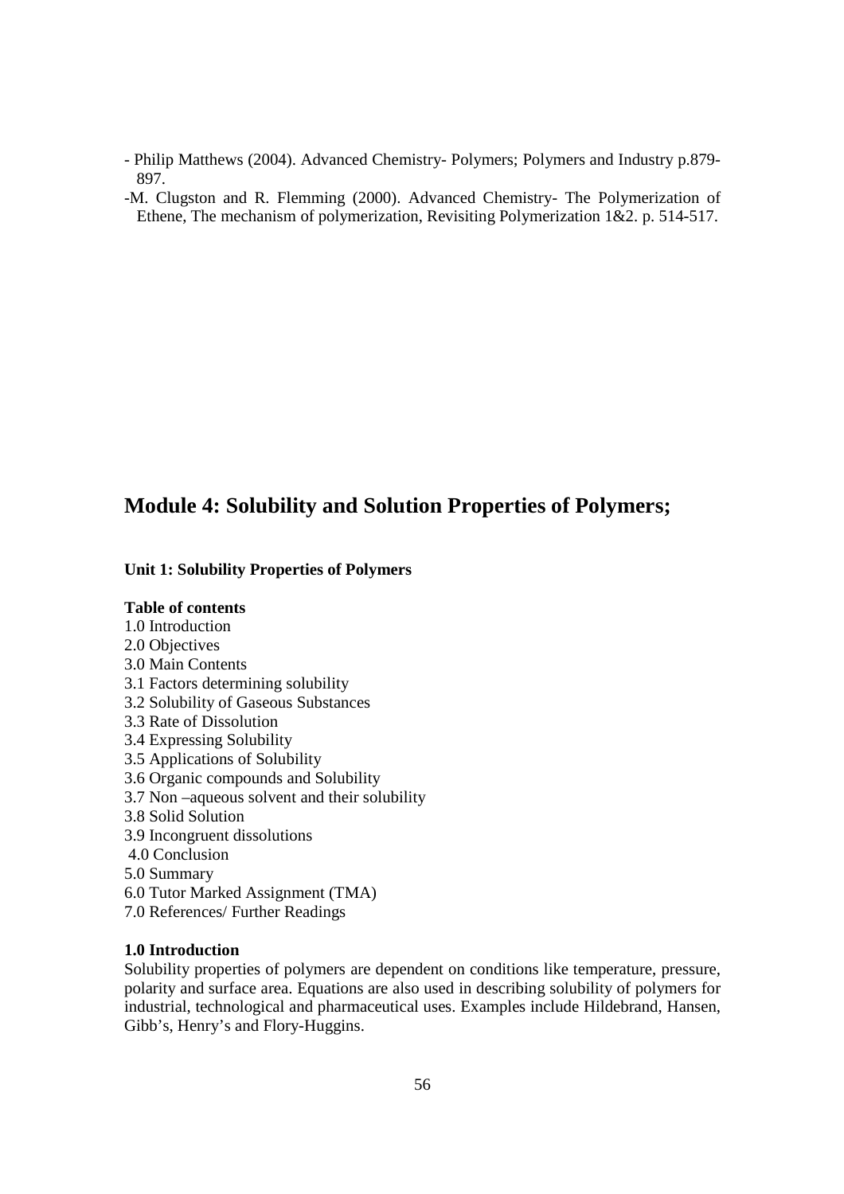- Philip Matthews (2004). Advanced Chemistry- Polymers; Polymers and Industry p.879-897.

-M. Clugston and R. Flemming (2000). Advanced Chemistry- The Polymerization of Ethene, The mechanism of polymerization, Revisiting Polymerization 1&2. p. 514-517.

# Module 4: Solubility and Solution Properties of Polymers;

### Unit 1: Solubility Properties of Polymers

**Table of contents**

1.0 Introduction
2.0 Objectives
3.0 Main Contents
3.1 Factors determining solubility
3.2 Solubility of Gaseous Substances
3.3 Rate of Dissolution
3.4 Expressing Solubility
3.5 Applications of Solubility
3.6 Organic compounds and Solubility
3.7 Non –aqueous solvent and their solubility
3.8 Solid Solution
3.9 Incongruent dissolutions
4.0 Conclusion
5.0 Summary
6.0 Tutor Marked Assignment (TMA)
7.0 References/ Further Readings

**1.0 Introduction**

Solubility properties of polymers are dependent on conditions like temperature, pressure, polarity and surface area. Equations are also used in describing solubility of polymers for industrial, technological and pharmaceutical uses. Examples include Hildebrand, Hansen, Gibb's, Henry's and Flory-Huggins.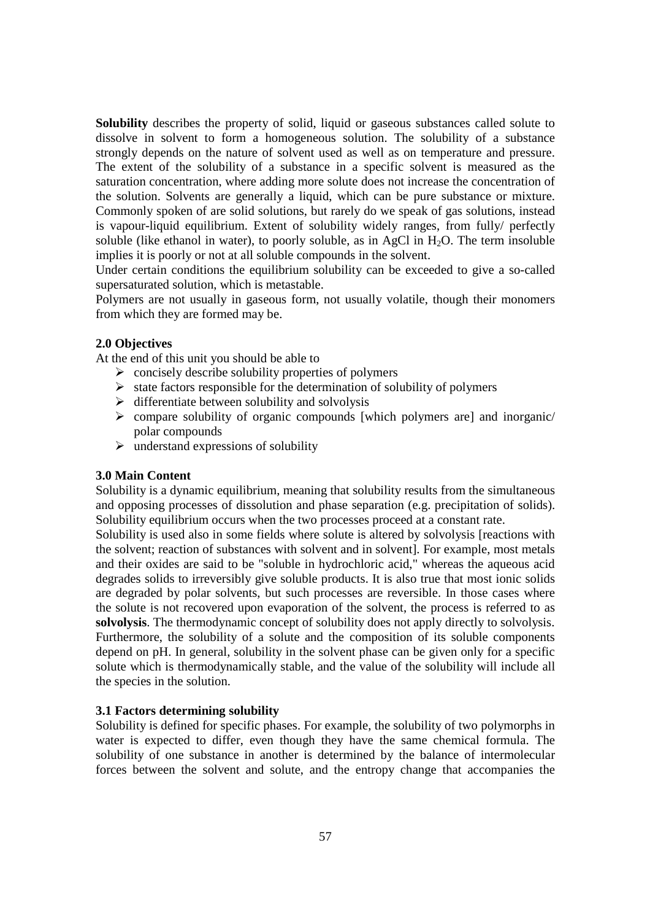**Solubility** describes the property of solid, liquid or gaseous substances called solute to dissolve in solvent to form a homogeneous solution. The solubility of a substance strongly depends on the nature of solvent used as well as on temperature and pressure. The extent of the solubility of a substance in a specific solvent is measured as the saturation concentration, where adding more solute does not increase the concentration of the solution. Solvents are generally a liquid, which can be pure substance or mixture. Commonly spoken of are solid solutions, but rarely do we speak of gas solutions, instead is vapour-liquid equilibrium. Extent of solubility widely ranges, from fully/ perfectly soluble (like ethanol in water), to poorly soluble, as in AgCl in $H_2O$. The term insoluble implies it is poorly or not at all soluble compounds in the solvent.

Under certain conditions the equilibrium solubility can be exceeded to give a so-called supersaturated solution, which is metastable.

Polymers are not usually in gaseous form, not usually volatile, though their monomers from which they are formed may be.

### 2.0 Objectives

At the end of this unit you should be able to

- concisely describe solubility properties of polymers
- state factors responsible for the determination of solubility of polymers
- differentiate between solubility and solvolysis
- compare solubility of organic compounds [which polymers are] and inorganic/ polar compounds
- understand expressions of solubility

### 3.0 Main Content

Solubility is a dynamic equilibrium, meaning that solubility results from the simultaneous and opposing processes of dissolution and phase separation (e.g. precipitation of solids). Solubility equilibrium occurs when the two processes proceed at a constant rate.

Solubility is used also in some fields where solute is altered by solvolysis [reactions with the solvent; reaction of substances with solvent and in solvent]. For example, most metals and their oxides are said to be "soluble in hydrochloric acid," whereas the aqueous acid degrades solids to irreversibly give soluble products. It is also true that most ionic solids are degraded by polar solvents, but such processes are reversible. In those cases where the solute is not recovered upon evaporation of the solvent, the process is referred to as **solvolysis**. The thermodynamic concept of solubility does not apply directly to solvolysis. Furthermore, the solubility of a solute and the composition of its soluble components depend on pH. In general, solubility in the solvent phase can be given only for a specific solute which is thermodynamically stable, and the value of the solubility will include all the species in the solution.

### 3.1 Factors determining solubility

Solubility is defined for specific phases. For example, the solubility of two polymorphs in water is expected to differ, even though they have the same chemical formula. The solubility of one substance in another is determined by the balance of intermolecular forces between the solvent and solute, and the entropy change that accompanies the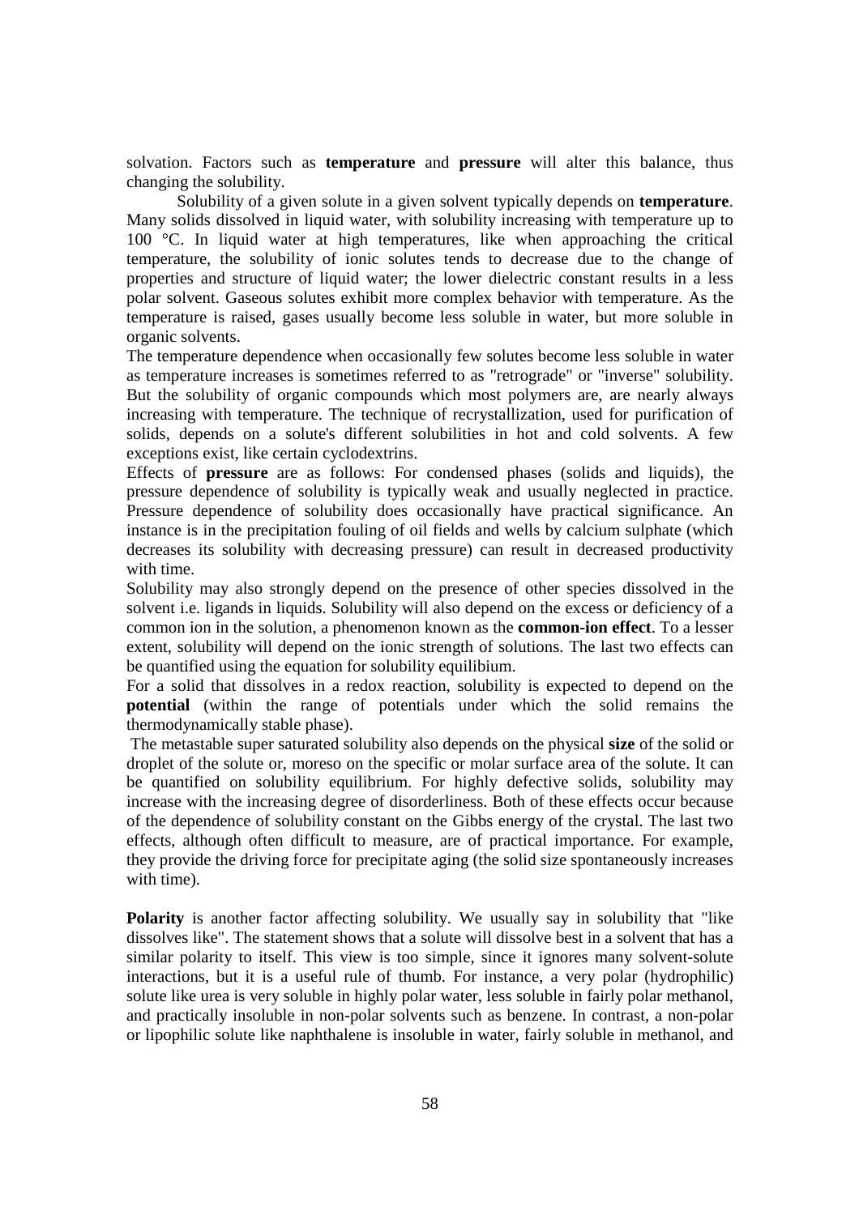solvation. Factors such as **temperature** and **pressure** will alter this balance, thus changing the solubility.

Solubility of a given solute in a given solvent typically depends on **temperature**. Many solids dissolved in liquid water, with solubility increasing with temperature up to 100 °C. In liquid water at high temperatures, like when approaching the critical temperature, the solubility of ionic solutes tends to decrease due to the change of properties and structure of liquid water; the lower dielectric constant results in a less polar solvent. Gaseous solutes exhibit more complex behavior with temperature. As the temperature is raised, gases usually become less soluble in water, but more soluble in organic solvents.

The temperature dependence when occasionally few solutes become less soluble in water as temperature increases is sometimes referred to as "retrograde" or "inverse" solubility. But the solubility of organic compounds which most polymers are, are nearly always increasing with temperature. The technique of recrystallization, used for purification of solids, depends on a solute's different solubilities in hot and cold solvents. A few exceptions exist, like certain cyclodextrins.

Effects of **pressure** are as follows: For condensed phases (solids and liquids), the pressure dependence of solubility is typically weak and usually neglected in practice. Pressure dependence of solubility does occasionally have practical significance. An instance is in the precipitation fouling of oil fields and wells by calcium sulphate (which decreases its solubility with decreasing pressure) can result in decreased productivity with time.

Solubility may also strongly depend on the presence of other species dissolved in the solvent i.e. ligands in liquids. Solubility will also depend on the excess or deficiency of a common ion in the solution, a phenomenon known as the **common-ion effect**. To a lesser extent, solubility will depend on the ionic strength of solutions. The last two effects can be quantified using the equation for solubility equilibium.

For a solid that dissolves in a redox reaction, solubility is expected to depend on the **potential** (within the range of potentials under which the solid remains the thermodynamically stable phase).

The metastable super saturated solubility also depends on the physical **size** of the solid or droplet of the solute or, moreso on the specific or molar surface area of the solute. It can be quantified on solubility equilibrium. For highly defective solids, solubility may increase with the increasing degree of disorderliness. Both of these effects occur because of the dependence of solubility constant on the Gibbs energy of the crystal. The last two effects, although often difficult to measure, are of practical importance. For example, they provide the driving force for precipitate aging (the solid size spontaneously increases with time).

**Polarity** is another factor affecting solubility. We usually say in solubility that "like dissolves like". The statement shows that a solute will dissolve best in a solvent that has a similar polarity to itself. This view is too simple, since it ignores many solvent-solute interactions, but it is a useful rule of thumb. For instance, a very polar (hydrophilic) solute like urea is very soluble in highly polar water, less soluble in fairly polar methanol, and practically insoluble in non-polar solvents such as benzene. In contrast, a non-polar or lipophilic solute like naphthalene is insoluble in water, fairly soluble in methanol, and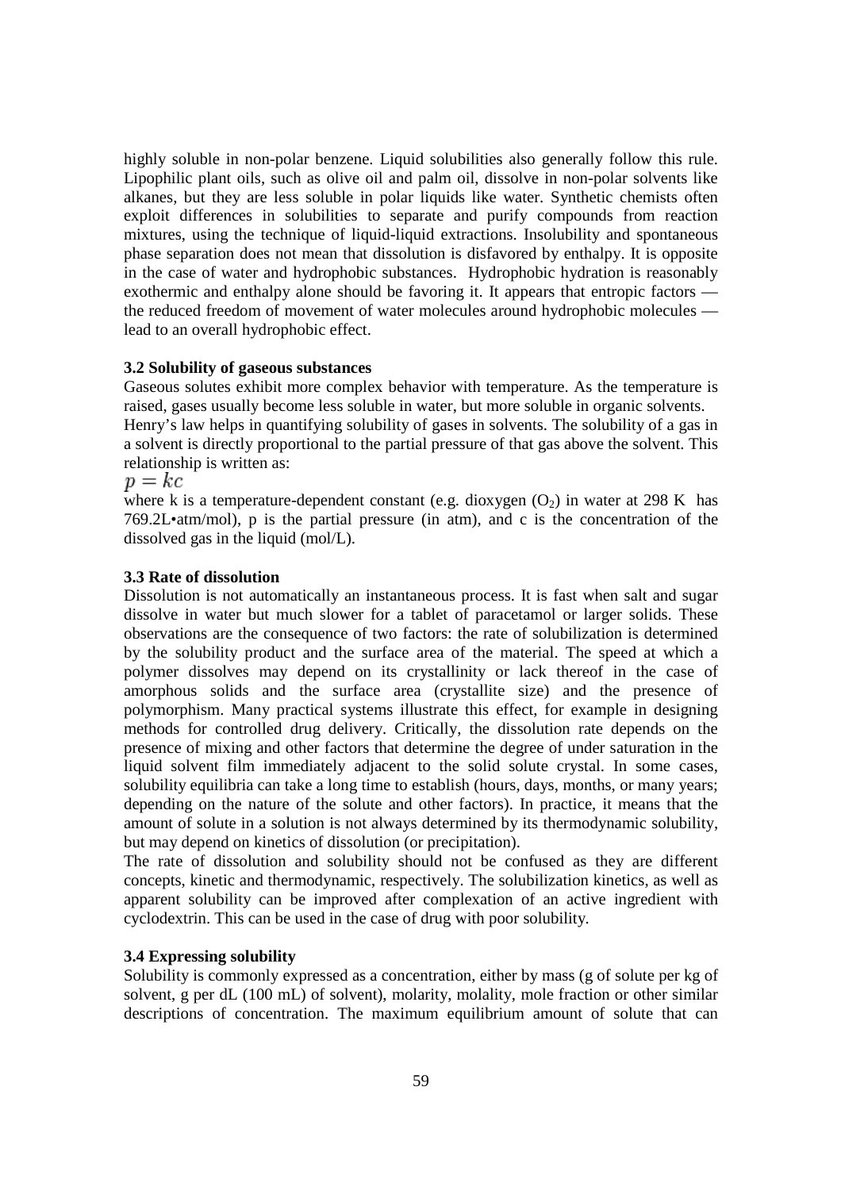highly soluble in non-polar benzene. Liquid solubilities also generally follow this rule. Lipophilic plant oils, such as olive oil and palm oil, dissolve in non-polar solvents like alkanes, but they are less soluble in polar liquids like water. Synthetic chemists often exploit differences in solubilities to separate and purify compounds from reaction mixtures, using the technique of liquid-liquid extractions. Insolubility and spontaneous phase separation does not mean that dissolution is disfavored by enthalpy. It is opposite in the case of water and hydrophobic substances. Hydrophobic hydration is reasonably exothermic and enthalpy alone should be favoring it. It appears that entropic factors — the reduced freedom of movement of water molecules around hydrophobic molecules — lead to an overall hydrophobic effect.

### 3.2 Solubility of gaseous substances

Gaseous solutes exhibit more complex behavior with temperature. As the temperature is raised, gases usually become less soluble in water, but more soluble in organic solvents.
Henry's law helps in quantifying solubility of gases in solvents. The solubility of a gas in a solvent is directly proportional to the partial pressure of that gas above the solvent. This relationship is written as:

$$p = kc$$

where k is a temperature-dependent constant (e.g. dioxygen ($O_2$) in water at 298 K has 769.2L•atm/mol), p is the partial pressure (in atm), and c is the concentration of the dissolved gas in the liquid (mol/L).

### 3.3 Rate of dissolution

Dissolution is not automatically an instantaneous process. It is fast when salt and sugar dissolve in water but much slower for a tablet of paracetamol or larger solids. These observations are the consequence of two factors: the rate of solubilization is determined by the solubility product and the surface area of the material. The speed at which a polymer dissolves may depend on its crystallinity or lack thereof in the case of amorphous solids and the surface area (crystallite size) and the presence of polymorphism. Many practical systems illustrate this effect, for example in designing methods for controlled drug delivery. Critically, the dissolution rate depends on the presence of mixing and other factors that determine the degree of under saturation in the liquid solvent film immediately adjacent to the solid solute crystal. In some cases, solubility equilibria can take a long time to establish (hours, days, months, or many years; depending on the nature of the solute and other factors). In practice, it means that the amount of solute in a solution is not always determined by its thermodynamic solubility, but may depend on kinetics of dissolution (or precipitation).
The rate of dissolution and solubility should not be confused as they are different concepts, kinetic and thermodynamic, respectively. The solubilization kinetics, as well as apparent solubility can be improved after complexation of an active ingredient with cyclodextrin. This can be used in the case of drug with poor solubility.

### 3.4 Expressing solubility

Solubility is commonly expressed as a concentration, either by mass (g of solute per kg of solvent, g per dL (100 mL) of solvent), molarity, molality, mole fraction or other similar descriptions of concentration. The maximum equilibrium amount of solute that can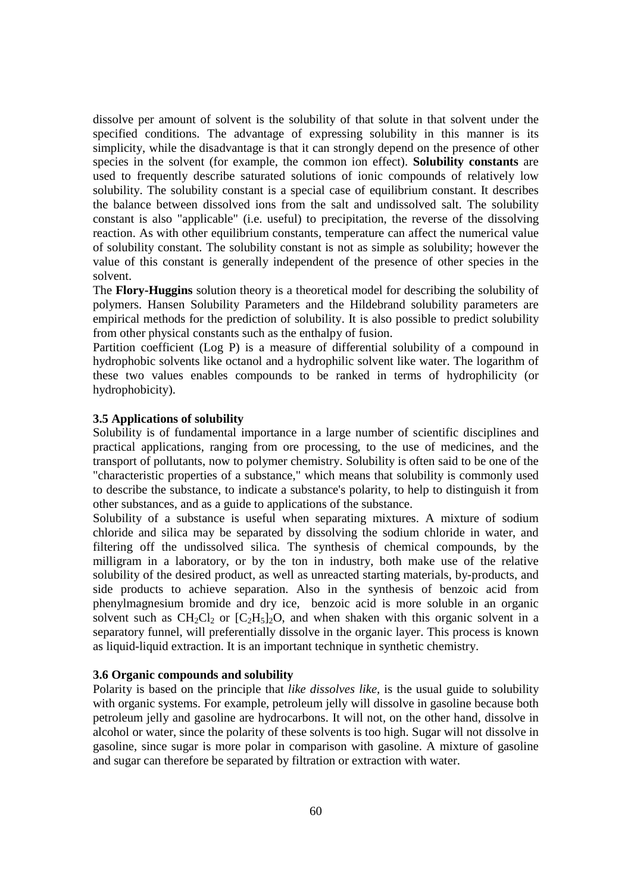dissolve per amount of solvent is the solubility of that solute in that solvent under the specified conditions. The advantage of expressing solubility in this manner is its simplicity, while the disadvantage is that it can strongly depend on the presence of other species in the solvent (for example, the common ion effect). **Solubility constants** are used to frequently describe saturated solutions of ionic compounds of relatively low solubility. The solubility constant is a special case of equilibrium constant. It describes the balance between dissolved ions from the salt and undissolved salt. The solubility constant is also "applicable" (i.e. useful) to precipitation, the reverse of the dissolving reaction. As with other equilibrium constants, temperature can affect the numerical value of solubility constant. The solubility constant is not as simple as solubility; however the value of this constant is generally independent of the presence of other species in the solvent.

The **Flory-Huggins** solution theory is a theoretical model for describing the solubility of polymers. Hansen Solubility Parameters and the Hildebrand solubility parameters are empirical methods for the prediction of solubility. It is also possible to predict solubility from other physical constants such as the enthalpy of fusion.

Partition coefficient (Log P) is a measure of differential solubility of a compound in hydrophobic solvents like octanol and a hydrophilic solvent like water. The logarithm of these two values enables compounds to be ranked in terms of hydrophilicity (or hydrophobicity).

### 3.5 Applications of solubility

Solubility is of fundamental importance in a large number of scientific disciplines and practical applications, ranging from ore processing, to the use of medicines, and the transport of pollutants, now to polymer chemistry. Solubility is often said to be one of the "characteristic properties of a substance," which means that solubility is commonly used to describe the substance, to indicate a substance's polarity, to help to distinguish it from other substances, and as a guide to applications of the substance.

Solubility of a substance is useful when separating mixtures. A mixture of sodium chloride and silica may be separated by dissolving the sodium chloride in water, and filtering off the undissolved silica. The synthesis of chemical compounds, by the milligram in a laboratory, or by the ton in industry, both make use of the relative solubility of the desired product, as well as unreacted starting materials, by-products, and side products to achieve separation. Also in the synthesis of benzoic acid from phenylmagnesium bromide and dry ice, benzoic acid is more soluble in an organic solvent such as $CH_2Cl_2$ or $[C_2H_5]_2O$, and when shaken with this organic solvent in a separatory funnel, will preferentially dissolve in the organic layer. This process is known as liquid-liquid extraction. It is an important technique in synthetic chemistry.

### 3.6 Organic compounds and solubility

Polarity is based on the principle that *like dissolves like,* is the usual guide to solubility with organic systems. For example, petroleum jelly will dissolve in gasoline because both petroleum jelly and gasoline are hydrocarbons. It will not, on the other hand, dissolve in alcohol or water, since the polarity of these solvents is too high. Sugar will not dissolve in gasoline, since sugar is more polar in comparison with gasoline. A mixture of gasoline and sugar can therefore be separated by filtration or extraction with water.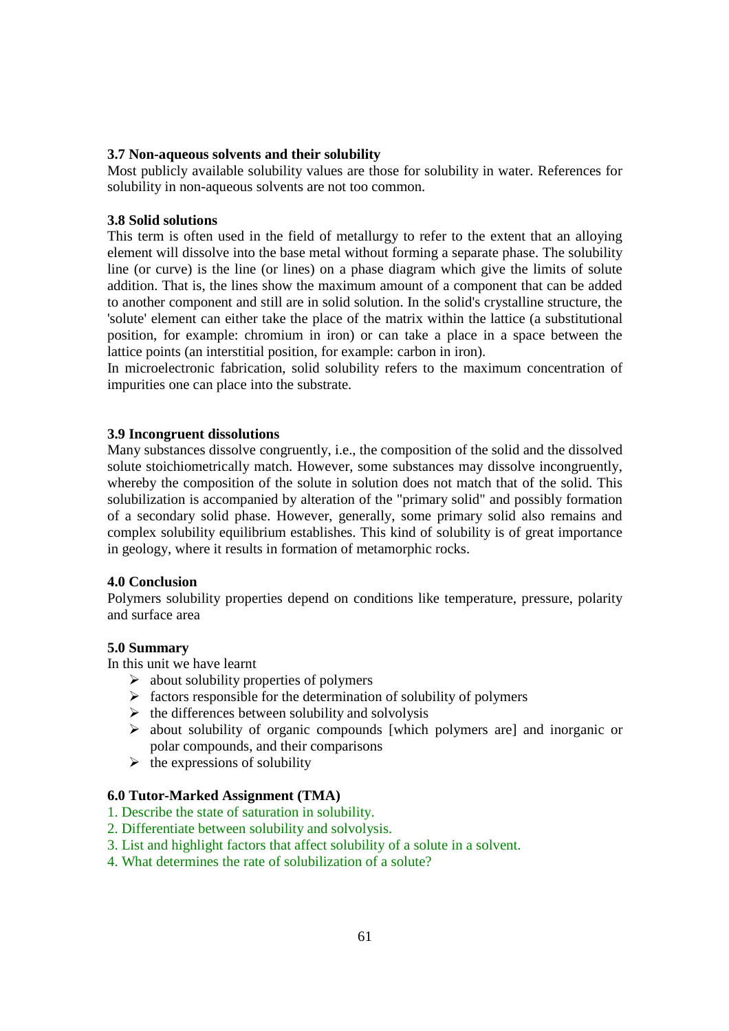### 3.7 Non-aqueous solvents and their solubility

Most publicly available solubility values are those for solubility in water. References for solubility in non-aqueous solvents are not too common.

### 3.8 Solid solutions

This term is often used in the field of metallurgy to refer to the extent that an alloying element will dissolve into the base metal without forming a separate phase. The solubility line (or curve) is the line (or lines) on a phase diagram which give the limits of solute addition. That is, the lines show the maximum amount of a component that can be added to another component and still are in solid solution. In the solid's crystalline structure, the 'solute' element can either take the place of the matrix within the lattice (a substitutional position, for example: chromium in iron) or can take a place in a space between the lattice points (an interstitial position, for example: carbon in iron).

In microelectronic fabrication, solid solubility refers to the maximum concentration of impurities one can place into the substrate.

### 3.9 Incongruent dissolutions

Many substances dissolve congruently, i.e., the composition of the solid and the dissolved solute stoichiometrically match. However, some substances may dissolve incongruently, whereby the composition of the solute in solution does not match that of the solid. This solubilization is accompanied by alteration of the "primary solid" and possibly formation of a secondary solid phase. However, generally, some primary solid also remains and complex solubility equilibrium establishes. This kind of solubility is of great importance in geology, where it results in formation of metamorphic rocks.

## 4.0 Conclusion

Polymers solubility properties depend on conditions like temperature, pressure, polarity and surface area

## 5.0 Summary

In this unit we have learnt

- about solubility properties of polymers
- factors responsible for the determination of solubility of polymers
- the differences between solubility and solvolysis
- about solubility of organic compounds [which polymers are] and inorganic or polar compounds, and their comparisons
- the expressions of solubility

## 6.0 Tutor-Marked Assignment (TMA)

1. Describe the state of saturation in solubility.
2. Differentiate between solubility and solvolysis.
3. List and highlight factors that affect solubility of a solute in a solvent.
4. What determines the rate of solubilization of a solute?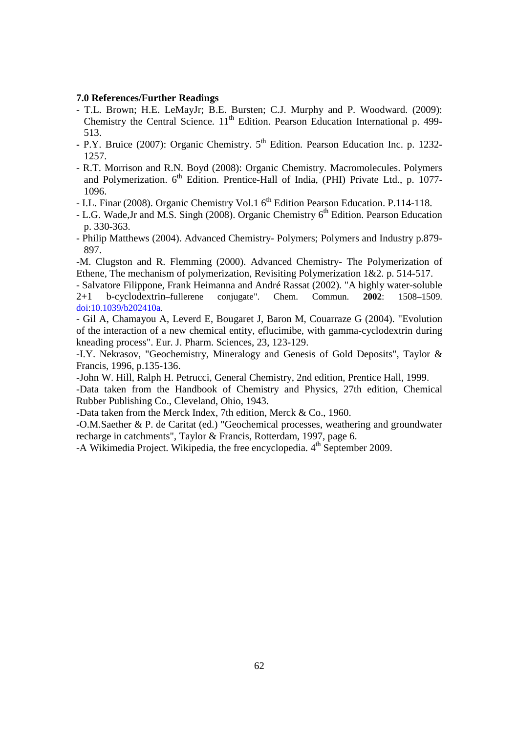**7.0 References/Further Readings**

- T.L. Brown; H.E. LeMayJr; B.E. Bursten; C.J. Murphy and P. Woodward. (2009): Chemistry the Central Science. 11th Edition. Pearson Education International p. 499-513.
- P.Y. Bruice (2007): Organic Chemistry. 5th Edition. Pearson Education Inc. p. 1232-1257.
- R.T. Morrison and R.N. Boyd (2008): Organic Chemistry. Macromolecules. Polymers and Polymerization. 6th Edition. Prentice-Hall of India, (PHI) Private Ltd., p. 1077-1096.
- I.L. Finar (2008). Organic Chemistry Vol.1 6th Edition Pearson Education. P.114-118.
- L.G. Wade,Jr and M.S. Singh (2008). Organic Chemistry 6th Edition. Pearson Education p. 330-363.
- Philip Matthews (2004). Advanced Chemistry- Polymers; Polymers and Industry p.879-897.

-M. Clugston and R. Flemming (2000). Advanced Chemistry- The Polymerization of Ethene, The mechanism of polymerization, Revisiting Polymerization 1&2. p. 514-517.

- Salvatore Filippone, Frank Heimanna and André Rassat (2002). "A highly water-soluble 2+1 b-cyclodextrin–fullerene conjugate". Chem. Commun. **2002**: 1508–1509. doi:10.1039/b202410a.

- Gil A, Chamayou A, Leverd E, Bougaret J, Baron M, Couarraze G (2004). "Evolution of the interaction of a new chemical entity, eflucimibe, with gamma-cyclodextrin during kneading process". Eur. J. Pharm. Sciences, 23, 123-129.

-I.Y. Nekrasov, "Geochemistry, Mineralogy and Genesis of Gold Deposits", Taylor & Francis, 1996, p.135-136.

-John W. Hill, Ralph H. Petrucci, General Chemistry, 2nd edition, Prentice Hall, 1999.

-Data taken from the Handbook of Chemistry and Physics, 27th edition, Chemical Rubber Publishing Co., Cleveland, Ohio, 1943.

-Data taken from the Merck Index, 7th edition, Merck & Co., 1960.

-O.M.Saether & P. de Caritat (ed.) "Geochemical processes, weathering and groundwater recharge in catchments", Taylor & Francis, Rotterdam, 1997, page 6.

-A Wikimedia Project. Wikipedia, the free encyclopedia. 4th September 2009.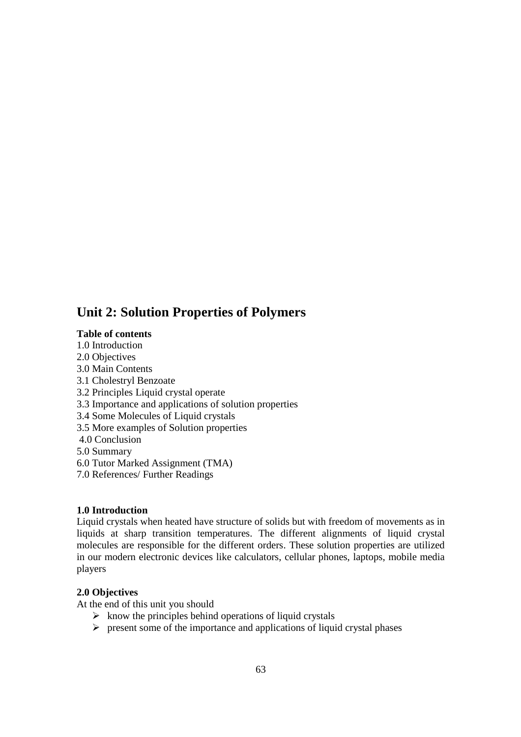# Unit 2: Solution Properties of Polymers

**Table of contents**

1.0 Introduction
2.0 Objectives
3.0 Main Contents
3.1 Cholestryl Benzoate
3.2 Principles Liquid crystal operate
3.3 Importance and applications of solution properties
3.4 Some Molecules of Liquid crystals
3.5 More examples of Solution properties
4.0 Conclusion
5.0 Summary
6.0 Tutor Marked Assignment (TMA)
7.0 References/ Further Readings

**1.0 Introduction**

Liquid crystals when heated have structure of solids but with freedom of movements as in liquids at sharp transition temperatures. The different alignments of liquid crystal molecules are responsible for the different orders. These solution properties are utilized in our modern electronic devices like calculators, cellular phones, laptops, mobile media players

**2.0 Objectives**

At the end of this unit you should

- know the principles behind operations of liquid crystals
- present some of the importance and applications of liquid crystal phases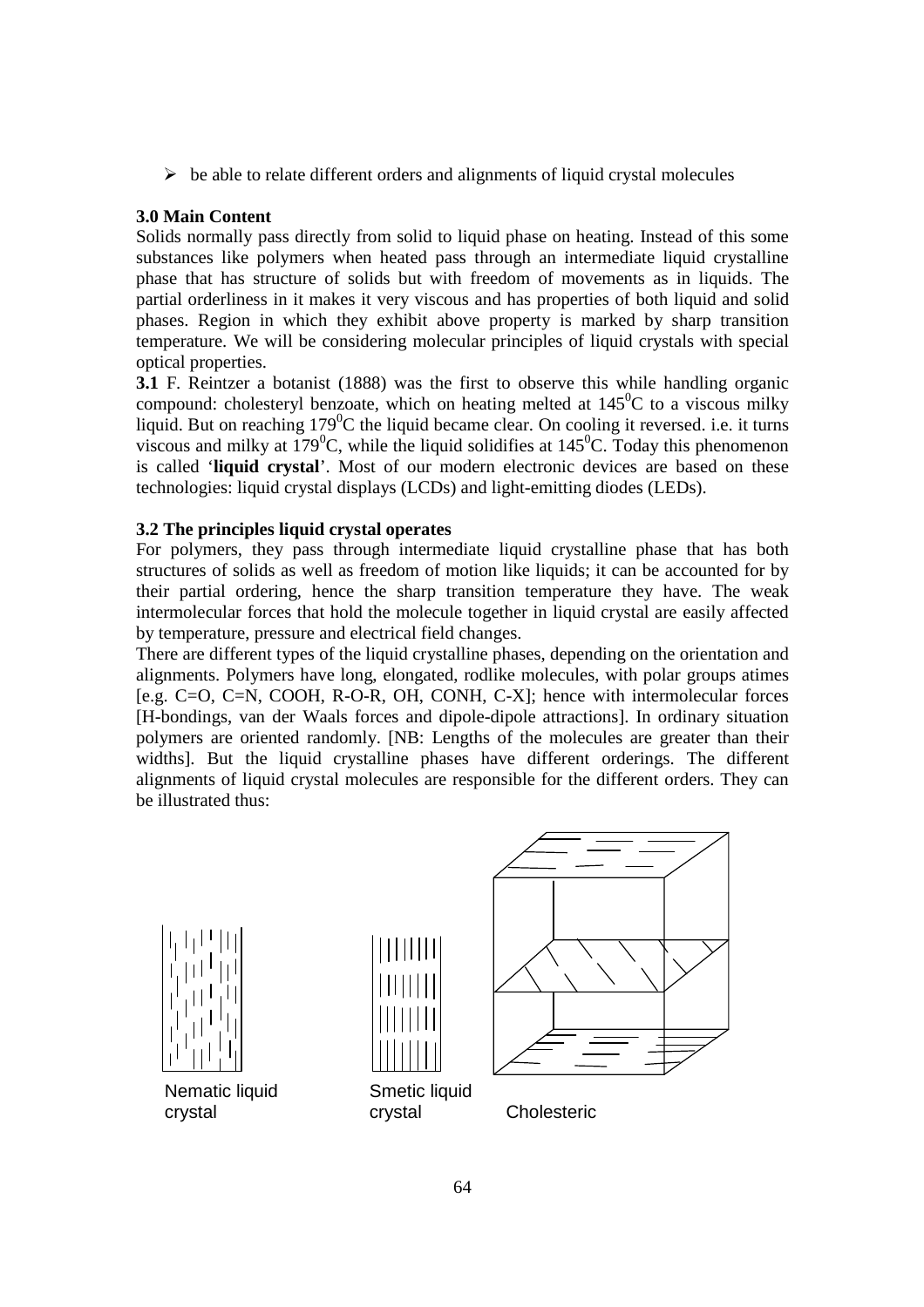- be able to relate different orders and alignments of liquid crystal molecules

### 3.0 Main Content

Solids normally pass directly from solid to liquid phase on heating. Instead of this some substances like polymers when heated pass through an intermediate liquid crystalline phase that has structure of solids but with freedom of movements as in liquids. The partial orderliness in it makes it very viscous and has properties of both liquid and solid phases. Region in which they exhibit above property is marked by sharp transition temperature. We will be considering molecular principles of liquid crystals with special optical properties.

**3.1** F. Reintzer a botanist (1888) was the first to observe this while handling organic compound: cholesteryl benzoate, which on heating melted at $145^0C$ to a viscous milky liquid. But on reaching $179^0C$ the liquid became clear. On cooling it reversed. i.e. it turns viscous and milky at $179^0C$, while the liquid solidifies at $145^0C$. Today this phenomenon is called '**liquid crystal**'. Most of our modern electronic devices are based on these technologies: liquid crystal displays (LCDs) and light-emitting diodes (LEDs).

### 3.2 The principles liquid crystal operates

For polymers, they pass through intermediate liquid crystalline phase that has both structures of solids as well as freedom of motion like liquids; it can be accounted for by their partial ordering, hence the sharp transition temperature they have. The weak intermolecular forces that hold the molecule together in liquid crystal are easily affected by temperature, pressure and electrical field changes.

There are different types of the liquid crystalline phases, depending on the orientation and alignments. Polymers have long, elongated, rodlike molecules, with polar groups atimes [e.g. C=O, C=N, COOH, R-O-R, OH, CONH, C-X]; hence with intermolecular forces [H-bondings, van der Waals forces and dipole-dipole attractions]. In ordinary situation polymers are oriented randomly. [NB: Lengths of the molecules are greater than their widths]. But the liquid crystalline phases have different orderings. The different alignments of liquid crystal molecules are responsible for the different orders. They can be illustrated thus:

Nematic liquid crystal

Smetic liquid crystal

Cholesteric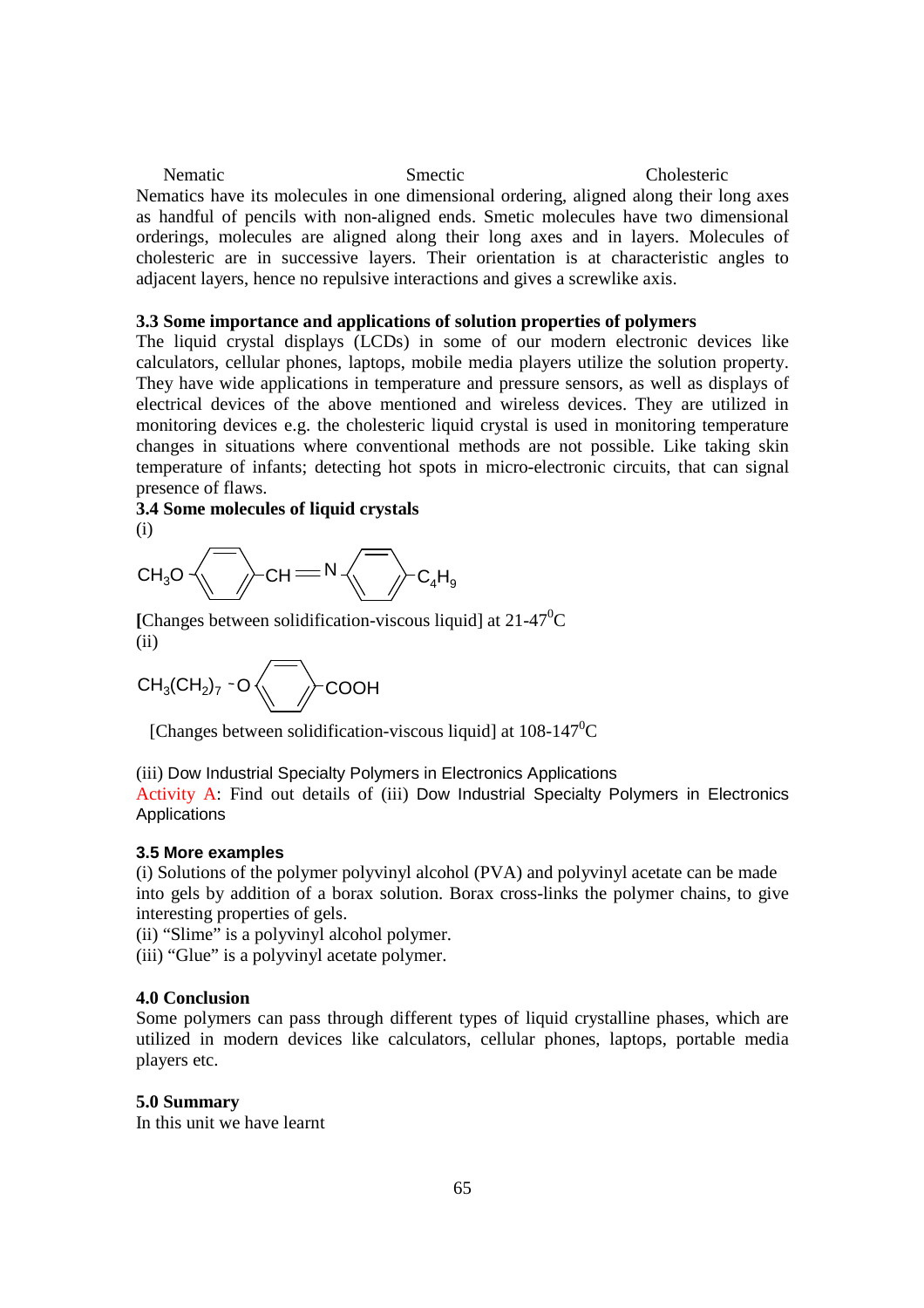Nematic Smectic Cholesteric

Nematics have its molecules in one dimensional ordering, aligned along their long axes as handful of pencils with non-aligned ends. Smetic molecules have two dimensional orderings, molecules are aligned along their long axes and in layers. Molecules of cholesteric are in successive layers. Their orientation is at characteristic angles to adjacent layers, hence no repulsive interactions and gives a screwlike axis.

### 3.3 Some importance and applications of solution properties of polymers

The liquid crystal displays (LCDs) in some of our modern electronic devices like calculators, cellular phones, laptops, mobile media players utilize the solution property. They have wide applications in temperature and pressure sensors, as well as displays of electrical devices of the above mentioned and wireless devices. They are utilized in monitoring devices e.g. the cholesteric liquid crystal is used in monitoring temperature changes in situations where conventional methods are not possible. Like taking skin temperature of infants; detecting hot spots in micro-electronic circuits, that can signal presence of flaws.

### 3.4 Some molecules of liquid crystals

(i)

$CH_3O-C_6H_4-CH=N-C_6H_4-C_4H_9$

**[**Changes between solidification-viscous liquid] at 21-47$^0$C

(ii)

$CH_3(CH_2)_7-O-C_6H_4-COOH$

[Changes between solidification-viscous liquid] at 108-147$^0$C

(iii) Dow Industrial Specialty Polymers in Electronics Applications

Activity A: Find out details of (iii) Dow Industrial Specialty Polymers in Electronics Applications

### 3.5 More examples

(i) Solutions of the polymer polyvinyl alcohol (PVA) and polyvinyl acetate can be made into gels by addition of a borax solution. Borax cross-links the polymer chains, to give interesting properties of gels.

(ii) “Slime” is a polyvinyl alcohol polymer.

(iii) “Glue” is a polyvinyl acetate polymer.

## 4.0 Conclusion

Some polymers can pass through different types of liquid crystalline phases, which are utilized in modern devices like calculators, cellular phones, laptops, portable media players etc.

## 5.0 Summary

In this unit we have learnt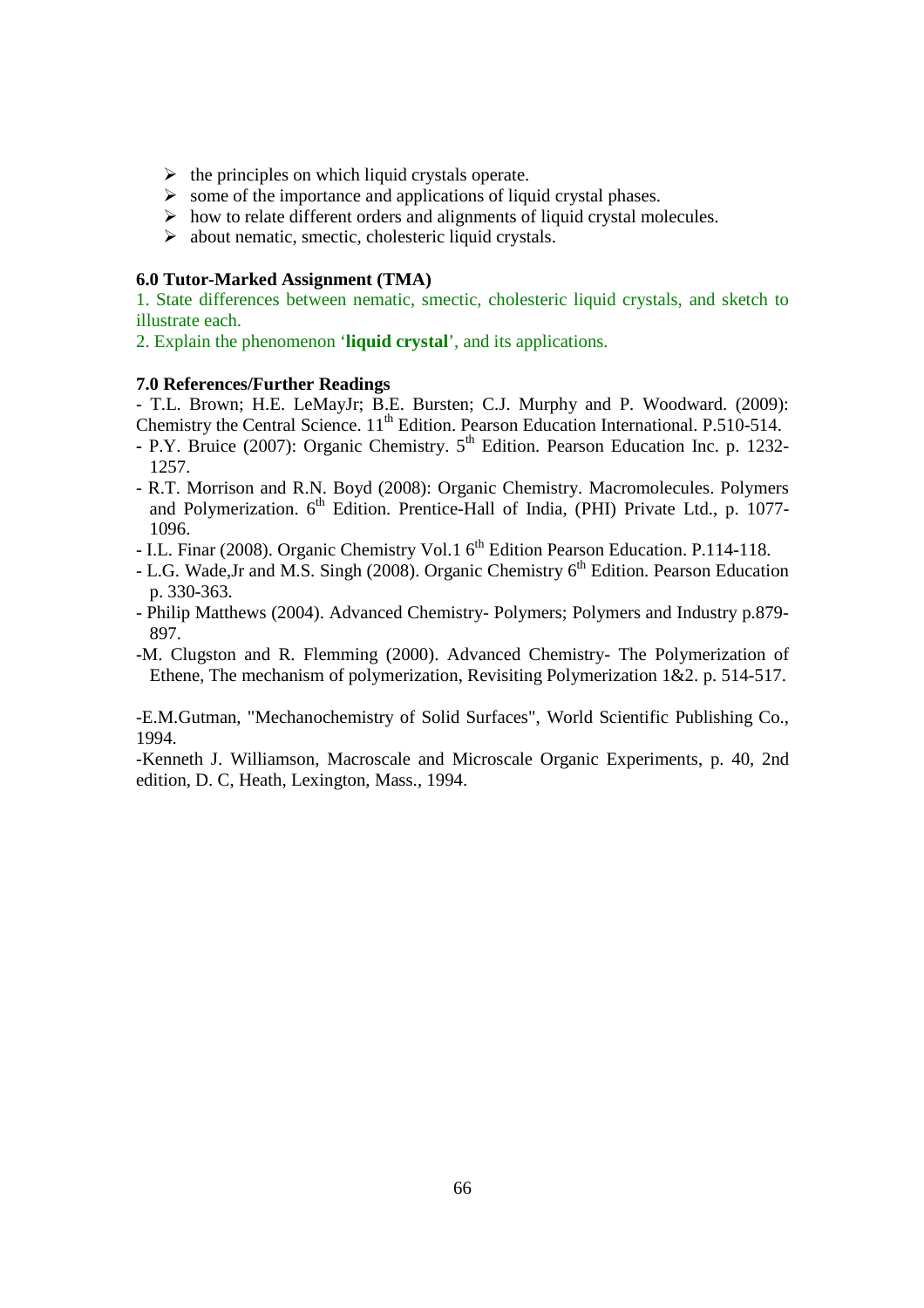- the principles on which liquid crystals operate.
- some of the importance and applications of liquid crystal phases.
- how to relate different orders and alignments of liquid crystal molecules.
- about nematic, smectic, cholesteric liquid crystals.

### 6.0 Tutor-Marked Assignment (TMA)

1. State differences between nematic, smectic, cholesteric liquid crystals, and sketch to illustrate each.
2. Explain the phenomenon '**liquid crystal**', and its applications.

### 7.0 References/Further Readings

- T.L. Brown; H.E. LeMayJr; B.E. Bursten; C.J. Murphy and P. Woodward. (2009): Chemistry the Central Science. 11th Edition. Pearson Education International. P.510-514.
- P.Y. Bruice (2007): Organic Chemistry. 5th Edition. Pearson Education Inc. p. 1232-1257.
- R.T. Morrison and R.N. Boyd (2008): Organic Chemistry. Macromolecules. Polymers and Polymerization. 6th Edition. Prentice-Hall of India, (PHI) Private Ltd., p. 1077-1096.
- I.L. Finar (2008). Organic Chemistry Vol.1 6th Edition Pearson Education. P.114-118.
- L.G. Wade,Jr and M.S. Singh (2008). Organic Chemistry 6th Edition. Pearson Education p. 330-363.
- Philip Matthews (2004). Advanced Chemistry- Polymers; Polymers and Industry p.879-897.
- M. Clugston and R. Flemming (2000). Advanced Chemistry- The Polymerization of Ethene, The mechanism of polymerization, Revisiting Polymerization 1&2. p. 514-517.

-E.M.Gutman, "Mechanochemistry of Solid Surfaces", World Scientific Publishing Co., 1994.

-Kenneth J. Williamson, Macroscale and Microscale Organic Experiments, p. 40, 2nd edition, D. C, Heath, Lexington, Mass., 1994.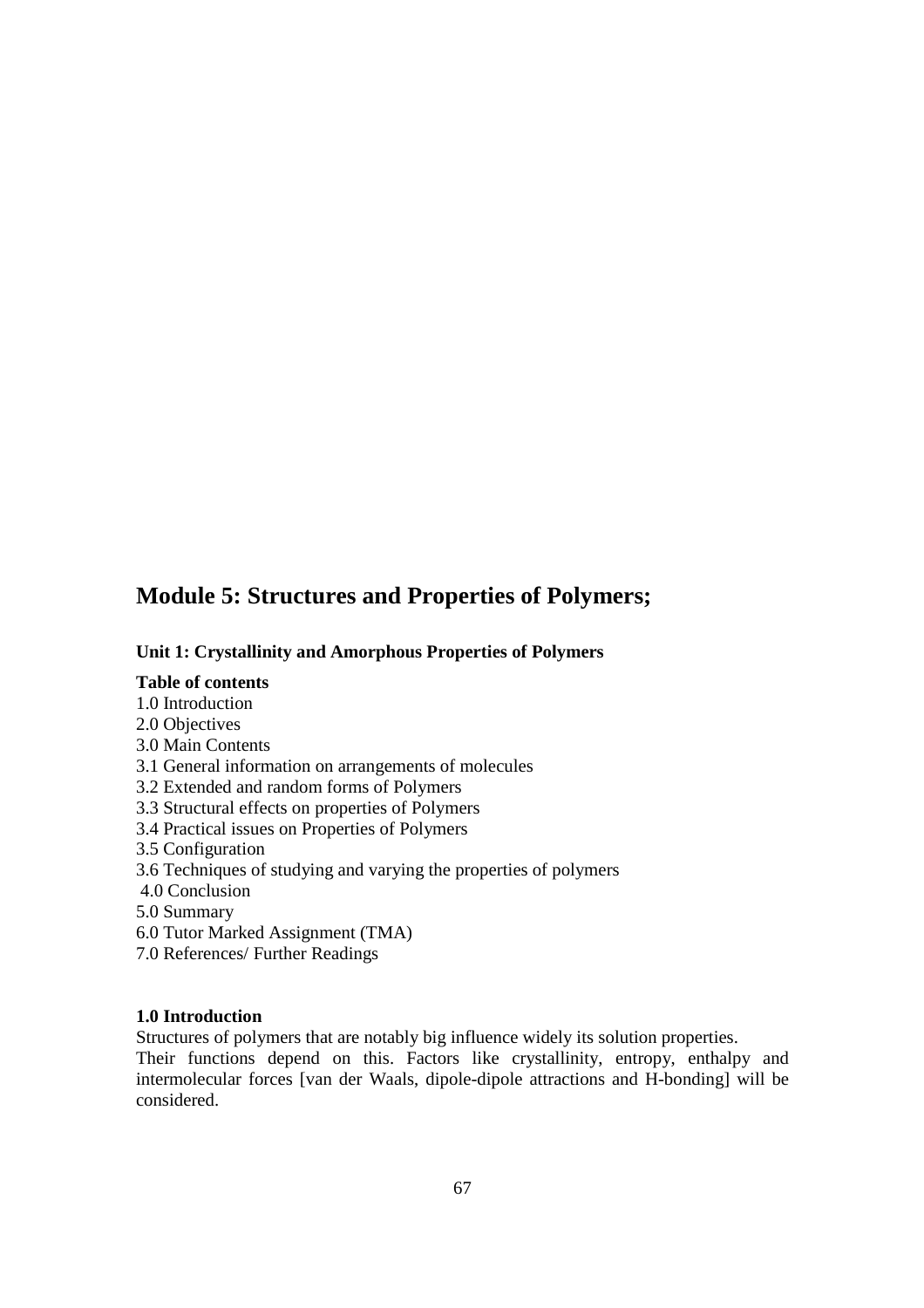# Module 5: Structures and Properties of Polymers;

### Unit 1: Crystallinity and Amorphous Properties of Polymers

**Table of contents**

1.0 Introduction
2.0 Objectives
3.0 Main Contents
3.1 General information on arrangements of molecules
3.2 Extended and random forms of Polymers
3.3 Structural effects on properties of Polymers
3.4 Practical issues on Properties of Polymers
3.5 Configuration
3.6 Techniques of studying and varying the properties of polymers
4.0 Conclusion
5.0 Summary
6.0 Tutor Marked Assignment (TMA)
7.0 References/ Further Readings

**1.0 Introduction**

Structures of polymers that are notably big influence widely its solution properties. Their functions depend on this. Factors like crystallinity, entropy, enthalpy and intermolecular forces [van der Waals, dipole-dipole attractions and H-bonding] will be considered.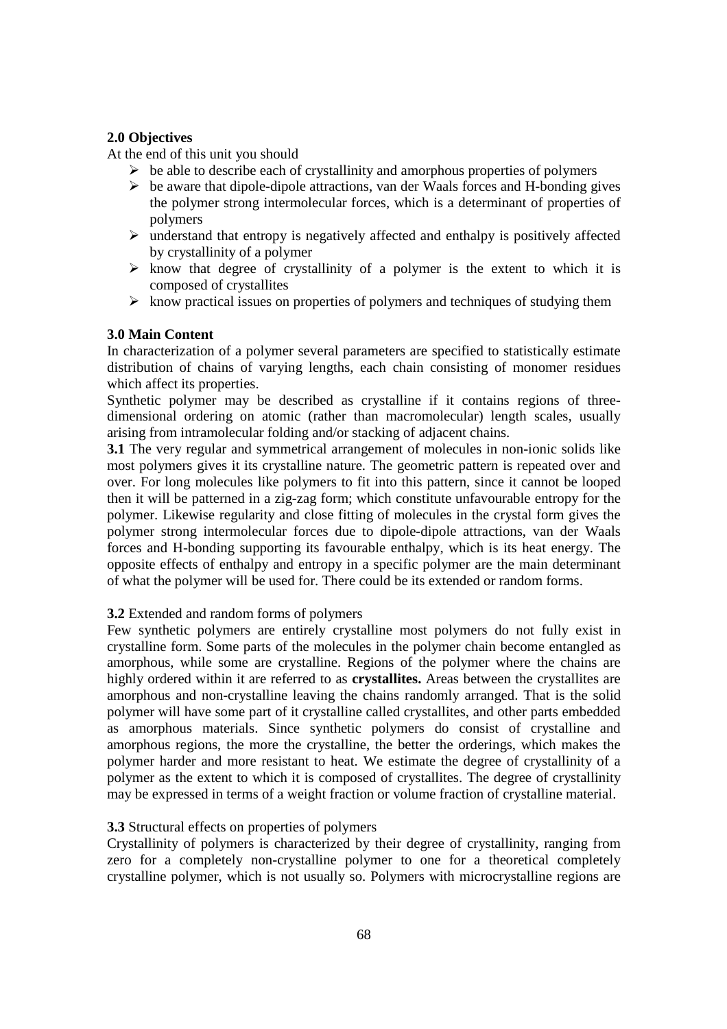**2.0 Objectives**

At the end of this unit you should

- be able to describe each of crystallinity and amorphous properties of polymers
- be aware that dipole-dipole attractions, van der Waals forces and H-bonding gives the polymer strong intermolecular forces, which is a determinant of properties of polymers
- understand that entropy is negatively affected and enthalpy is positively affected by crystallinity of a polymer
- know that degree of crystallinity of a polymer is the extent to which it is composed of crystallites
- know practical issues on properties of polymers and techniques of studying them

**3.0 Main Content**

In characterization of a polymer several parameters are specified to statistically estimate distribution of chains of varying lengths, each chain consisting of monomer residues which affect its properties.

Synthetic polymer may be described as crystalline if it contains regions of three-dimensional ordering on atomic (rather than macromolecular) length scales, usually arising from intramolecular folding and/or stacking of adjacent chains.

**3.1** The very regular and symmetrical arrangement of molecules in non-ionic solids like most polymers gives it its crystalline nature. The geometric pattern is repeated over and over. For long molecules like polymers to fit into this pattern, since it cannot be looped then it will be patterned in a zig-zag form; which constitute unfavourable entropy for the polymer. Likewise regularity and close fitting of molecules in the crystal form gives the polymer strong intermolecular forces due to dipole-dipole attractions, van der Waals forces and H-bonding supporting its favourable enthalpy, which is its heat energy. The opposite effects of enthalpy and entropy in a specific polymer are the main determinant of what the polymer will be used for. There could be its extended or random forms.

**3.2** Extended and random forms of polymers

Few synthetic polymers are entirely crystalline most polymers do not fully exist in crystalline form. Some parts of the molecules in the polymer chain become entangled as amorphous, while some are crystalline. Regions of the polymer where the chains are highly ordered within it are referred to as **crystallites.** Areas between the crystallites are amorphous and non-crystalline leaving the chains randomly arranged. That is the solid polymer will have some part of it crystalline called crystallites, and other parts embedded as amorphous materials. Since synthetic polymers do consist of crystalline and amorphous regions, the more the crystalline, the better the orderings, which makes the polymer harder and more resistant to heat. We estimate the degree of crystallinity of a polymer as the extent to which it is composed of crystallites. The degree of crystallinity may be expressed in terms of a weight fraction or volume fraction of crystalline material.

**3.3** Structural effects on properties of polymers

Crystallinity of polymers is characterized by their degree of crystallinity, ranging from zero for a completely non-crystalline polymer to one for a theoretical completely crystalline polymer, which is not usually so. Polymers with microcrystalline regions are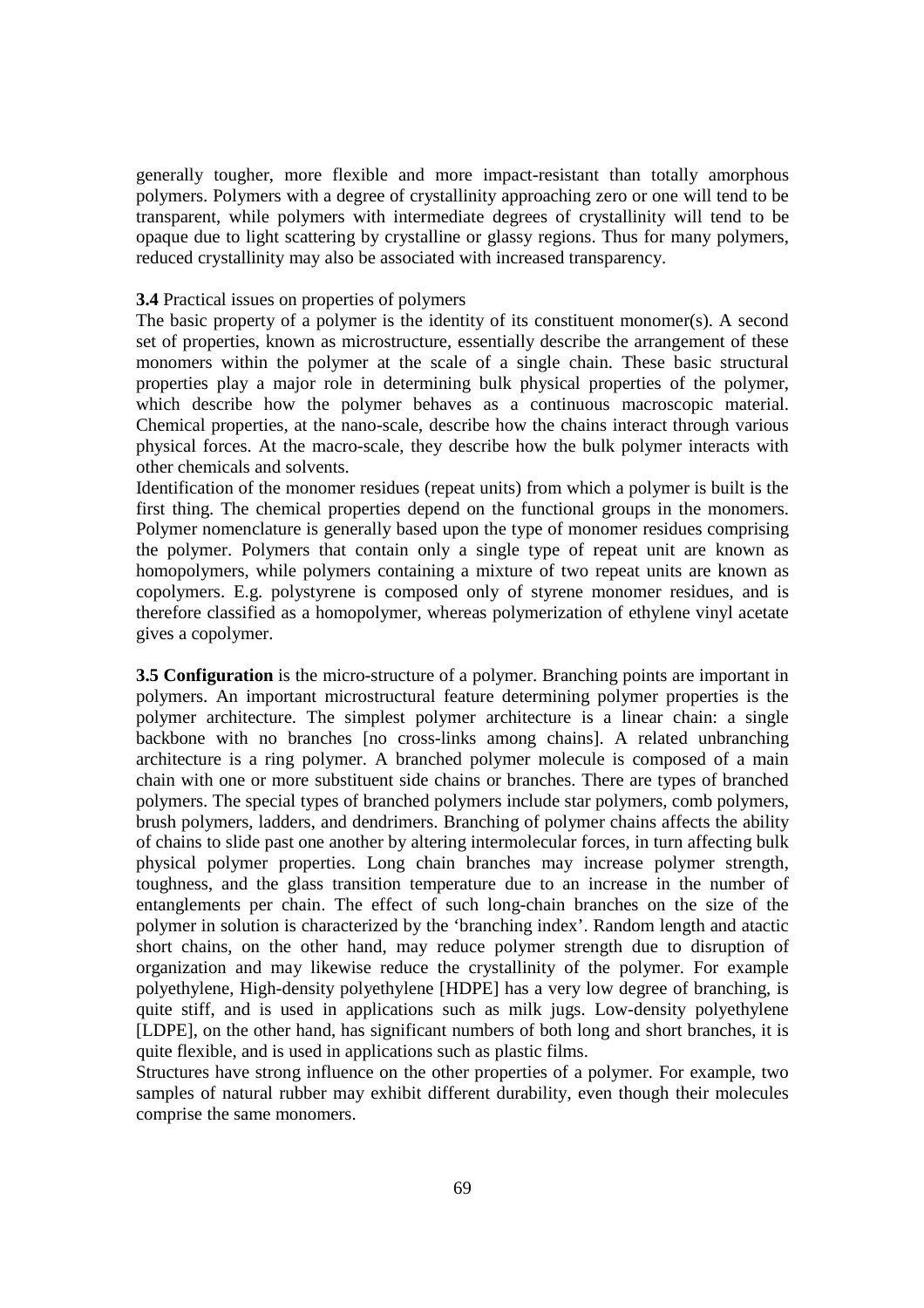generally tougher, more flexible and more impact-resistant than totally amorphous polymers. Polymers with a degree of crystallinity approaching zero or one will tend to be transparent, while polymers with intermediate degrees of crystallinity will tend to be opaque due to light scattering by crystalline or glassy regions. Thus for many polymers, reduced crystallinity may also be associated with increased transparency.

**3.4** Practical issues on properties of polymers

The basic property of a polymer is the identity of its constituent monomer(s). A second set of properties, known as microstructure, essentially describe the arrangement of these monomers within the polymer at the scale of a single chain. These basic structural properties play a major role in determining bulk physical properties of the polymer, which describe how the polymer behaves as a continuous macroscopic material. Chemical properties, at the nano-scale, describe how the chains interact through various physical forces. At the macro-scale, they describe how the bulk polymer interacts with other chemicals and solvents.

Identification of the monomer residues (repeat units) from which a polymer is built is the first thing. The chemical properties depend on the functional groups in the monomers. Polymer nomenclature is generally based upon the type of monomer residues comprising the polymer. Polymers that contain only a single type of repeat unit are known as homopolymers, while polymers containing a mixture of two repeat units are known as copolymers. E.g. polystyrene is composed only of styrene monomer residues, and is therefore classified as a homopolymer, whereas polymerization of ethylene vinyl acetate gives a copolymer.

**3.5 Configuration** is the micro-structure of a polymer. Branching points are important in polymers. An important microstructural feature determining polymer properties is the polymer architecture. The simplest polymer architecture is a linear chain: a single backbone with no branches [no cross-links among chains]. A related unbranching architecture is a ring polymer. A branched polymer molecule is composed of a main chain with one or more substituent side chains or branches. There are types of branched polymers. The special types of branched polymers include star polymers, comb polymers, brush polymers, ladders, and dendrimers. Branching of polymer chains affects the ability of chains to slide past one another by altering intermolecular forces, in turn affecting bulk physical polymer properties. Long chain branches may increase polymer strength, toughness, and the glass transition temperature due to an increase in the number of entanglements per chain. The effect of such long-chain branches on the size of the polymer in solution is characterized by the 'branching index'. Random length and atactic short chains, on the other hand, may reduce polymer strength due to disruption of organization and may likewise reduce the crystallinity of the polymer. For example polyethylene, High-density polyethylene [HDPE] has a very low degree of branching, is quite stiff, and is used in applications such as milk jugs. Low-density polyethylene [LDPE], on the other hand, has significant numbers of both long and short branches, it is quite flexible, and is used in applications such as plastic films.

Structures have strong influence on the other properties of a polymer. For example, two samples of natural rubber may exhibit different durability, even though their molecules comprise the same monomers.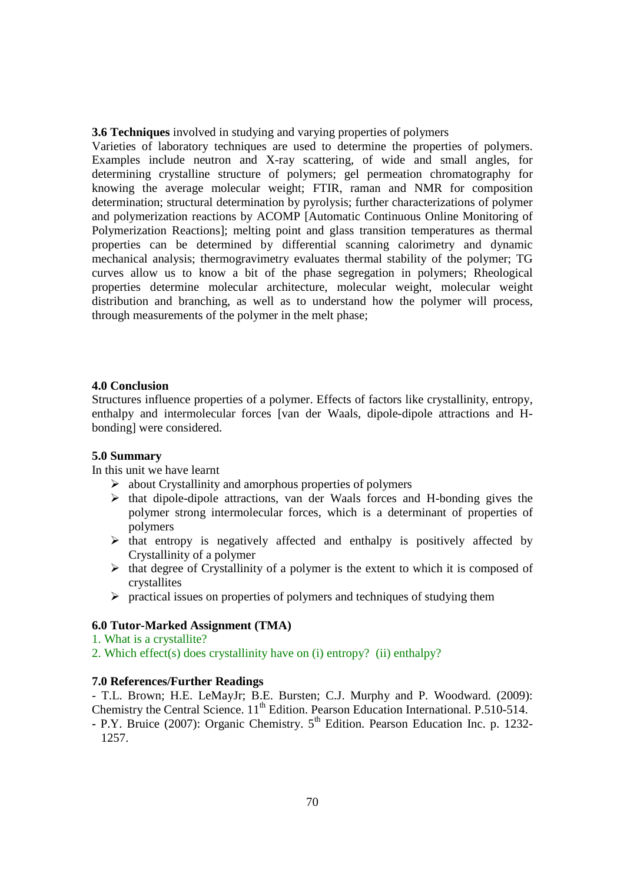**3.6 Techniques** involved in studying and varying properties of polymers

Varieties of laboratory techniques are used to determine the properties of polymers. Examples include neutron and X-ray scattering, of wide and small angles, for determining crystalline structure of polymers; gel permeation chromatography for knowing the average molecular weight; FTIR, raman and NMR for composition determination; structural determination by pyrolysis; further characterizations of polymer and polymerization reactions by ACOMP [Automatic Continuous Online Monitoring of Polymerization Reactions]; melting point and glass transition temperatures as thermal properties can be determined by differential scanning calorimetry and dynamic mechanical analysis; thermogravimetry evaluates thermal stability of the polymer; TG curves allow us to know a bit of the phase segregation in polymers; Rheological properties determine molecular architecture, molecular weight, molecular weight distribution and branching, as well as to understand how the polymer will process, through measurements of the polymer in the melt phase;

## 4.0 Conclusion

Structures influence properties of a polymer. Effects of factors like crystallinity, entropy, enthalpy and intermolecular forces [van der Waals, dipole-dipole attractions and H-bonding] were considered.

## 5.0 Summary

In this unit we have learnt

- about Crystallinity and amorphous properties of polymers
- that dipole-dipole attractions, van der Waals forces and H-bonding gives the polymer strong intermolecular forces, which is a determinant of properties of polymers
- that entropy is negatively affected and enthalpy is positively affected by Crystallinity of a polymer
- that degree of Crystallinity of a polymer is the extent to which it is composed of crystallites
- practical issues on properties of polymers and techniques of studying them

## 6.0 Tutor-Marked Assignment (TMA)

1. What is a crystallite?
2. Which effect(s) does crystallinity have on (i) entropy? (ii) enthalpy?

## 7.0 References/Further Readings

- T.L. Brown; H.E. LeMayJr; B.E. Bursten; C.J. Murphy and P. Woodward. (2009): Chemistry the Central Science. 11th Edition. Pearson Education International. P.510-514.
- P.Y. Bruice (2007): Organic Chemistry. 5th Edition. Pearson Education Inc. p. 1232-1257.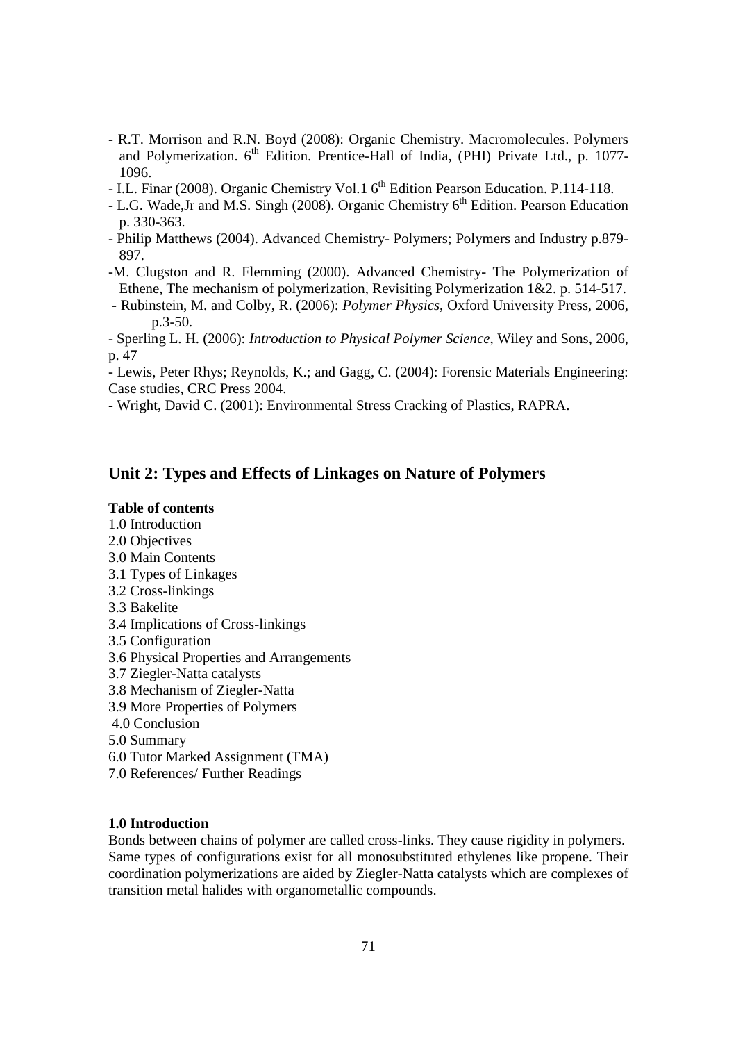- R.T. Morrison and R.N. Boyd (2008): Organic Chemistry. Macromolecules. Polymers and Polymerization. 6th Edition. Prentice-Hall of India, (PHI) Private Ltd., p. 1077-1096.
- I.L. Finar (2008). Organic Chemistry Vol.1 6th Edition Pearson Education. P.114-118.
- L.G. Wade,Jr and M.S. Singh (2008). Organic Chemistry 6th Edition. Pearson Education p. 330-363.
- Philip Matthews (2004). Advanced Chemistry- Polymers; Polymers and Industry p.879-897.
- M. Clugston and R. Flemming (2000). Advanced Chemistry- The Polymerization of Ethene, The mechanism of polymerization, Revisiting Polymerization 1&2. p. 514-517.
- Rubinstein, M. and Colby, R. (2006): *Polymer Physics*, Oxford University Press, 2006, p.3-50.
- Sperling L. H. (2006): *Introduction to Physical Polymer Science*, Wiley and Sons, 2006, p. 47
- Lewis, Peter Rhys; Reynolds, K.; and Gagg, C. (2004): Forensic Materials Engineering: Case studies, CRC Press 2004.
- Wright, David C. (2001): Environmental Stress Cracking of Plastics, RAPRA.

## Unit 2: Types and Effects of Linkages on Nature of Polymers

**Table of contents**

1.0 Introduction
2.0 Objectives
3.0 Main Contents
3.1 Types of Linkages
3.2 Cross-linkings
3.3 Bakelite
3.4 Implications of Cross-linkings
3.5 Configuration
3.6 Physical Properties and Arrangements
3.7 Ziegler-Natta catalysts
3.8 Mechanism of Ziegler-Natta
3.9 More Properties of Polymers
4.0 Conclusion
5.0 Summary
6.0 Tutor Marked Assignment (TMA)
7.0 References/ Further Readings

**1.0 Introduction**

Bonds between chains of polymer are called cross-links. They cause rigidity in polymers. Same types of configurations exist for all monosubstituted ethylenes like propene. Their coordination polymerizations are aided by Ziegler-Natta catalysts which are complexes of transition metal halides with organometallic compounds.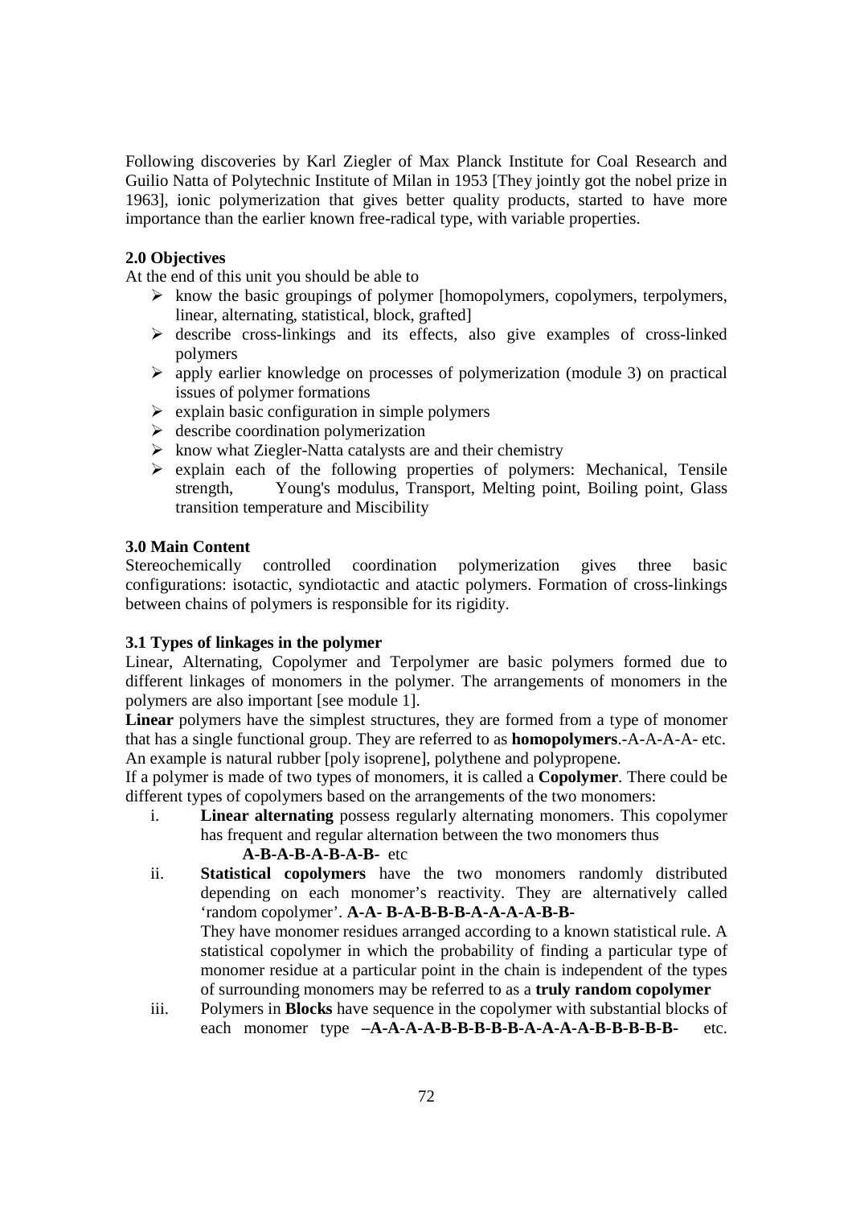Following discoveries by Karl Ziegler of Max Planck Institute for Coal Research and Guilio Natta of Polytechnic Institute of Milan in 1953 [They jointly got the nobel prize in 1963], ionic polymerization that gives better quality products, started to have more importance than the earlier known free-radical type, with variable properties.

## 2.0 Objectives

At the end of this unit you should be able to

- know the basic groupings of polymer [homopolymers, copolymers, terpolymers, linear, alternating, statistical, block, grafted]
- describe cross-linkings and its effects, also give examples of cross-linked polymers
- apply earlier knowledge on processes of polymerization (module 3) on practical issues of polymer formations
- explain basic configuration in simple polymers
- describe coordination polymerization
- know what Ziegler-Natta catalysts are and their chemistry
- explain each of the following properties of polymers: Mechanical, Tensile strength, Young's modulus, Transport, Melting point, Boiling point, Glass transition temperature and Miscibility

## 3.0 Main Content

Stereochemically controlled coordination polymerization gives three basic configurations: isotactic, syndiotactic and atactic polymers. Formation of cross-linkings between chains of polymers is responsible for its rigidity.

### 3.1 Types of linkages in the polymer

Linear, Alternating, Copolymer and Terpolymer are basic polymers formed due to different linkages of monomers in the polymer. The arrangements of monomers in the polymers are also important [see module 1].

**Linear** polymers have the simplest structures, they are formed from a type of monomer that has a single functional group. They are referred to as **homopolymers**.-A-A-A-A- etc. An example is natural rubber [poly isoprene], polythene and polypropene.

If a polymer is made of two types of monomers, it is called a **Copolymer**. There could be different types of copolymers based on the arrangements of the two monomers:

i. **Linear alternating** possess regularly alternating monomers. This copolymer has frequent and regular alternation between the two monomers thus

   **A-B-A-B-A-B-A-B-** etc

ii. **Statistical copolymers** have the two monomers randomly distributed depending on each monomer's reactivity. They are alternatively called 'random copolymer'. **A-A- B-A-B-B-B-A-A-A-A-B-B-**

   They have monomer residues arranged according to a known statistical rule. A statistical copolymer in which the probability of finding a particular type of monomer residue at a particular point in the chain is independent of the types of surrounding monomers may be referred to as a **truly random copolymer**

iii. Polymers in **Blocks** have sequence in the copolymer with substantial blocks of each monomer type **–A-A-A-A-B-B-B-B-B-A-A-A-A-B-B-B-B-B-** etc.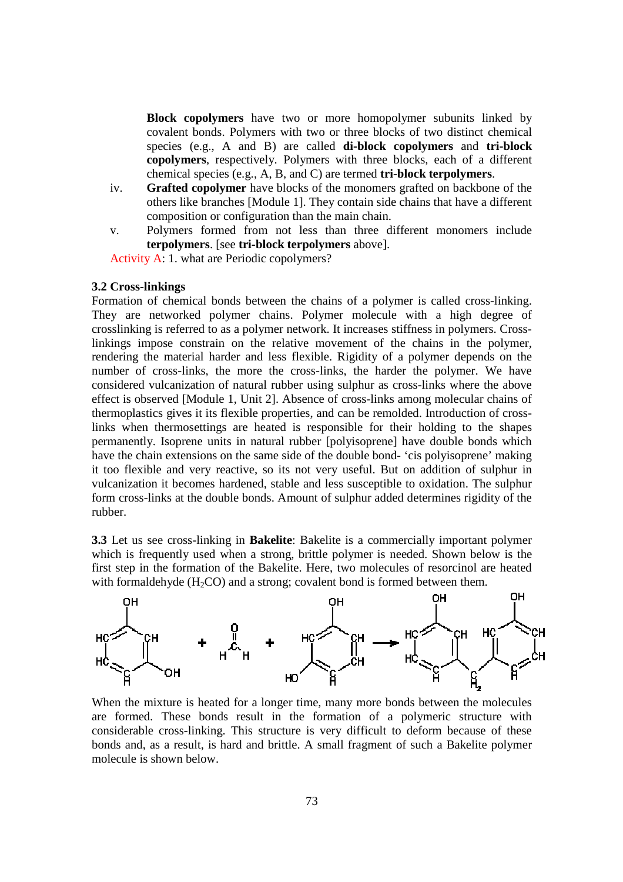**Block copolymers** have two or more homopolymer subunits linked by covalent bonds. Polymers with two or three blocks of two distinct chemical species (e.g., A and B) are called **di-block copolymers** and **tri-block copolymers**, respectively. Polymers with three blocks, each of a different chemical species (e.g., A, B, and C) are termed **tri-block terpolymers**.

iv. **Grafted copolymer** have blocks of the monomers grafted on backbone of the others like branches [Module 1]. They contain side chains that have a different composition or configuration than the main chain.

v. Polymers formed from not less than three different monomers include **terpolymers**. [see **tri-block terpolymers** above].

Activity A: 1. what are Periodic copolymers?

### 3.2 Cross-linkings

Formation of chemical bonds between the chains of a polymer is called cross-linking. They are networked polymer chains. Polymer molecule with a high degree of crosslinking is referred to as a polymer network. It increases stiffness in polymers. Cross-linkings impose constrain on the relative movement of the chains in the polymer, rendering the material harder and less flexible. Rigidity of a polymer depends on the number of cross-links, the more the cross-links, the harder the polymer. We have considered vulcanization of natural rubber using sulphur as cross-links where the above effect is observed [Module 1, Unit 2]. Absence of cross-links among molecular chains of thermoplastics gives it its flexible properties, and can be remolded. Introduction of cross-links when thermosettings are heated is responsible for their holding to the shapes permanently. Isoprene units in natural rubber [polyisoprene] have double bonds which have the chain extensions on the same side of the double bond- 'cis polyisoprene' making it too flexible and very reactive, so its not very useful. But on addition of sulphur in vulcanization it becomes hardened, stable and less susceptible to oxidation. The sulphur form cross-links at the double bonds. Amount of sulphur added determines rigidity of the rubber.

**3.3** Let us see cross-linking in **Bakelite**: Bakelite is a commercially important polymer which is frequently used when a strong, brittle polymer is needed. Shown below is the first step in the formation of the Bakelite. Here, two molecules of resorcinol are heated with formaldehyde ($H_2CO$) and a strong; covalent bond is formed between them.

When the mixture is heated for a longer time, many more bonds between the molecules are formed. These bonds result in the formation of a polymeric structure with considerable cross-linking. This structure is very difficult to deform because of these bonds and, as a result, is hard and brittle. A small fragment of such a Bakelite polymer molecule is shown below.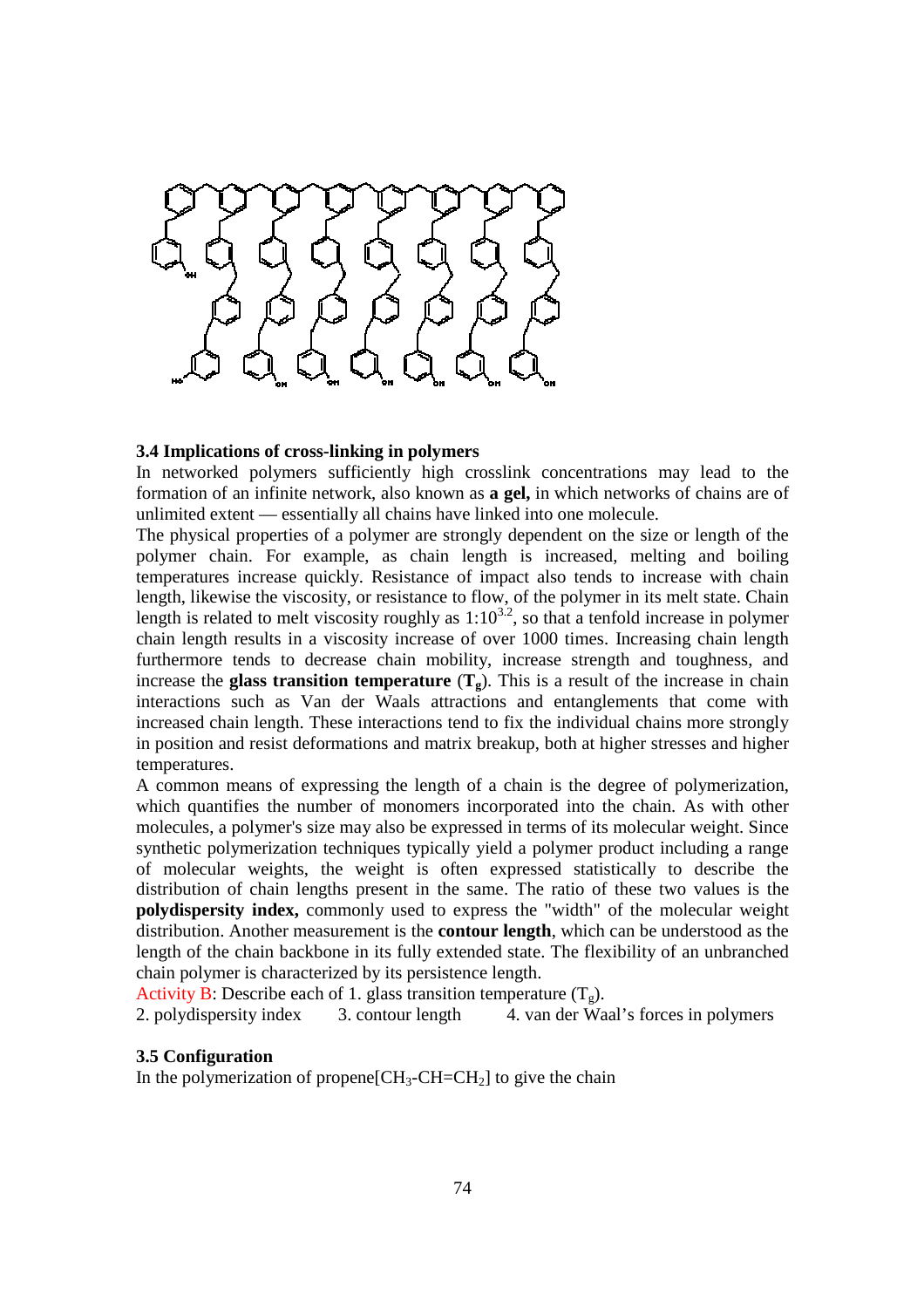### 3.4 Implications of cross-linking in polymers

In networked polymers sufficiently high crosslink concentrations may lead to the formation of an infinite network, also known as **a gel,** in which networks of chains are of unlimited extent — essentially all chains have linked into one molecule.

The physical properties of a polymer are strongly dependent on the size or length of the polymer chain. For example, as chain length is increased, melting and boiling temperatures increase quickly. Resistance of impact also tends to increase with chain length, likewise the viscosity, or resistance to flow, of the polymer in its melt state. Chain length is related to melt viscosity roughly as $1:10^{3.2}$, so that a tenfold increase in polymer chain length results in a viscosity increase of over 1000 times. Increasing chain length furthermore tends to decrease chain mobility, increase strength and toughness, and increase the **glass transition temperature** (**$T_g$**). This is a result of the increase in chain interactions such as Van der Waals attractions and entanglements that come with increased chain length. These interactions tend to fix the individual chains more strongly in position and resist deformations and matrix breakup, both at higher stresses and higher temperatures.

A common means of expressing the length of a chain is the degree of polymerization, which quantifies the number of monomers incorporated into the chain. As with other molecules, a polymer's size may also be expressed in terms of its molecular weight. Since synthetic polymerization techniques typically yield a polymer product including a range of molecular weights, the weight is often expressed statistically to describe the distribution of chain lengths present in the same. The ratio of these two values is the **polydispersity index,** commonly used to express the "width" of the molecular weight distribution. Another measurement is the **contour length**, which can be understood as the length of the chain backbone in its fully extended state. The flexibility of an unbranched chain polymer is characterized by its persistence length.

Activity B: Describe each of 1. glass transition temperature ($T_g$).
2. polydispersity index 3. contour length 4. van der Waal's forces in polymers

### 3.5 Configuration

In the polymerization of propene[$CH_3$-$CH$=$CH_2$] to give the chain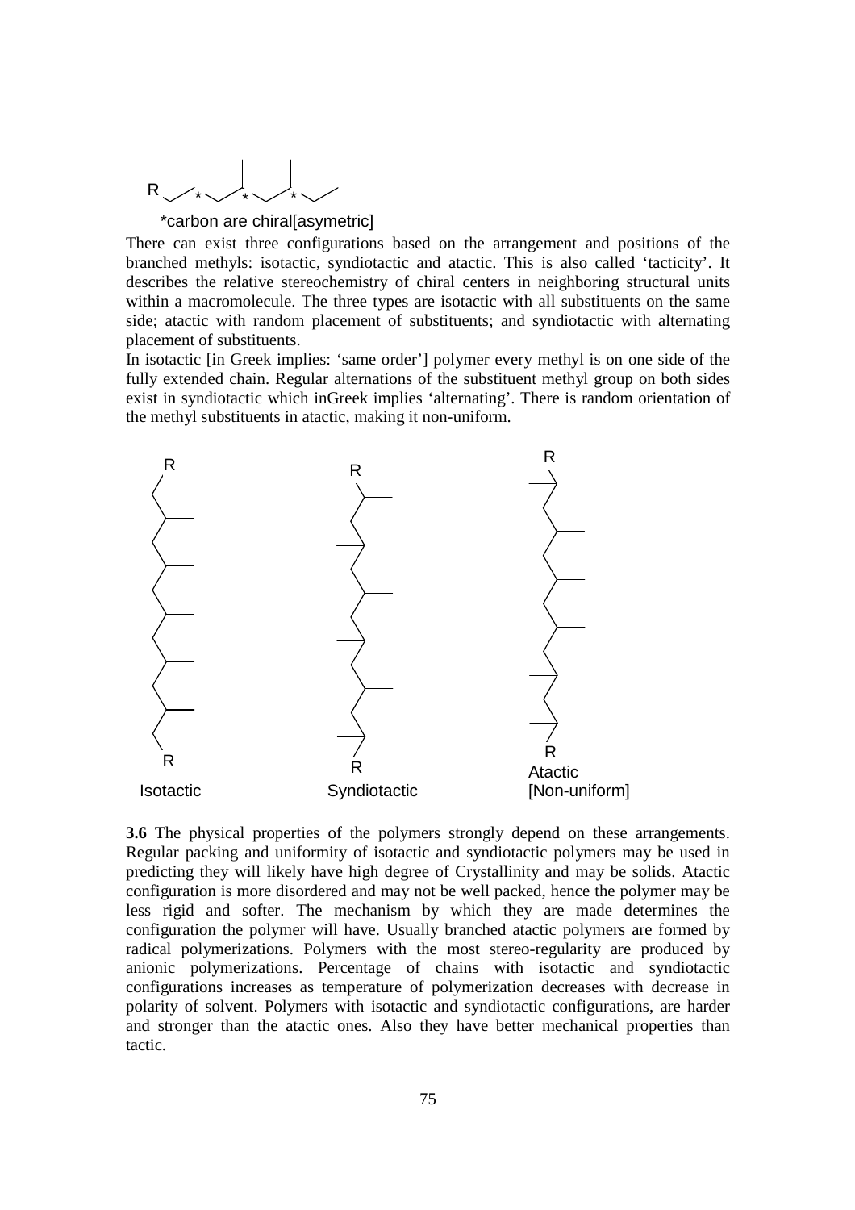*carbon are chiral[asymetric]

There can exist three configurations based on the arrangement and positions of the branched methyls: isotactic, syndiotactic and atactic. This is also called 'tacticity'. It describes the relative stereochemistry of chiral centers in neighboring structural units within a macromolecule. The three types are isotactic with all substituents on the same side; atactic with random placement of substituents; and syndiotactic with alternating placement of substituents.

In isotactic [in Greek implies: 'same order'] polymer every methyl is on one side of the fully extended chain. Regular alternations of the substituent methyl group on both sides exist in syndiotactic which inGreek implies 'alternating'. There is random orientation of the methyl substituents in atactic, making it non-uniform.

Isotactic     Syndiotactic     Atactic [Non-uniform]

**3.6** The physical properties of the polymers strongly depend on these arrangements. Regular packing and uniformity of isotactic and syndiotactic polymers may be used in predicting they will likely have high degree of Crystallinity and may be solids. Atactic configuration is more disordered and may not be well packed, hence the polymer may be less rigid and softer. The mechanism by which they are made determines the configuration the polymer will have. Usually branched atactic polymers are formed by radical polymerizations. Polymers with the most stereo-regularity are produced by anionic polymerizations. Percentage of chains with isotactic and syndiotactic configurations increases as temperature of polymerization decreases with decrease in polarity of solvent. Polymers with isotactic and syndiotactic configurations, are harder and stronger than the atactic ones. Also they have better mechanical properties than tactic.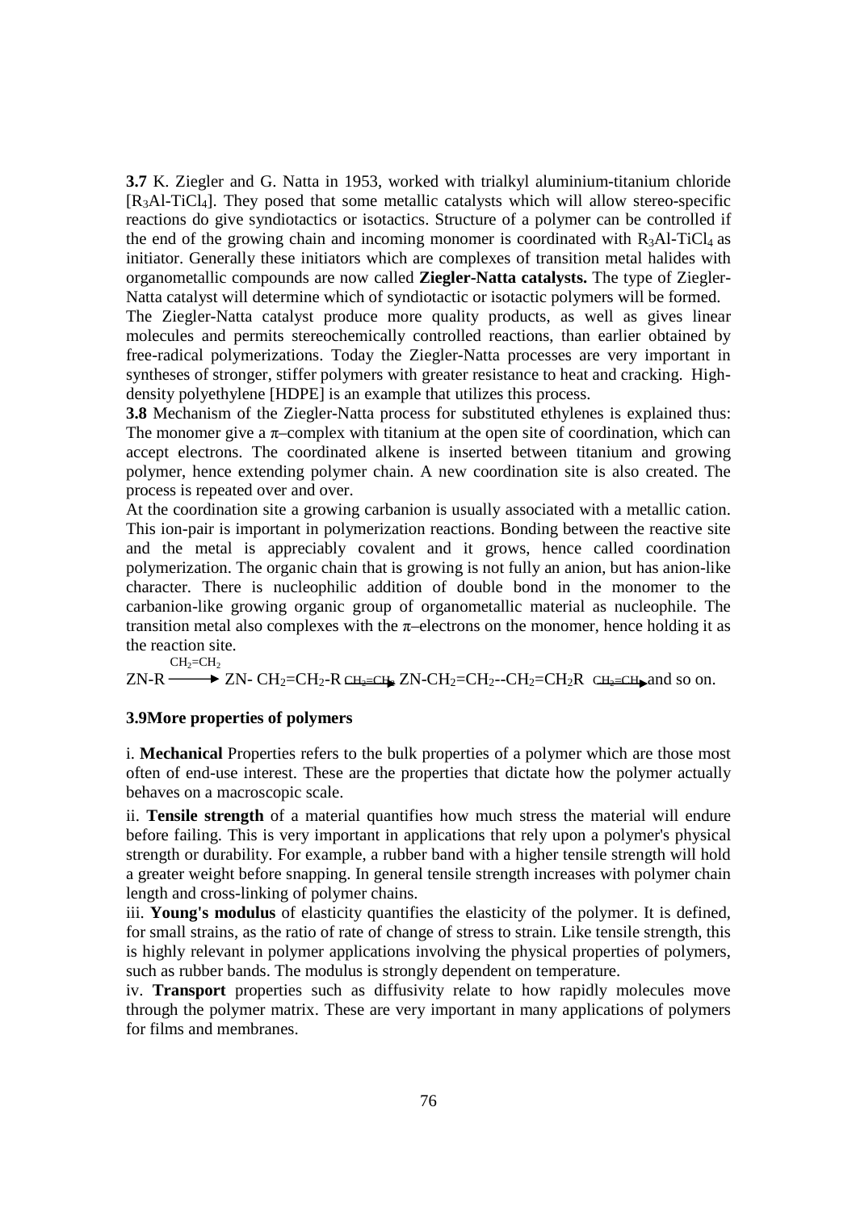**3.7** K. Ziegler and G. Natta in 1953, worked with trialkyl aluminium-titanium chloride [$R_3Al$-$TiCl_4$]. They posed that some metallic catalysts which will allow stereo-specific reactions do give syndiotactics or isotactics. Structure of a polymer can be controlled if the end of the growing chain and incoming monomer is coordinated with $R_3Al$-$TiCl_4$ as initiator. Generally these initiators which are complexes of transition metal halides with organometallic compounds are now called **Ziegler-Natta catalysts.** The type of Ziegler-Natta catalyst will determine which of syndiotactic or isotactic polymers will be formed.
The Ziegler-Natta catalyst produce more quality products, as well as gives linear molecules and permits stereochemically controlled reactions, than earlier obtained by free-radical polymerizations. Today the Ziegler-Natta processes are very important in syntheses of stronger, stiffer polymers with greater resistance to heat and cracking. High-density polyethylene [HDPE] is an example that utilizes this process.

**3.8** Mechanism of the Ziegler-Natta process for substituted ethylenes is explained thus: The monomer give a $\pi$–complex with titanium at the open site of coordination, which can accept electrons. The coordinated alkene is inserted between titanium and growing polymer, hence extending polymer chain. A new coordination site is also created. The process is repeated over and over.
At the coordination site a growing carbanion is usually associated with a metallic cation. This ion-pair is important in polymerization reactions. Bonding between the reactive site and the metal is appreciably covalent and it grows, hence called coordination polymerization. The organic chain that is growing is not fully an anion, but has anion-like character. There is nucleophilic addition of double bond in the monomer to the carbanion-like growing organic group of organometallic material as nucleophile. The transition metal also complexes with the $\pi$–electrons on the monomer, hence holding it as the reaction site.

$$ZN\text{-}R \xrightarrow{CH_2=CH_2} ZN\text{-} CH_2=CH_2\text{-}R \xrightarrow{CH_2=CH_2} ZN\text{-}CH_2=CH_2\text{--}CH_2=CH_2R \xrightarrow{CH_2=CH_2} \text{and so on.}$$

### 3.9More properties of polymers

i. **Mechanical** Properties refers to the bulk properties of a polymer which are those most often of end-use interest. These are the properties that dictate how the polymer actually behaves on a macroscopic scale.

ii. **Tensile strength** of a material quantifies how much stress the material will endure before failing. This is very important in applications that rely upon a polymer's physical strength or durability. For example, a rubber band with a higher tensile strength will hold a greater weight before snapping. In general tensile strength increases with polymer chain length and cross-linking of polymer chains.

iii. **Young's modulus** of elasticity quantifies the elasticity of the polymer. It is defined, for small strains, as the ratio of rate of change of stress to strain. Like tensile strength, this is highly relevant in polymer applications involving the physical properties of polymers, such as rubber bands. The modulus is strongly dependent on temperature.

iv. **Transport** properties such as diffusivity relate to how rapidly molecules move through the polymer matrix. These are very important in many applications of polymers for films and membranes.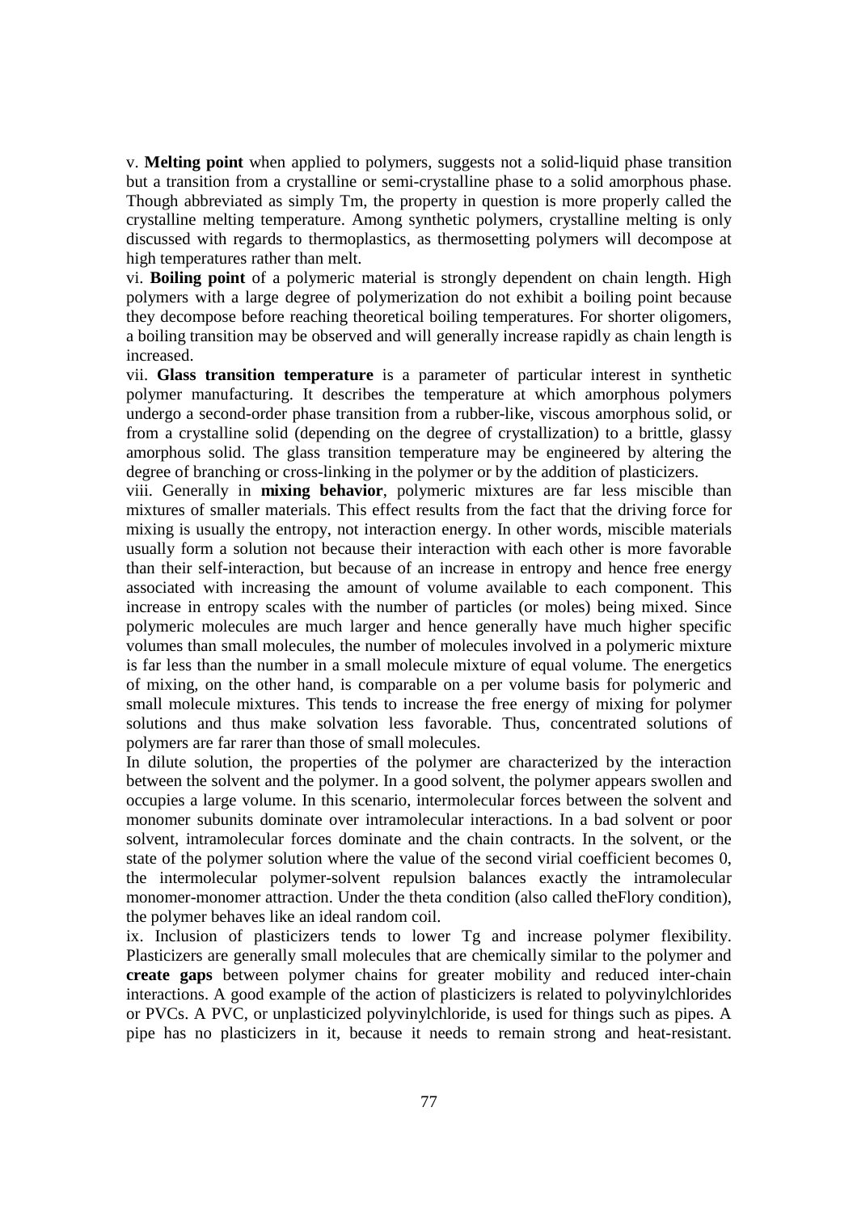v. **Melting point** when applied to polymers, suggests not a solid-liquid phase transition but a transition from a crystalline or semi-crystalline phase to a solid amorphous phase. Though abbreviated as simply Tm, the property in question is more properly called the crystalline melting temperature. Among synthetic polymers, crystalline melting is only discussed with regards to thermoplastics, as thermosetting polymers will decompose at high temperatures rather than melt.

vi. **Boiling point** of a polymeric material is strongly dependent on chain length. High polymers with a large degree of polymerization do not exhibit a boiling point because they decompose before reaching theoretical boiling temperatures. For shorter oligomers, a boiling transition may be observed and will generally increase rapidly as chain length is increased.

vii. **Glass transition temperature** is a parameter of particular interest in synthetic polymer manufacturing. It describes the temperature at which amorphous polymers undergo a second-order phase transition from a rubber-like, viscous amorphous solid, or from a crystalline solid (depending on the degree of crystallization) to a brittle, glassy amorphous solid. The glass transition temperature may be engineered by altering the degree of branching or cross-linking in the polymer or by the addition of plasticizers.

viii. Generally in **mixing behavior**, polymeric mixtures are far less miscible than mixtures of smaller materials. This effect results from the fact that the driving force for mixing is usually the entropy, not interaction energy. In other words, miscible materials usually form a solution not because their interaction with each other is more favorable than their self-interaction, but because of an increase in entropy and hence free energy associated with increasing the amount of volume available to each component. This increase in entropy scales with the number of particles (or moles) being mixed. Since polymeric molecules are much larger and hence generally have much higher specific volumes than small molecules, the number of molecules involved in a polymeric mixture is far less than the number in a small molecule mixture of equal volume. The energetics of mixing, on the other hand, is comparable on a per volume basis for polymeric and small molecule mixtures. This tends to increase the free energy of mixing for polymer solutions and thus make solvation less favorable. Thus, concentrated solutions of polymers are far rarer than those of small molecules.

In dilute solution, the properties of the polymer are characterized by the interaction between the solvent and the polymer. In a good solvent, the polymer appears swollen and occupies a large volume. In this scenario, intermolecular forces between the solvent and monomer subunits dominate over intramolecular interactions. In a bad solvent or poor solvent, intramolecular forces dominate and the chain contracts. In the solvent, or the state of the polymer solution where the value of the second virial coefficient becomes 0, the intermolecular polymer-solvent repulsion balances exactly the intramolecular monomer-monomer attraction. Under the theta condition (also called theFlory condition), the polymer behaves like an ideal random coil.

ix. Inclusion of plasticizers tends to lower Tg and increase polymer flexibility. Plasticizers are generally small molecules that are chemically similar to the polymer and **create gaps** between polymer chains for greater mobility and reduced inter-chain interactions. A good example of the action of plasticizers is related to polyvinylchlorides or PVCs. A PVC, or unplasticized polyvinylchloride, is used for things such as pipes. A pipe has no plasticizers in it, because it needs to remain strong and heat-resistant.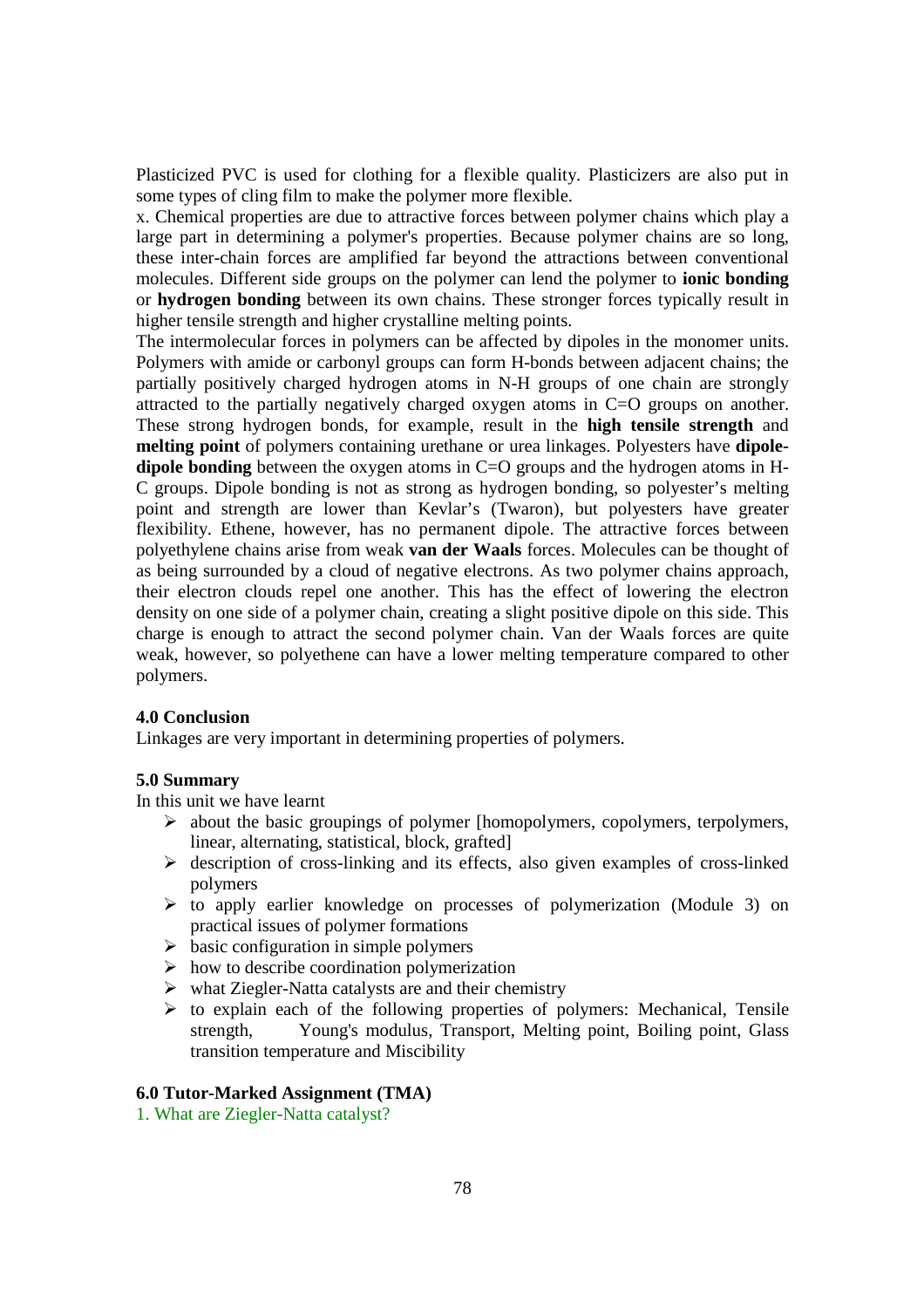Plasticized PVC is used for clothing for a flexible quality. Plasticizers are also put in some types of cling film to make the polymer more flexible.

x. Chemical properties are due to attractive forces between polymer chains which play a large part in determining a polymer's properties. Because polymer chains are so long, these inter-chain forces are amplified far beyond the attractions between conventional molecules. Different side groups on the polymer can lend the polymer to **ionic bonding** or **hydrogen bonding** between its own chains. These stronger forces typically result in higher tensile strength and higher crystalline melting points.

The intermolecular forces in polymers can be affected by dipoles in the monomer units. Polymers with amide or carbonyl groups can form H-bonds between adjacent chains; the partially positively charged hydrogen atoms in N-H groups of one chain are strongly attracted to the partially negatively charged oxygen atoms in C=O groups on another. These strong hydrogen bonds, for example, result in the **high tensile strength** and **melting point** of polymers containing urethane or urea linkages. Polyesters have **dipole-dipole bonding** between the oxygen atoms in C=O groups and the hydrogen atoms in H-C groups. Dipole bonding is not as strong as hydrogen bonding, so polyester's melting point and strength are lower than Kevlar's (Twaron), but polyesters have greater flexibility. Ethene, however, has no permanent dipole. The attractive forces between polyethylene chains arise from weak **van der Waals** forces. Molecules can be thought of as being surrounded by a cloud of negative electrons. As two polymer chains approach, their electron clouds repel one another. This has the effect of lowering the electron density on one side of a polymer chain, creating a slight positive dipole on this side. This charge is enough to attract the second polymer chain. Van der Waals forces are quite weak, however, so polyethene can have a lower melting temperature compared to other polymers.

## 4.0 Conclusion

Linkages are very important in determining properties of polymers.

## 5.0 Summary

In this unit we have learnt

- about the basic groupings of polymer [homopolymers, copolymers, terpolymers, linear, alternating, statistical, block, grafted]
- description of cross-linking and its effects, also given examples of cross-linked polymers
- to apply earlier knowledge on processes of polymerization (Module 3) on practical issues of polymer formations
- basic configuration in simple polymers
- how to describe coordination polymerization
- what Ziegler-Natta catalysts are and their chemistry
- to explain each of the following properties of polymers: Mechanical, Tensile strength, Young's modulus, Transport, Melting point, Boiling point, Glass transition temperature and Miscibility

## 6.0 Tutor-Marked Assignment (TMA)

1. What are Ziegler-Natta catalyst?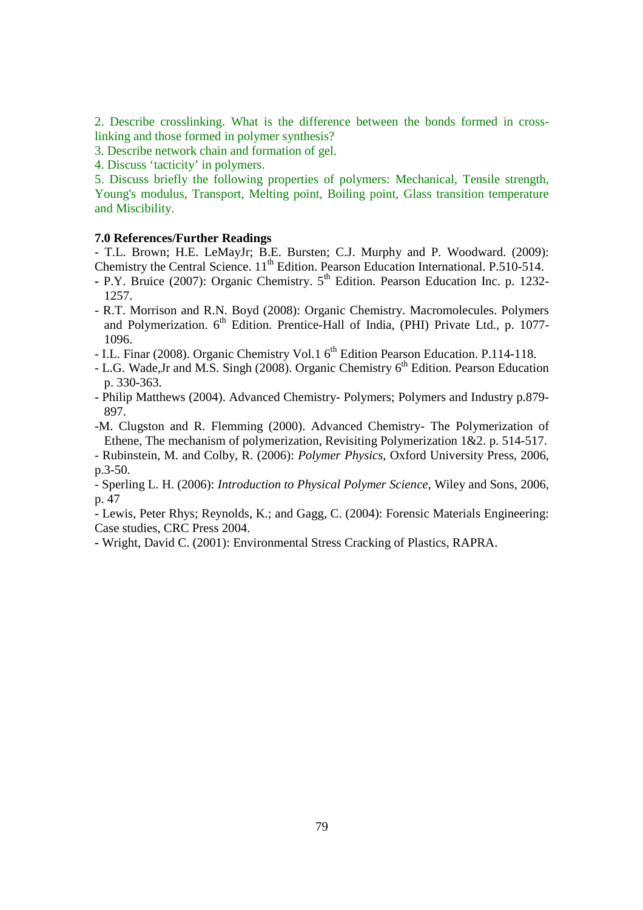2. Describe crosslinking. What is the difference between the bonds formed in cross-linking and those formed in polymer synthesis?
3. Describe network chain and formation of gel.
4. Discuss 'tacticity' in polymers.
5. Discuss briefly the following properties of polymers: Mechanical, Tensile strength, Young's modulus, Transport, Melting point, Boiling point, Glass transition temperature and Miscibility.

**7.0 References/Further Readings**

- T.L. Brown; H.E. LeMayJr; B.E. Bursten; C.J. Murphy and P. Woodward. (2009): Chemistry the Central Science. 11th Edition. Pearson Education International. P.510-514.
- P.Y. Bruice (2007): Organic Chemistry. 5th Edition. Pearson Education Inc. p. 1232-1257.
- R.T. Morrison and R.N. Boyd (2008): Organic Chemistry. Macromolecules. Polymers and Polymerization. 6th Edition. Prentice-Hall of India, (PHI) Private Ltd., p. 1077-1096.
- I.L. Finar (2008). Organic Chemistry Vol.1 6th Edition Pearson Education. P.114-118.
- L.G. Wade,Jr and M.S. Singh (2008). Organic Chemistry 6th Edition. Pearson Education p. 330-363.
- Philip Matthews (2004). Advanced Chemistry- Polymers; Polymers and Industry p.879-897.
- M. Clugston and R. Flemming (2000). Advanced Chemistry- The Polymerization of Ethene, The mechanism of polymerization, Revisiting Polymerization 1&2. p. 514-517.
- Rubinstein, M. and Colby, R. (2006): *Polymer Physics*, Oxford University Press, 2006, p.3-50.
- Sperling L. H. (2006): *Introduction to Physical Polymer Science*, Wiley and Sons, 2006, p. 47
- Lewis, Peter Rhys; Reynolds, K.; and Gagg, C. (2004): Forensic Materials Engineering: Case studies, CRC Press 2004.
- Wright, David C. (2001): Environmental Stress Cracking of Plastics, RAPRA.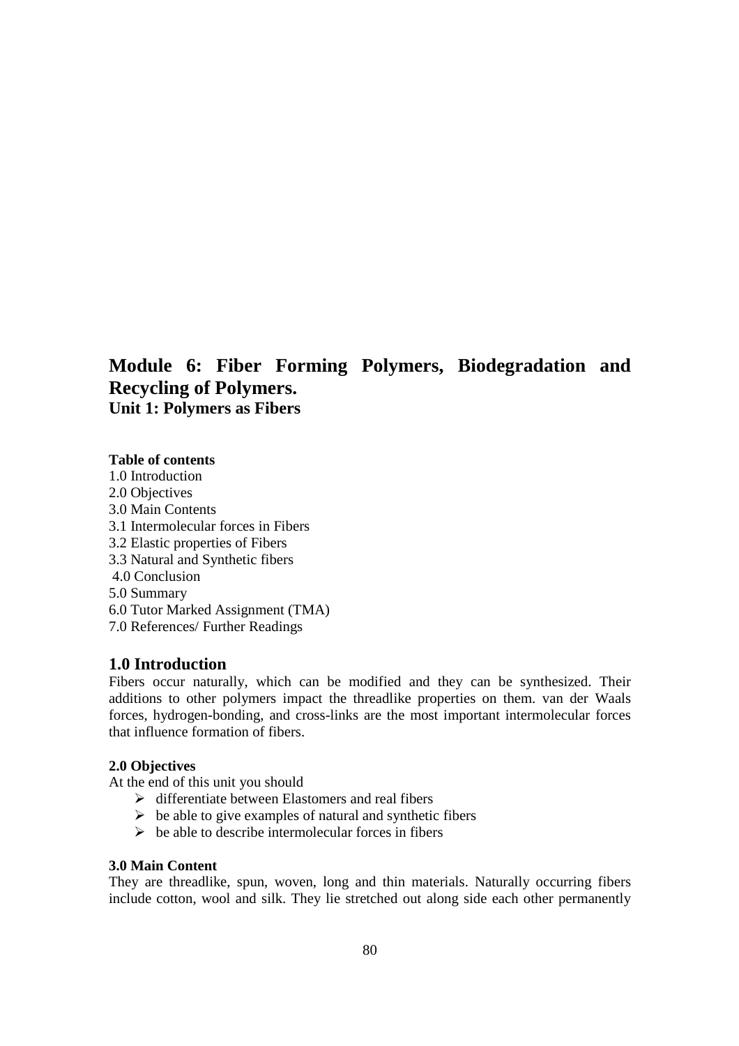# Module 6: Fiber Forming Polymers, Biodegradation and Recycling of Polymers.

## Unit 1: Polymers as Fibers

**Table of contents**

1.0 Introduction
2.0 Objectives
3.0 Main Contents
3.1 Intermolecular forces in Fibers
3.2 Elastic properties of Fibers
3.3 Natural and Synthetic fibers
4.0 Conclusion
5.0 Summary
6.0 Tutor Marked Assignment (TMA)
7.0 References/ Further Readings

## 1.0 Introduction

Fibers occur naturally, which can be modified and they can be synthesized. Their additions to other polymers impact the threadlike properties on them. van der Waals forces, hydrogen-bonding, and cross-links are the most important intermolecular forces that influence formation of fibers.

**2.0 Objectives**

At the end of this unit you should

- differentiate between Elastomers and real fibers
- be able to give examples of natural and synthetic fibers
- be able to describe intermolecular forces in fibers

**3.0 Main Content**

They are threadlike, spun, woven, long and thin materials. Naturally occurring fibers include cotton, wool and silk. They lie stretched out along side each other permanently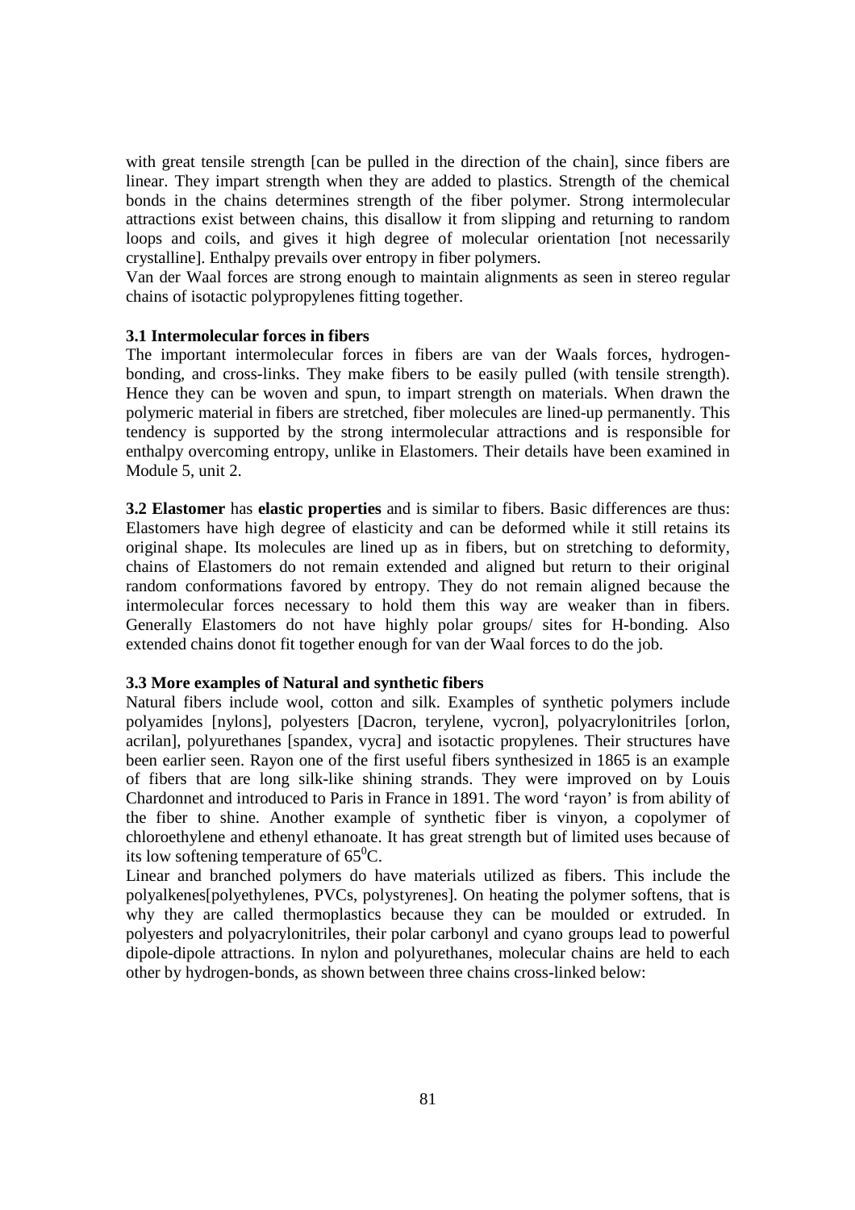with great tensile strength [can be pulled in the direction of the chain], since fibers are linear. They impart strength when they are added to plastics. Strength of the chemical bonds in the chains determines strength of the fiber polymer. Strong intermolecular attractions exist between chains, this disallow it from slipping and returning to random loops and coils, and gives it high degree of molecular orientation [not necessarily crystalline]. Enthalpy prevails over entropy in fiber polymers.

Van der Waal forces are strong enough to maintain alignments as seen in stereo regular chains of isotactic polypropylenes fitting together.

**3.1 Intermolecular forces in fibers**

The important intermolecular forces in fibers are van der Waals forces, hydrogen-bonding, and cross-links. They make fibers to be easily pulled (with tensile strength). Hence they can be woven and spun, to impart strength on materials. When drawn the polymeric material in fibers are stretched, fiber molecules are lined-up permanently. This tendency is supported by the strong intermolecular attractions and is responsible for enthalpy overcoming entropy, unlike in Elastomers. Their details have been examined in Module 5, unit 2.

**3.2 Elastomer** has **elastic properties** and is similar to fibers. Basic differences are thus: Elastomers have high degree of elasticity and can be deformed while it still retains its original shape. Its molecules are lined up as in fibers, but on stretching to deformity, chains of Elastomers do not remain extended and aligned but return to their original random conformations favored by entropy. They do not remain aligned because the intermolecular forces necessary to hold them this way are weaker than in fibers. Generally Elastomers do not have highly polar groups/ sites for H-bonding. Also extended chains donot fit together enough for van der Waal forces to do the job.

**3.3 More examples of Natural and synthetic fibers**

Natural fibers include wool, cotton and silk. Examples of synthetic polymers include polyamides [nylons], polyesters [Dacron, terylene, vycron], polyacrylonitriles [orlon, acrilan], polyurethanes [spandex, vycra] and isotactic propylenes. Their structures have been earlier seen. Rayon one of the first useful fibers synthesized in 1865 is an example of fibers that are long silk-like shining strands. They were improved on by Louis Chardonnet and introduced to Paris in France in 1891. The word 'rayon' is from ability of the fiber to shine. Another example of synthetic fiber is vinyon, a copolymer of chloroethylene and ethenyl ethanoate. It has great strength but of limited uses because of its low softening temperature of $65^0$C.

Linear and branched polymers do have materials utilized as fibers. This include the polyalkenes[polyethylenes, PVCs, polystyrenes]. On heating the polymer softens, that is why they are called thermoplastics because they can be moulded or extruded. In polyesters and polyacrylonitriles, their polar carbonyl and cyano groups lead to powerful dipole-dipole attractions. In nylon and polyurethanes, molecular chains are held to each other by hydrogen-bonds, as shown between three chains cross-linked below: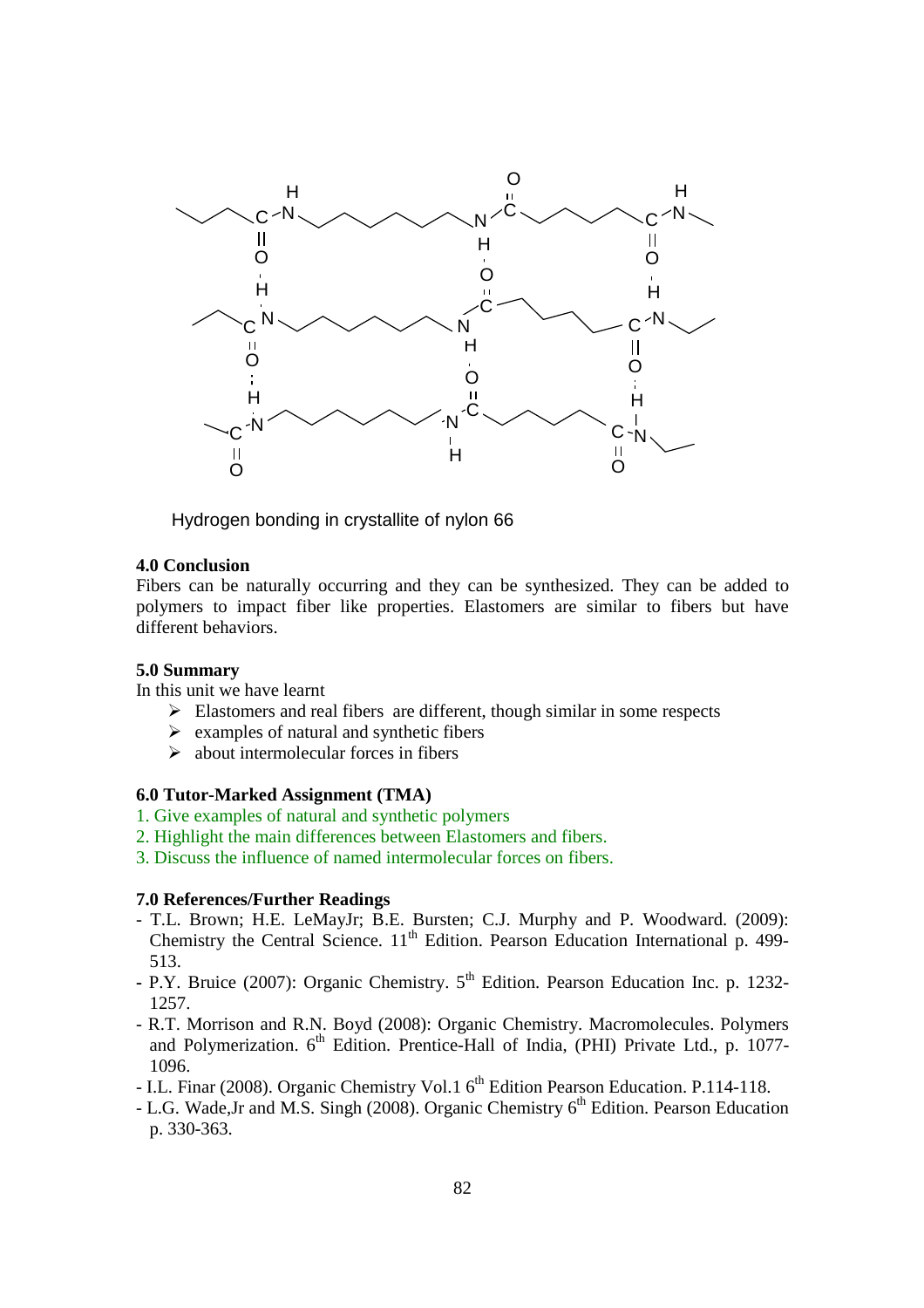Hydrogen bonding in crystallite of nylon 66

### 4.0 Conclusion

Fibers can be naturally occurring and they can be synthesized. They can be added to polymers to impact fiber like properties. Elastomers are similar to fibers but have different behaviors.

### 5.0 Summary

In this unit we have learnt

- Elastomers and real fibers are different, though similar in some respects
- examples of natural and synthetic fibers
- about intermolecular forces in fibers

### 6.0 Tutor-Marked Assignment (TMA)

1. Give examples of natural and synthetic polymers
2. Highlight the main differences between Elastomers and fibers.
3. Discuss the influence of named intermolecular forces on fibers.

### 7.0 References/Further Readings

- T.L. Brown; H.E. LeMayJr; B.E. Bursten; C.J. Murphy and P. Woodward. (2009): Chemistry the Central Science. 11th Edition. Pearson Education International p. 499-513.
- P.Y. Bruice (2007): Organic Chemistry. 5th Edition. Pearson Education Inc. p. 1232-1257.
- R.T. Morrison and R.N. Boyd (2008): Organic Chemistry. Macromolecules. Polymers and Polymerization. 6th Edition. Prentice-Hall of India, (PHI) Private Ltd., p. 1077-1096.
- I.L. Finar (2008). Organic Chemistry Vol.1 6th Edition Pearson Education. P.114-118.
- L.G. Wade,Jr and M.S. Singh (2008). Organic Chemistry 6th Edition. Pearson Education p. 330-363.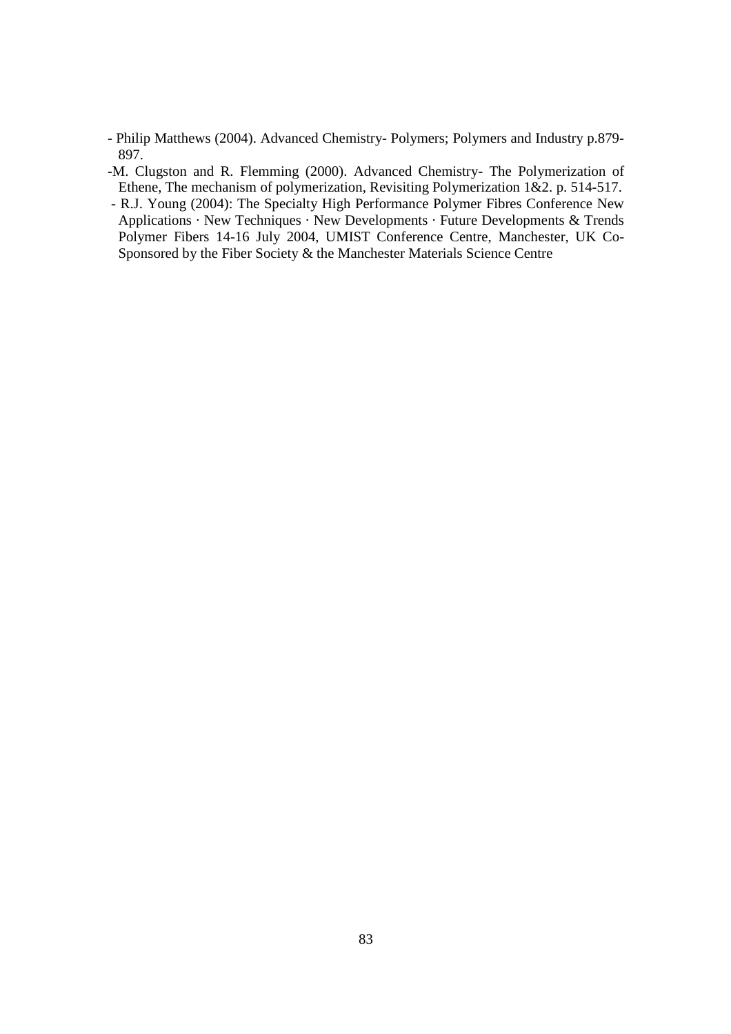- Philip Matthews (2004). Advanced Chemistry- Polymers; Polymers and Industry p.879-897.
- M. Clugston and R. Flemming (2000). Advanced Chemistry- The Polymerization of Ethene, The mechanism of polymerization, Revisiting Polymerization 1&2. p. 514-517.
- R.J. Young (2004): The Specialty High Performance Polymer Fibres Conference New Applications · New Techniques · New Developments · Future Developments & Trends Polymer Fibers 14-16 July 2004, UMIST Conference Centre, Manchester, UK Co-Sponsored by the Fiber Society & the Manchester Materials Science Centre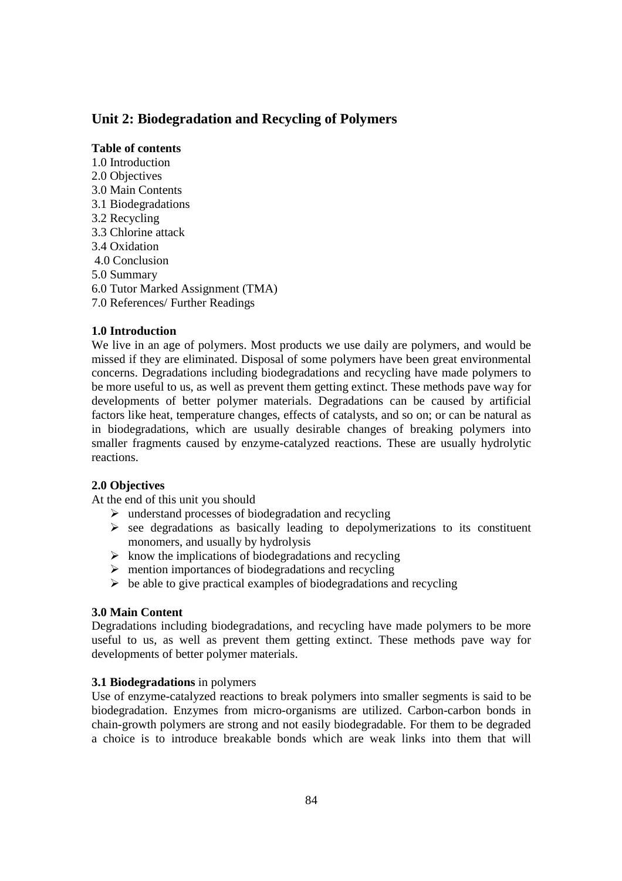## Unit 2: Biodegradation and Recycling of Polymers

**Table of contents**

1.0 Introduction
2.0 Objectives
3.0 Main Contents
3.1 Biodegradations
3.2 Recycling
3.3 Chlorine attack
3.4 Oxidation
4.0 Conclusion
5.0 Summary
6.0 Tutor Marked Assignment (TMA)
7.0 References/ Further Readings

**1.0 Introduction**

We live in an age of polymers. Most products we use daily are polymers, and would be missed if they are eliminated. Disposal of some polymers have been great environmental concerns. Degradations including biodegradations and recycling have made polymers to be more useful to us, as well as prevent them getting extinct. These methods pave way for developments of better polymer materials. Degradations can be caused by artificial factors like heat, temperature changes, effects of catalysts, and so on; or can be natural as in biodegradations, which are usually desirable changes of breaking polymers into smaller fragments caused by enzyme-catalyzed reactions. These are usually hydrolytic reactions.

**2.0 Objectives**

At the end of this unit you should

- understand processes of biodegradation and recycling
- see degradations as basically leading to depolymerizations to its constituent monomers, and usually by hydrolysis
- know the implications of biodegradations and recycling
- mention importances of biodegradations and recycling
- be able to give practical examples of biodegradations and recycling

**3.0 Main Content**

Degradations including biodegradations, and recycling have made polymers to be more useful to us, as well as prevent them getting extinct. These methods pave way for developments of better polymer materials.

**3.1 Biodegradations** in polymers

Use of enzyme-catalyzed reactions to break polymers into smaller segments is said to be biodegradation. Enzymes from micro-organisms are utilized. Carbon-carbon bonds in chain-growth polymers are strong and not easily biodegradable. For them to be degraded a choice is to introduce breakable bonds which are weak links into them that will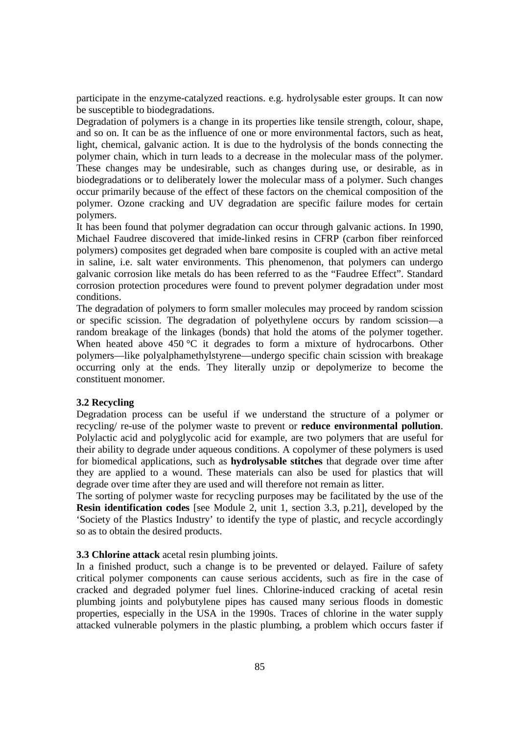participate in the enzyme-catalyzed reactions. e.g. hydrolysable ester groups. It can now be susceptible to biodegradations.

Degradation of polymers is a change in its properties like tensile strength, colour, shape, and so on. It can be as the influence of one or more environmental factors, such as heat, light, chemical, galvanic action. It is due to the hydrolysis of the bonds connecting the polymer chain, which in turn leads to a decrease in the molecular mass of the polymer. These changes may be undesirable, such as changes during use, or desirable, as in biodegradations or to deliberately lower the molecular mass of a polymer. Such changes occur primarily because of the effect of these factors on the chemical composition of the polymer. Ozone cracking and UV degradation are specific failure modes for certain polymers.

It has been found that polymer degradation can occur through galvanic actions. In 1990, Michael Faudree discovered that imide-linked resins in CFRP (carbon fiber reinforced polymers) composites get degraded when bare composite is coupled with an active metal in saline, i.e. salt water environments. This phenomenon, that polymers can undergo galvanic corrosion like metals do has been referred to as the "Faudree Effect". Standard corrosion protection procedures were found to prevent polymer degradation under most conditions.

The degradation of polymers to form smaller molecules may proceed by random scission or specific scission. The degradation of polyethylene occurs by random scission—a random breakage of the linkages (bonds) that hold the atoms of the polymer together. When heated above 450 °C it degrades to form a mixture of hydrocarbons. Other polymers—like polyalphamethylstyrene—undergo specific chain scission with breakage occurring only at the ends. They literally unzip or depolymerize to become the constituent monomer.

### 3.2 Recycling

Degradation process can be useful if we understand the structure of a polymer or recycling/ re-use of the polymer waste to prevent or **reduce environmental pollution**. Polylactic acid and polyglycolic acid for example, are two polymers that are useful for their ability to degrade under aqueous conditions. A copolymer of these polymers is used for biomedical applications, such as **hydrolysable stitches** that degrade over time after they are applied to a wound. These materials can also be used for plastics that will degrade over time after they are used and will therefore not remain as litter.

The sorting of polymer waste for recycling purposes may be facilitated by the use of the **Resin identification codes** [see Module 2, unit 1, section 3.3, p.21], developed by the 'Society of the Plastics Industry' to identify the type of plastic, and recycle accordingly so as to obtain the desired products.

### 3.3 Chlorine attack acetal resin plumbing joints.

In a finished product, such a change is to be prevented or delayed. Failure of safety critical polymer components can cause serious accidents, such as fire in the case of cracked and degraded polymer fuel lines. Chlorine-induced cracking of acetal resin plumbing joints and polybutylene pipes has caused many serious floods in domestic properties, especially in the USA in the 1990s. Traces of chlorine in the water supply attacked vulnerable polymers in the plastic plumbing, a problem which occurs faster if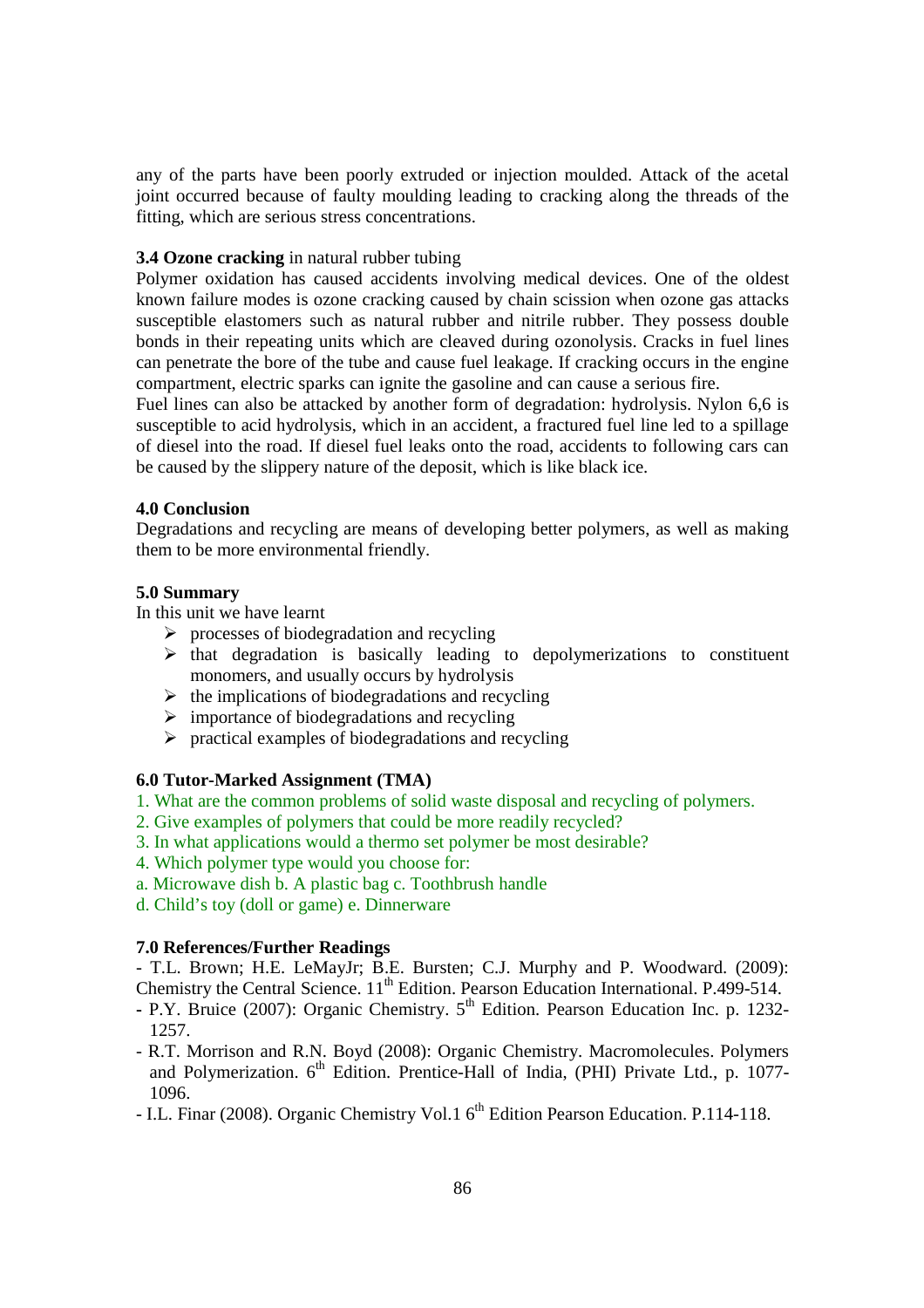any of the parts have been poorly extruded or injection moulded. Attack of the acetal joint occurred because of faulty moulding leading to cracking along the threads of the fitting, which are serious stress concentrations.

**3.4 Ozone cracking** in natural rubber tubing

Polymer oxidation has caused accidents involving medical devices. One of the oldest known failure modes is ozone cracking caused by chain scission when ozone gas attacks susceptible elastomers such as natural rubber and nitrile rubber. They possess double bonds in their repeating units which are cleaved during ozonolysis. Cracks in fuel lines can penetrate the bore of the tube and cause fuel leakage. If cracking occurs in the engine compartment, electric sparks can ignite the gasoline and can cause a serious fire.

Fuel lines can also be attacked by another form of degradation: hydrolysis. Nylon 6,6 is susceptible to acid hydrolysis, which in an accident, a fractured fuel line led to a spillage of diesel into the road. If diesel fuel leaks onto the road, accidents to following cars can be caused by the slippery nature of the deposit, which is like black ice.

## 4.0 Conclusion

Degradations and recycling are means of developing better polymers, as well as making them to be more environmental friendly.

## 5.0 Summary

In this unit we have learnt

- processes of biodegradation and recycling
- that degradation is basically leading to depolymerizations to constituent monomers, and usually occurs by hydrolysis
- the implications of biodegradations and recycling
- importance of biodegradations and recycling
- practical examples of biodegradations and recycling

## 6.0 Tutor-Marked Assignment (TMA)

1. What are the common problems of solid waste disposal and recycling of polymers.
2. Give examples of polymers that could be more readily recycled?
3. In what applications would a thermo set polymer be most desirable?
4. Which polymer type would you choose for:

a. Microwave dish b. A plastic bag c. Toothbrush handle
d. Child's toy (doll or game) e. Dinnerware

## 7.0 References/Further Readings

- T.L. Brown; H.E. LeMayJr; B.E. Bursten; C.J. Murphy and P. Woodward. (2009): Chemistry the Central Science. 11th Edition. Pearson Education International. P.499-514.
- P.Y. Bruice (2007): Organic Chemistry. 5th Edition. Pearson Education Inc. p. 1232-1257.
- R.T. Morrison and R.N. Boyd (2008): Organic Chemistry. Macromolecules. Polymers and Polymerization. 6th Edition. Prentice-Hall of India, (PHI) Private Ltd., p. 1077-1096.
- I.L. Finar (2008). Organic Chemistry Vol.1 6th Edition Pearson Education. P.114-118.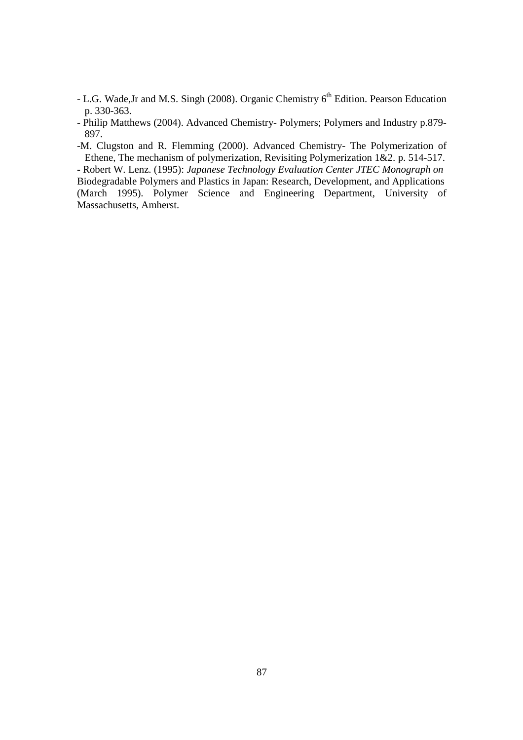- L.G. Wade,Jr and M.S. Singh (2008). Organic Chemistry 6th Edition. Pearson Education p. 330-363.
- Philip Matthews (2004). Advanced Chemistry- Polymers; Polymers and Industry p.879-897.
- M. Clugston and R. Flemming (2000). Advanced Chemistry- The Polymerization of Ethene, The mechanism of polymerization, Revisiting Polymerization 1&2. p. 514-517.
- Robert W. Lenz. (1995): *Japanese Technology Evaluation Center JTEC Monograph on* Biodegradable Polymers and Plastics in Japan: Research, Development, and Applications (March 1995). Polymer Science and Engineering Department, University of Massachusetts, Amherst.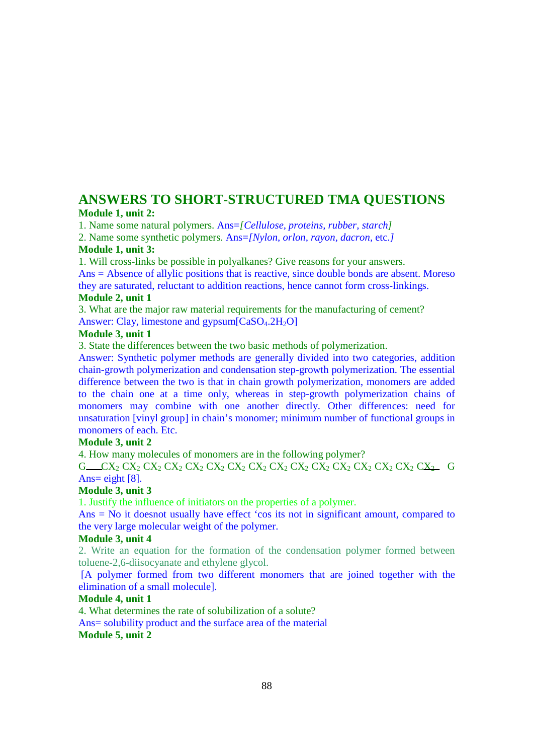## ANSWERS TO SHORT-STRUCTURED TMA QUESTIONS

**Module 1, unit 2:**

1. Name some natural polymers. Ans=*[Cellulose, proteins, rubber, starch]*
2. Name some synthetic polymers. Ans=*[Nylon, orlon, rayon, dacron,* etc.*]*

**Module 1, unit 3:**

1. Will cross-links be possible in polyalkanes? Give reasons for your answers.

Ans = Absence of allylic positions that is reactive, since double bonds are absent. Moreso they are saturated, reluctant to addition reactions, hence cannot form cross-linkings.

**Module 2, unit 1**

3. What are the major raw material requirements for the manufacturing of cement?

Answer: Clay, limestone and gypsum[$CaSO_4.2H_2O$]

**Module 3, unit 1**

3. State the differences between the two basic methods of polymerization.

Answer: Synthetic polymer methods are generally divided into two categories, addition chain-growth polymerization and condensation step-growth polymerization. The essential difference between the two is that in chain growth polymerization, monomers are added to the chain one at a time only, whereas in step-growth polymerization chains of monomers may combine with one another directly. Other differences: need for unsaturation [vinyl group] in chain's monomer; minimum number of functional groups in monomers of each. Etc.

**Module 3, unit 2**

4. How many molecules of monomers are in the following polymer?

G___$CX_2$ $CX_2$ $CX_2$ $CX_2$ $CX_2$ $CX_2$ $CX_2$ $CX_2$ $CX_2$ $CX_2$ $CX_2$ $CX_2$ $CX_2$ $CX_2$ $CX_2$ $CX_2$___ G

Ans= eight [8].

**Module 3, unit 3**

1. Justify the influence of initiators on the properties of a polymer.

Ans = No it doesnot usually have effect 'cos its not in significant amount, compared to the very large molecular weight of the polymer.

**Module 3, unit 4**

2. Write an equation for the formation of the condensation polymer formed between toluene-2,6-diisocyanate and ethylene glycol.

[A polymer formed from two different monomers that are joined together with the elimination of a small molecule].

**Module 4, unit 1**

4. What determines the rate of solubilization of a solute?

Ans= solubility product and the surface area of the material

**Module 5, unit 2**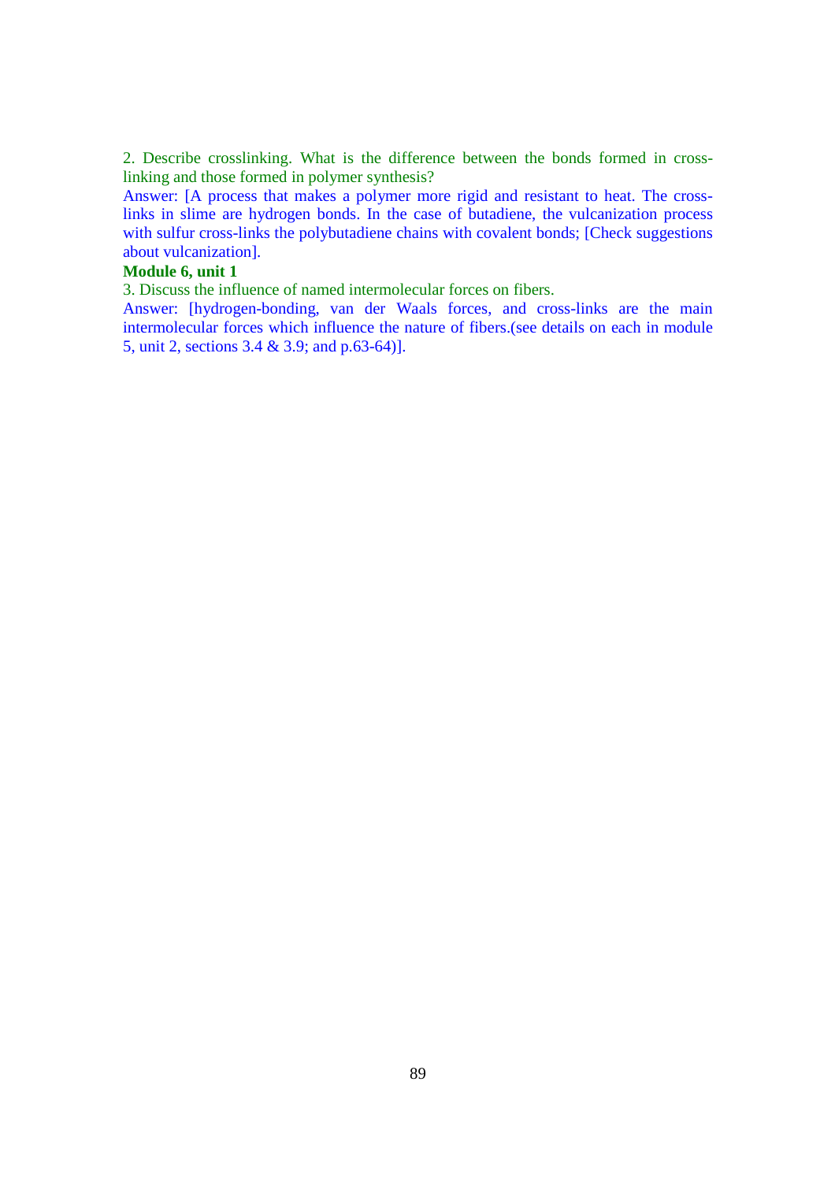2. Describe crosslinking. What is the difference between the bonds formed in cross-linking and those formed in polymer synthesis?

Answer: [A process that makes a polymer more rigid and resistant to heat. The cross-links in slime are hydrogen bonds. In the case of butadiene, the vulcanization process with sulfur cross-links the polybutadiene chains with covalent bonds; [Check suggestions about vulcanization].

**Module 6, unit 1**

3. Discuss the influence of named intermolecular forces on fibers.

Answer: [hydrogen-bonding, van der Waals forces, and cross-links are the main intermolecular forces which influence the nature of fibers.(see details on each in module 5, unit 2, sections 3.4 & 3.9; and p.63-64)].